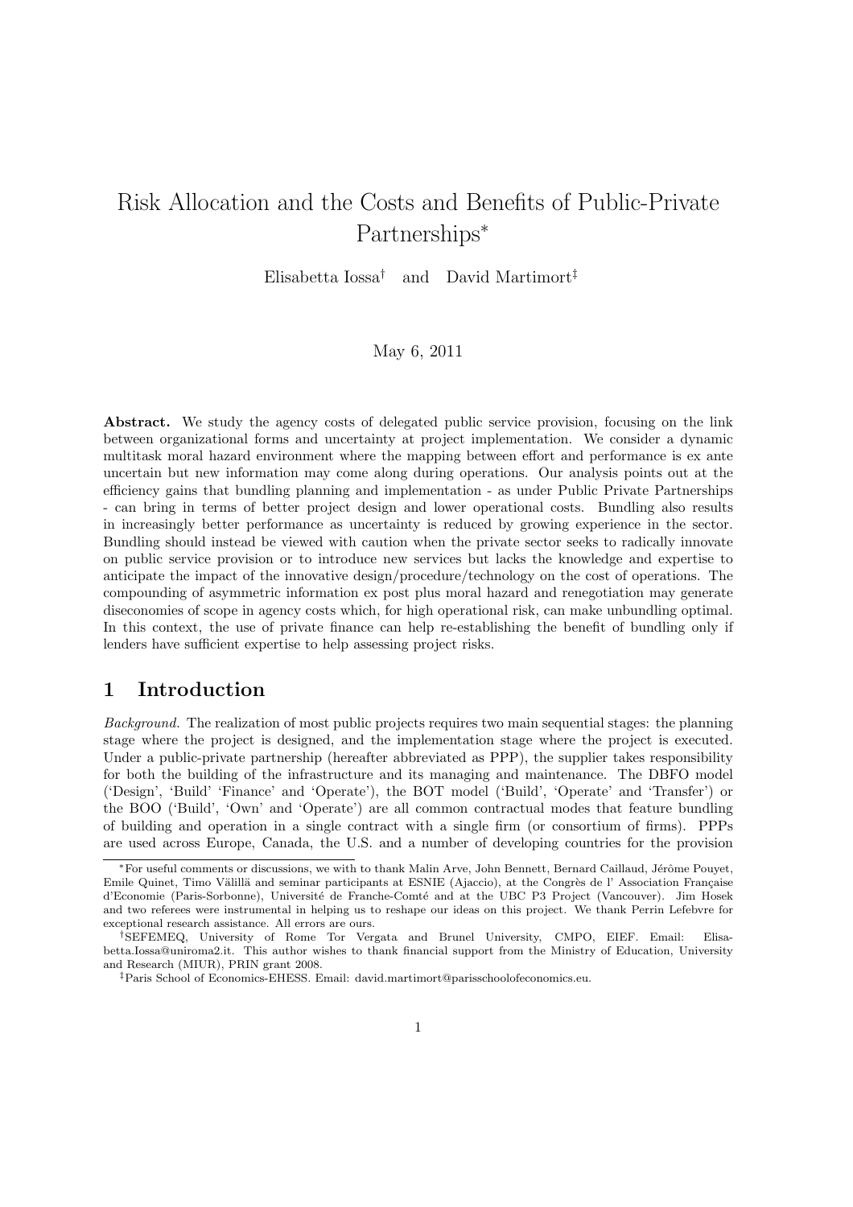# Risk Allocation and the Costs and Benefits of Public-Private Partnerships*

Elisabetta Iossa† and David Martimort‡

May 6, 2011

**Abstract.** We study the agency costs of delegated public service provision, focusing on the link between organizational forms and uncertainty at project implementation. We consider a dynamic multitask moral hazard environment where the mapping between effort and performance is ex ante uncertain but new information may come along during operations. Our analysis points out at the efficiency gains that bundling planning and implementation - as under Public Private Partnerships - can bring in terms of better project design and lower operational costs. Bundling also results in increasingly better performance as uncertainty is reduced by growing experience in the sector. Bundling should instead be viewed with caution when the private sector seeks to radically innovate on public service provision or to introduce new services but lacks the knowledge and expertise to anticipate the impact of the innovative design/procedure/technology on the cost of operations. The compounding of asymmetric information ex post plus moral hazard and renegotiation may generate diseconomies of scope in agency costs which, for high operational risk, can make unbundling optimal. In this context, the use of private finance can help re-establishing the benefit of bundling only if lenders have sufficient expertise to help assessing project risks.

## 1 Introduction

*Background.* The realization of most public projects requires two main sequential stages: the planning stage where the project is designed, and the implementation stage where the project is executed. Under a public-private partnership (hereafter abbreviated as PPP), the supplier takes responsibility for both the building of the infrastructure and its managing and maintenance. The DBFO model ('Design', 'Build' 'Finance' and 'Operate'), the BOT model ('Build', 'Operate' and 'Transfer') or the BOO ('Build', 'Own' and 'Operate') are all common contractual modes that feature bundling of building and operation in a single contract with a single firm (or consortium of firms). PPPs are used across Europe, Canada, the U.S. and a number of developing countries for the provision

---

*For useful comments or discussions, we with to thank Malin Arve, John Bennett, Bernard Caillaud, Jérôme Pouyet, Emile Quinet, Timo Välillä and seminar participants at ESNIE (Ajaccio), at the Congrès de l' Association Française d'Economie (Paris-Sorbonne), Université de Franche-Comté and at the UBC P3 Project (Vancouver). Jim Hosek and two referees were instrumental in helping us to reshape our ideas on this project. We thank Perrin Lefebvre for exceptional research assistance. All errors are ours.

†SEFEMEQ, University of Rome Tor Vergata and Brunel University, CMPO, EIEF. Email: Elisabetta.Iossa@uniroma2.it. This author wishes to thank financial support from the Ministry of Education, University and Research (MIUR), PRIN grant 2008.

‡Paris School of Economics-EHESS. Email: david.martimort@parisschoolofeconomics.eu.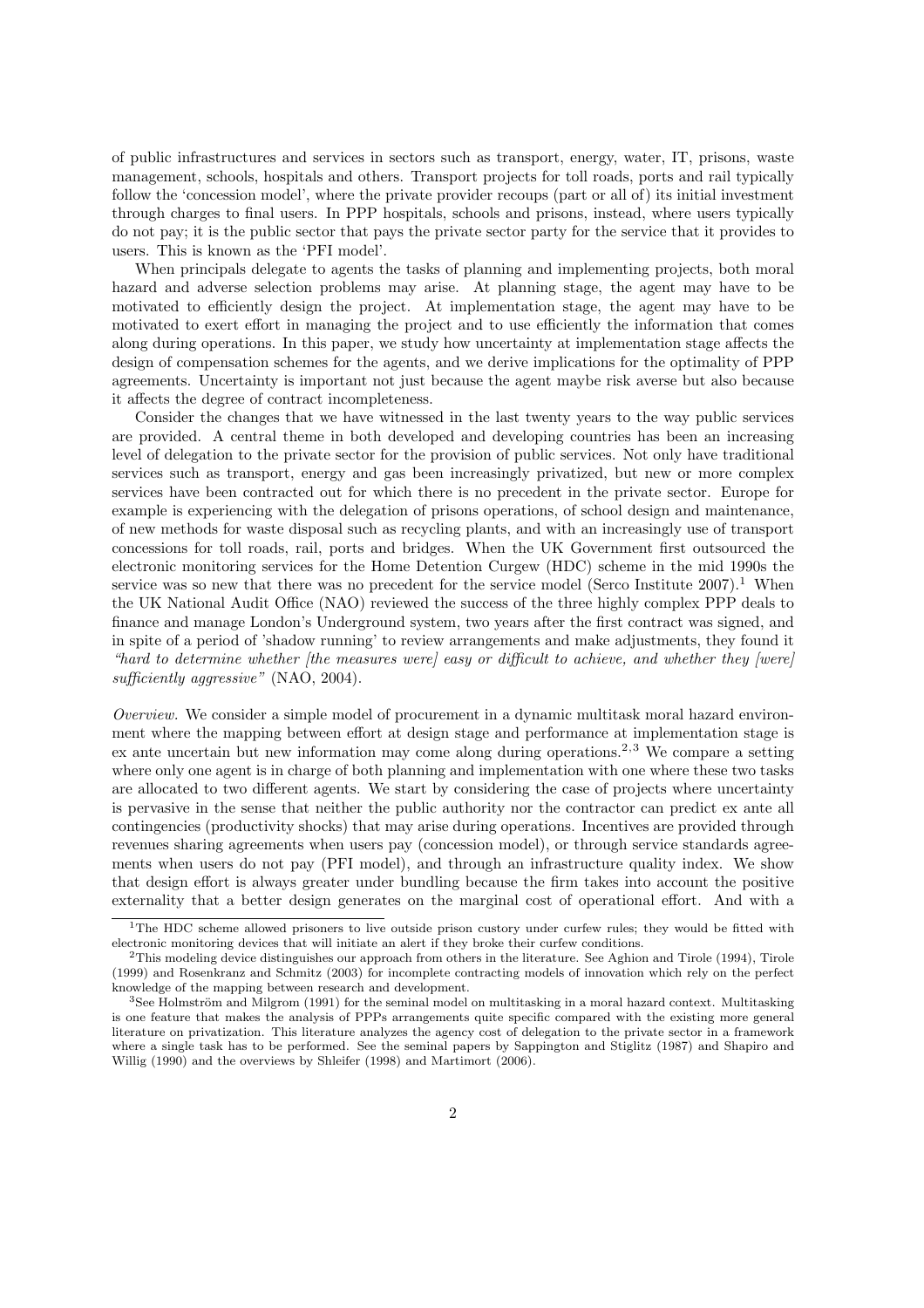of public infrastructures and services in sectors such as transport, energy, water, IT, prisons, waste management, schools, hospitals and others. Transport projects for toll roads, ports and rail typically follow the 'concession model', where the private provider recoups (part or all of) its initial investment through charges to final users. In PPP hospitals, schools and prisons, instead, where users typically do not pay; it is the public sector that pays the private sector party for the service that it provides to users. This is known as the 'PFI model'.

When principals delegate to agents the tasks of planning and implementing projects, both moral hazard and adverse selection problems may arise. At planning stage, the agent may have to be motivated to efficiently design the project. At implementation stage, the agent may have to be motivated to exert effort in managing the project and to use efficiently the information that comes along during operations. In this paper, we study how uncertainty at implementation stage affects the design of compensation schemes for the agents, and we derive implications for the optimality of PPP agreements. Uncertainty is important not just because the agent maybe risk averse but also because it affects the degree of contract incompleteness.

Consider the changes that we have witnessed in the last twenty years to the way public services are provided. A central theme in both developed and developing countries has been an increasing level of delegation to the private sector for the provision of public services. Not only have traditional services such as transport, energy and gas been increasingly privatized, but new or more complex services have been contracted out for which there is no precedent in the private sector. Europe for example is experiencing with the delegation of prisons operations, of school design and maintenance, of new methods for waste disposal such as recycling plants, and with an increasingly use of transport concessions for toll roads, rail, ports and bridges. When the UK Government first outsourced the electronic monitoring services for the Home Detention Curgew (HDC) scheme in the mid 1990s the service was so new that there was no precedent for the service model (Serco Institute 2007).[1] When the UK National Audit Office (NAO) reviewed the success of the three highly complex PPP deals to finance and manage London's Underground system, two years after the first contract was signed, and in spite of a period of 'shadow running' to review arrangements and make adjustments, they found it *"hard to determine whether [the measures were] easy or difficult to achieve, and whether they [were] sufficiently aggressive"* (NAO, 2004).

*Overview.* We consider a simple model of procurement in a dynamic multitask moral hazard environment where the mapping between effort at design stage and performance at implementation stage is ex ante uncertain but new information may come along during operations.[2,3] We compare a setting where only one agent is in charge of both planning and implementation with one where these two tasks are allocated to two different agents. We start by considering the case of projects where uncertainty is pervasive in the sense that neither the public authority nor the contractor can predict ex ante all contingencies (productivity shocks) that may arise during operations. Incentives are provided through revenues sharing agreements when users pay (concession model), or through service standards agreements when users do not pay (PFI model), and through an infrastructure quality index. We show that design effort is always greater under bundling because the firm takes into account the positive externality that a better design generates on the marginal cost of operational effort. And with a

---

[1] The HDC scheme allowed prisoners to live outside prison custory under curfew rules; they would be fitted with electronic monitoring devices that will initiate an alert if they broke their curfew conditions.

[2] This modeling device distinguishes our approach from others in the literature. See Aghion and Tirole (1994), Tirole (1999) and Rosenkranz and Schmitz (2003) for incomplete contracting models of innovation which rely on the perfect knowledge of the mapping between research and development.

[3] See Holmström and Milgrom (1991) for the seminal model on multitasking in a moral hazard context. Multitasking is one feature that makes the analysis of PPPs arrangements quite specific compared with the existing more general literature on privatization. This literature analyzes the agency cost of delegation to the private sector in a framework where a single task has to be performed. See the seminal papers by Sappington and Stiglitz (1987) and Shapiro and Willig (1990) and the overviews by Shleifer (1998) and Martimort (2006).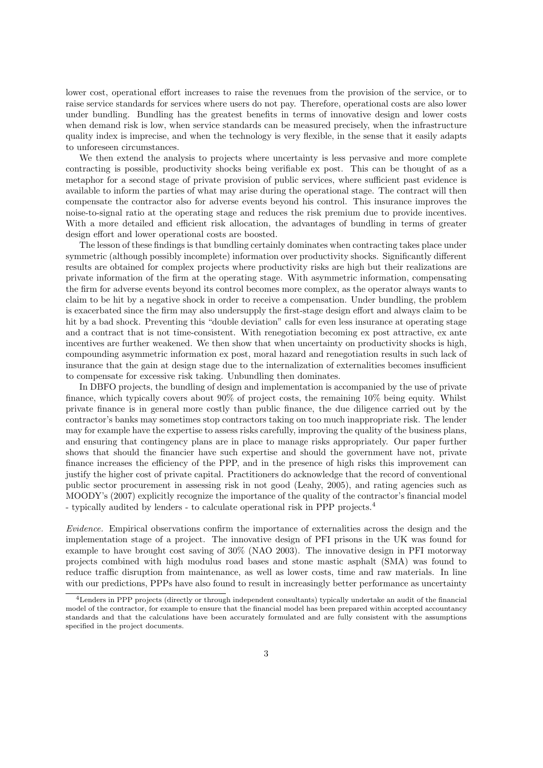lower cost, operational effort increases to raise the revenues from the provision of the service, or to raise service standards for services where users do not pay. Therefore, operational costs are also lower under bundling. Bundling has the greatest benefits in terms of innovative design and lower costs when demand risk is low, when service standards can be measured precisely, when the infrastructure quality index is imprecise, and when the technology is very flexible, in the sense that it easily adapts to unforeseen circumstances.

We then extend the analysis to projects where uncertainty is less pervasive and more complete contracting is possible, productivity shocks being verifiable ex post. This can be thought of as a metaphor for a second stage of private provision of public services, where sufficient past evidence is available to inform the parties of what may arise during the operational stage. The contract will then compensate the contractor also for adverse events beyond his control. This insurance improves the noise-to-signal ratio at the operating stage and reduces the risk premium due to provide incentives. With a more detailed and efficient risk allocation, the advantages of bundling in terms of greater design effort and lower operational costs are boosted.

The lesson of these findings is that bundling certainly dominates when contracting takes place under symmetric (although possibly incomplete) information over productivity shocks. Significantly different results are obtained for complex projects where productivity risks are high but their realizations are private information of the firm at the operating stage. With asymmetric information, compensating the firm for adverse events beyond its control becomes more complex, as the operator always wants to claim to be hit by a negative shock in order to receive a compensation. Under bundling, the problem is exacerbated since the firm may also undersupply the first-stage design effort and always claim to be hit by a bad shock. Preventing this "double deviation" calls for even less insurance at operating stage and a contract that is not time-consistent. With renegotiation becoming ex post attractive, ex ante incentives are further weakened. We then show that when uncertainty on productivity shocks is high, compounding asymmetric information ex post, moral hazard and renegotiation results in such lack of insurance that the gain at design stage due to the internalization of externalities becomes insufficient to compensate for excessive risk taking. Unbundling then dominates.

In DBFO projects, the bundling of design and implementation is accompanied by the use of private finance, which typically covers about 90% of project costs, the remaining 10% being equity. Whilst private finance is in general more costly than public finance, the due diligence carried out by the contractor's banks may sometimes stop contractors taking on too much inappropriate risk. The lender may for example have the expertise to assess risks carefully, improving the quality of the business plans, and ensuring that contingency plans are in place to manage risks appropriately. Our paper further shows that should the financier have such expertise and should the government have not, private finance increases the efficiency of the PPP, and in the presence of high risks this improvement can justify the higher cost of private capital. Practitioners do acknowledge that the record of conventional public sector procurement in assessing risk in not good (Leahy, 2005), and rating agencies such as MOODY's (2007) explicitly recognize the importance of the quality of the contractor's financial model - typically audited by lenders - to calculate operational risk in PPP projects.[4]

*Evidence.* Empirical observations confirm the importance of externalities across the design and the implementation stage of a project. The innovative design of PFI prisons in the UK was found for example to have brought cost saving of 30% (NAO 2003). The innovative design in PFI motorway projects combined with high modulus road bases and stone mastic asphalt (SMA) was found to reduce traffic disruption from maintenance, as well as lower costs, time and raw materials. In line with our predictions, PPPs have also found to result in increasingly better performance as uncertainty

[4] Lenders in PPP projects (directly or through independent consultants) typically undertake an audit of the financial model of the contractor, for example to ensure that the financial model has been prepared within accepted accountancy standards and that the calculations have been accurately formulated and are fully consistent with the assumptions specified in the project documents.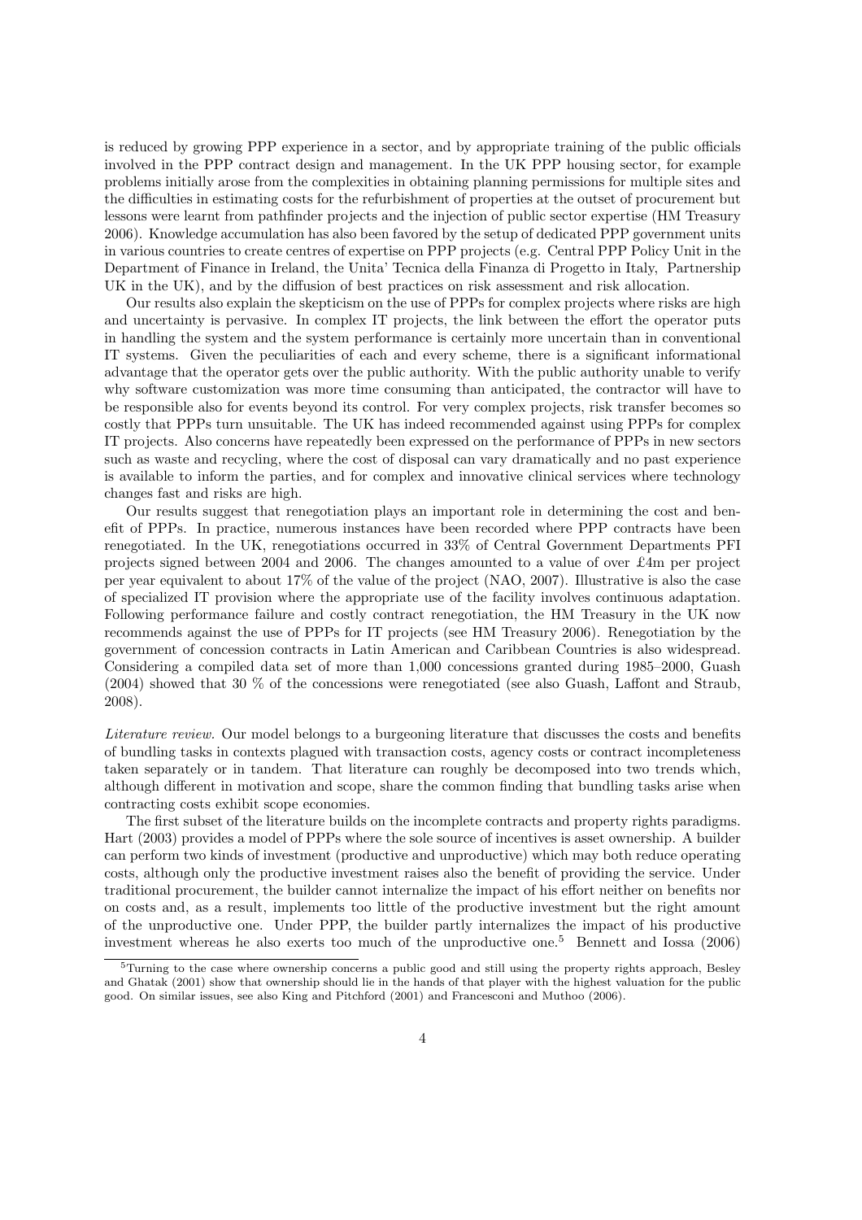is reduced by growing PPP experience in a sector, and by appropriate training of the public officials involved in the PPP contract design and management. In the UK PPP housing sector, for example problems initially arose from the complexities in obtaining planning permissions for multiple sites and the difficulties in estimating costs for the refurbishment of properties at the outset of procurement but lessons were learnt from pathfinder projects and the injection of public sector expertise (HM Treasury 2006). Knowledge accumulation has also been favored by the setup of dedicated PPP government units in various countries to create centres of expertise on PPP projects (e.g. Central PPP Policy Unit in the Department of Finance in Ireland, the Unita' Tecnica della Finanza di Progetto in Italy, Partnership UK in the UK), and by the diffusion of best practices on risk assessment and risk allocation.

Our results also explain the skepticism on the use of PPPs for complex projects where risks are high and uncertainty is pervasive. In complex IT projects, the link between the effort the operator puts in handling the system and the system performance is certainly more uncertain than in conventional IT systems. Given the peculiarities of each and every scheme, there is a significant informational advantage that the operator gets over the public authority. With the public authority unable to verify why software customization was more time consuming than anticipated, the contractor will have to be responsible also for events beyond its control. For very complex projects, risk transfer becomes so costly that PPPs turn unsuitable. The UK has indeed recommended against using PPPs for complex IT projects. Also concerns have repeatedly been expressed on the performance of PPPs in new sectors such as waste and recycling, where the cost of disposal can vary dramatically and no past experience is available to inform the parties, and for complex and innovative clinical services where technology changes fast and risks are high.

Our results suggest that renegotiation plays an important role in determining the cost and benefit of PPPs. In practice, numerous instances have been recorded where PPP contracts have been renegotiated. In the UK, renegotiations occurred in 33% of Central Government Departments PFI projects signed between 2004 and 2006. The changes amounted to a value of over £4m per project per year equivalent to about 17% of the value of the project (NAO, 2007). Illustrative is also the case of specialized IT provision where the appropriate use of the facility involves continuous adaptation. Following performance failure and costly contract renegotiation, the HM Treasury in the UK now recommends against the use of PPPs for IT projects (see HM Treasury 2006). Renegotiation by the government of concession contracts in Latin American and Caribbean Countries is also widespread. Considering a compiled data set of more than 1,000 concessions granted during 1985–2000, Guash (2004) showed that 30 % of the concessions were renegotiated (see also Guash, Laffont and Straub, 2008).

*Literature review.* Our model belongs to a burgeoning literature that discusses the costs and benefits of bundling tasks in contexts plagued with transaction costs, agency costs or contract incompleteness taken separately or in tandem. That literature can roughly be decomposed into two trends which, although different in motivation and scope, share the common finding that bundling tasks arise when contracting costs exhibit scope economies.

The first subset of the literature builds on the incomplete contracts and property rights paradigms. Hart (2003) provides a model of PPPs where the sole source of incentives is asset ownership. A builder can perform two kinds of investment (productive and unproductive) which may both reduce operating costs, although only the productive investment raises also the benefit of providing the service. Under traditional procurement, the builder cannot internalize the impact of his effort neither on benefits nor on costs and, as a result, implements too little of the productive investment but the right amount of the unproductive one. Under PPP, the builder partly internalizes the impact of his productive investment whereas he also exerts too much of the unproductive one.[5] Bennett and Iossa (2006)

[5]Turning to the case where ownership concerns a public good and still using the property rights approach, Besley and Ghatak (2001) show that ownership should lie in the hands of that player with the highest valuation for the public good. On similar issues, see also King and Pitchford (2001) and Francesconi and Muthoo (2006).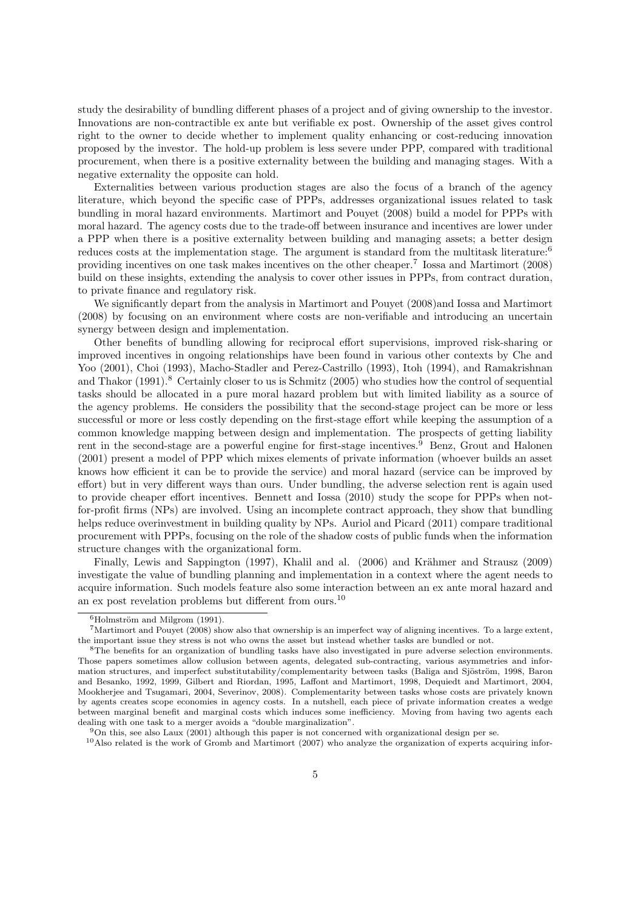study the desirability of bundling different phases of a project and of giving ownership to the investor. Innovations are non-contractible ex ante but verifiable ex post. Ownership of the asset gives control right to the owner to decide whether to implement quality enhancing or cost-reducing innovation proposed by the investor. The hold-up problem is less severe under PPP, compared with traditional procurement, when there is a positive externality between the building and managing stages. With a negative externality the opposite can hold.

Externalities between various production stages are also the focus of a branch of the agency literature, which beyond the specific case of PPPs, addresses organizational issues related to task bundling in moral hazard environments. Martimort and Pouyet (2008) build a model for PPPs with moral hazard. The agency costs due to the trade-off between insurance and incentives are lower under a PPP when there is a positive externality between building and managing assets; a better design reduces costs at the implementation stage. The argument is standard from the multitask literature:[6] providing incentives on one task makes incentives on the other cheaper.[7] Iossa and Martimort (2008) build on these insights, extending the analysis to cover other issues in PPPs, from contract duration, to private finance and regulatory risk.

We significantly depart from the analysis in Martimort and Pouyet (2008)and Iossa and Martimort (2008) by focusing on an environment where costs are non-verifiable and introducing an uncertain synergy between design and implementation.

Other benefits of bundling allowing for reciprocal effort supervisions, improved risk-sharing or improved incentives in ongoing relationships have been found in various other contexts by Che and Yoo (2001), Choi (1993), Macho-Stadler and Perez-Castrillo (1993), Itoh (1994), and Ramakrishnan and Thakor (1991).[8] Certainly closer to us is Schmitz (2005) who studies how the control of sequential tasks should be allocated in a pure moral hazard problem but with limited liability as a source of the agency problems. He considers the possibility that the second-stage project can be more or less successful or more or less costly depending on the first-stage effort while keeping the assumption of a common knowledge mapping between design and implementation. The prospects of getting liability rent in the second-stage are a powerful engine for first-stage incentives.[9] Benz, Grout and Halonen (2001) present a model of PPP which mixes elements of private information (whoever builds an asset knows how efficient it can be to provide the service) and moral hazard (service can be improved by effort) but in very different ways than ours. Under bundling, the adverse selection rent is again used to provide cheaper effort incentives. Bennett and Iossa (2010) study the scope for PPPs when not-for-profit firms (NPs) are involved. Using an incomplete contract approach, they show that bundling helps reduce overinvestment in building quality by NPs. Auriol and Picard (2011) compare traditional procurement with PPPs, focusing on the role of the shadow costs of public funds when the information structure changes with the organizational form.

Finally, Lewis and Sappington (1997), Khalil and al. (2006) and Krähmer and Strausz (2009) investigate the value of bundling planning and implementation in a context where the agent needs to acquire information. Such models feature also some interaction between an ex ante moral hazard and an ex post revelation problems but different from ours.[10]

[6] Holmström and Milgrom (1991).

[7] Martimort and Pouyet (2008) show also that ownership is an imperfect way of aligning incentives. To a large extent, the important issue they stress is not who owns the asset but instead whether tasks are bundled or not.

[8] The benefits for an organization of bundling tasks have also investigated in pure adverse selection environments. Those papers sometimes allow collusion between agents, delegated sub-contracting, various asymmetries and information structures, and imperfect substitutability/complementarity between tasks (Baliga and Sjöström, 1998, Baron and Besanko, 1992, 1999, Gilbert and Riordan, 1995, Laffont and Martimort, 1998, Dequiedt and Martimort, 2004, Mookherjee and Tsugamari, 2004, Severinov, 2008). Complementarity between tasks whose costs are privately known by agents creates scope economies in agency costs. In a nutshell, each piece of private information creates a wedge between marginal benefit and marginal costs which induces some inefficiency. Moving from having two agents each dealing with one task to a merger avoids a "double marginalization".

[9] On this, see also Laux (2001) although this paper is not concerned with organizational design per se.

[10] Also related is the work of Gromb and Martimort (2007) who analyze the organization of experts acquiring infor-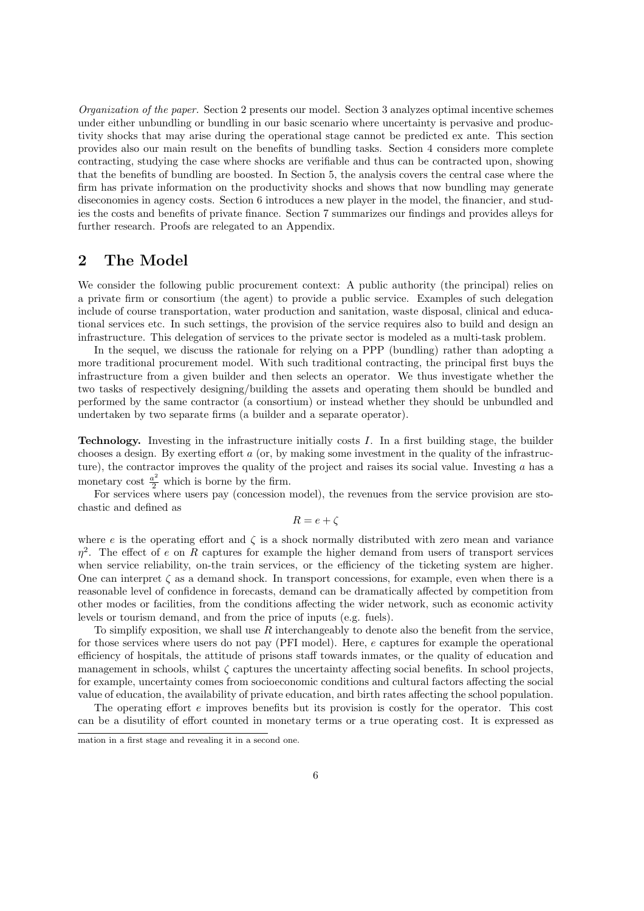*Organization of the paper.* Section 2 presents our model. Section 3 analyzes optimal incentive schemes under either unbundling or bundling in our basic scenario where uncertainty is pervasive and productivity shocks that may arise during the operational stage cannot be predicted ex ante. This section provides also our main result on the benefits of bundling tasks. Section 4 considers more complete contracting, studying the case where shocks are verifiable and thus can be contracted upon, showing that the benefits of bundling are boosted. In Section 5, the analysis covers the central case where the firm has private information on the productivity shocks and shows that now bundling may generate diseconomies in agency costs. Section 6 introduces a new player in the model, the financier, and studies the costs and benefits of private finance. Section 7 summarizes our findings and provides alleys for further research. Proofs are relegated to an Appendix.

## 2 The Model

We consider the following public procurement context: A public authority (the principal) relies on a private firm or consortium (the agent) to provide a public service. Examples of such delegation include of course transportation, water production and sanitation, waste disposal, clinical and educational services etc. In such settings, the provision of the service requires also to build and design an infrastructure. This delegation of services to the private sector is modeled as a multi-task problem.

In the sequel, we discuss the rationale for relying on a PPP (bundling) rather than adopting a more traditional procurement model. With such traditional contracting, the principal first buys the infrastructure from a given builder and then selects an operator. We thus investigate whether the two tasks of respectively designing/building the assets and operating them should be bundled and performed by the same contractor (a consortium) or instead whether they should be unbundled and undertaken by two separate firms (a builder and a separate operator).

**Technology.** Investing in the infrastructure initially costs $I$. In a first building stage, the builder chooses a design. By exerting effort $a$ (or, by making some investment in the quality of the infrastructure), the contractor improves the quality of the project and raises its social value. Investing $a$ has a monetary cost $\frac{a^2}{2}$ which is borne by the firm.

For services where users pay (concession model), the revenues from the service provision are stochastic and defined as

$$R = e + \zeta$$

where $e$ is the operating effort and $\zeta$ is a shock normally distributed with zero mean and variance $\eta^2$. The effect of $e$ on $R$ captures for example the higher demand from users of transport services when service reliability, on-the train services, or the efficiency of the ticketing system are higher. One can interpret $\zeta$ as a demand shock. In transport concessions, for example, even when there is a reasonable level of confidence in forecasts, demand can be dramatically affected by competition from other modes or facilities, from the conditions affecting the wider network, such as economic activity levels or tourism demand, and from the price of inputs (e.g. fuels).

To simplify exposition, we shall use $R$ interchangeably to denote also the benefit from the service, for those services where users do not pay (PFI model). Here, $e$ captures for example the operational efficiency of hospitals, the attitude of prisons staff towards inmates, or the quality of education and management in schools, whilst $\zeta$ captures the uncertainty affecting social benefits. In school projects, for example, uncertainty comes from socioeconomic conditions and cultural factors affecting the social value of education, the availability of private education, and birth rates affecting the school population.

The operating effort $e$ improves benefits but its provision is costly for the operator. This cost can be a disutility of effort counted in monetary terms or a true operating cost. It is expressed as

mation in a first stage and revealing it in a second one.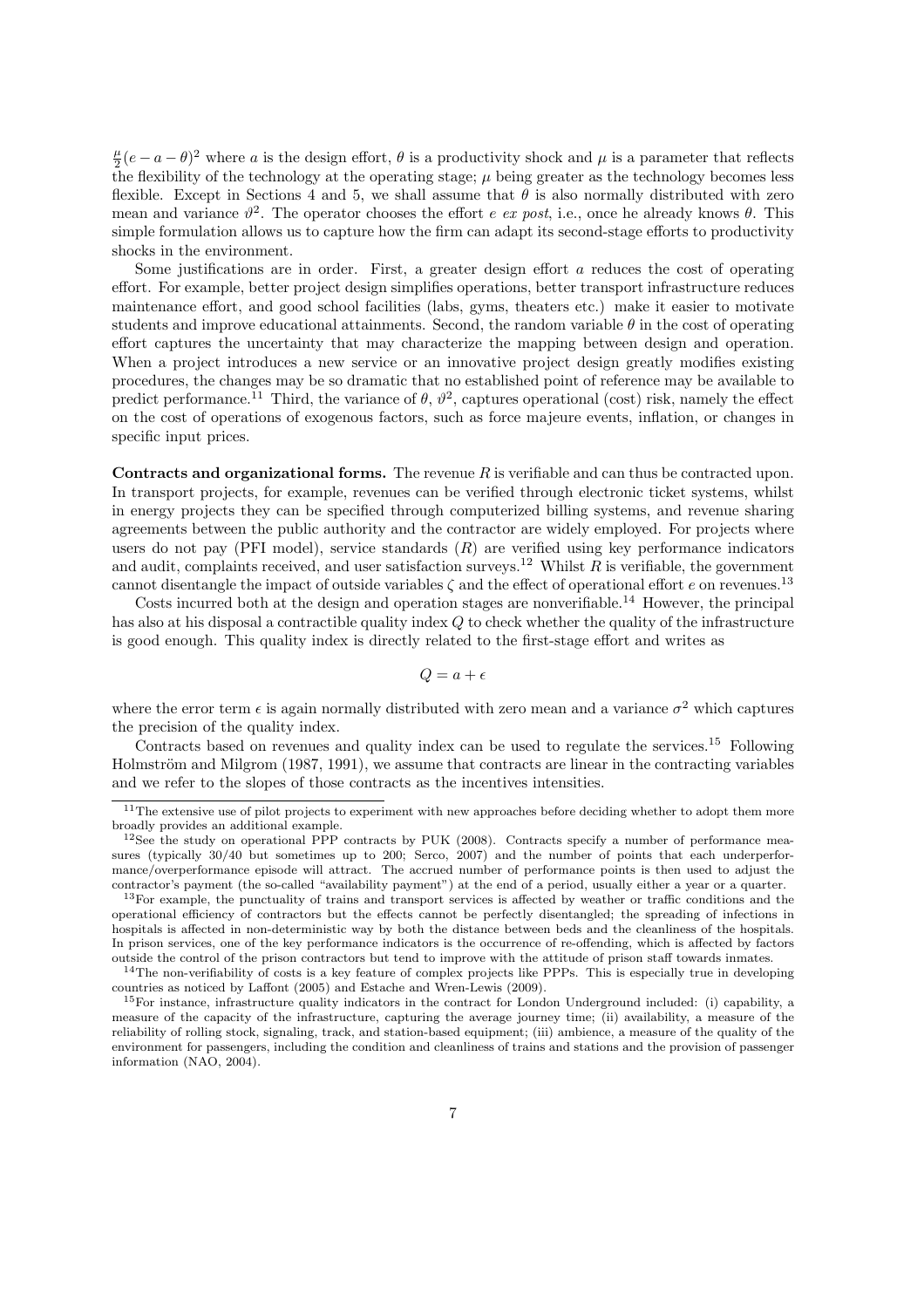$\frac{\mu}{2}(e - a - \theta)^2$ where $a$ is the design effort, $\theta$ is a productivity shock and $\mu$ is a parameter that reflects the flexibility of the technology at the operating stage; $\mu$ being greater as the technology becomes less flexible. Except in Sections 4 and 5, we shall assume that $\theta$ is also normally distributed with zero mean and variance $\vartheta^2$. The operator chooses the effort $e$ *ex post*, i.e., once he already knows $\theta$. This simple formulation allows us to capture how the firm can adapt its second-stage efforts to productivity shocks in the environment.

Some justifications are in order. First, a greater design effort $a$ reduces the cost of operating effort. For example, better project design simplifies operations, better transport infrastructure reduces maintenance effort, and good school facilities (labs, gyms, theaters etc.) make it easier to motivate students and improve educational attainments. Second, the random variable $\theta$ in the cost of operating effort captures the uncertainty that may characterize the mapping between design and operation. When a project introduces a new service or an innovative project design greatly modifies existing procedures, the changes may be so dramatic that no established point of reference may be available to predict performance.[11] Third, the variance of $\theta$, $\vartheta^2$, captures operational (cost) risk, namely the effect on the cost of operations of exogenous factors, such as force majeure events, inflation, or changes in specific input prices.

**Contracts and organizational forms.** The revenue $R$ is verifiable and can thus be contracted upon. In transport projects, for example, revenues can be verified through electronic ticket systems, whilst in energy projects they can be specified through computerized billing systems, and revenue sharing agreements between the public authority and the contractor are widely employed. For projects where users do not pay (PFI model), service standards ($R$) are verified using key performance indicators and audit, complaints received, and user satisfaction surveys.[12] Whilst $R$ is verifiable, the government cannot disentangle the impact of outside variables $\zeta$ and the effect of operational effort $e$ on revenues.[13]

Costs incurred both at the design and operation stages are nonverifiable.[14] However, the principal has also at his disposal a contractible quality index $Q$ to check whether the quality of the infrastructure is good enough. This quality index is directly related to the first-stage effort and writes as

$$Q = a + \epsilon$$

where the error term $\epsilon$ is again normally distributed with zero mean and a variance $\sigma^2$ which captures the precision of the quality index.

Contracts based on revenues and quality index can be used to regulate the services.[15] Following Holmström and Milgrom (1987, 1991), we assume that contracts are linear in the contracting variables and we refer to the slopes of those contracts as the incentives intensities.

[11] The extensive use of pilot projects to experiment with new approaches before deciding whether to adopt them more broadly provides an additional example.

[12] See the study on operational PPP contracts by PUK (2008). Contracts specify a number of performance measures (typically 30/40 but sometimes up to 200; Serco, 2007) and the number of points that each underperformance/overperformance episode will attract. The accrued number of performance points is then used to adjust the contractor's payment (the so-called "availability payment") at the end of a period, usually either a year or a quarter.

[13] For example, the punctuality of trains and transport services is affected by weather or traffic conditions and the operational efficiency of contractors but the effects cannot be perfectly disentangled; the spreading of infections in hospitals is affected in non-deterministic way by both the distance between beds and the cleanliness of the hospitals. In prison services, one of the key performance indicators is the occurrence of re-offending, which is affected by factors outside the control of the prison contractors but tend to improve with the attitude of prison staff towards inmates.

[14] The non-verifiability of costs is a key feature of complex projects like PPPs. This is especially true in developing countries as noticed by Laffont (2005) and Estache and Wren-Lewis (2009).

[15] For instance, infrastructure quality indicators in the contract for London Underground included: (i) capability, a measure of the capacity of the infrastructure, capturing the average journey time; (ii) availability, a measure of the reliability of rolling stock, signaling, track, and station-based equipment; (iii) ambience, a measure of the quality of the environment for passengers, including the condition and cleanliness of trains and stations and the provision of passenger information (NAO, 2004).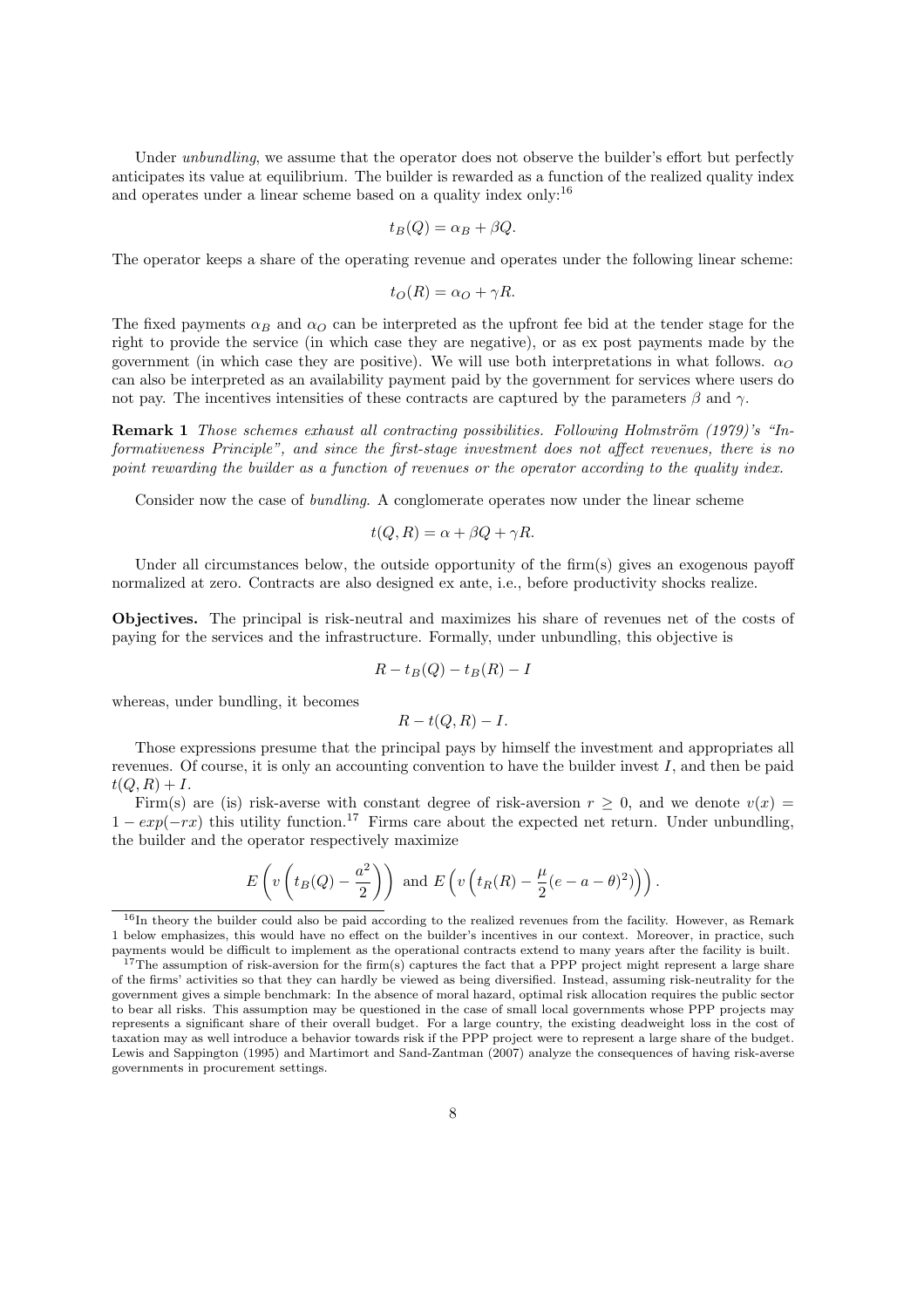Under *unbundling*, we assume that the operator does not observe the builder's effort but perfectly anticipates its value at equilibrium. The builder is rewarded as a function of the realized quality index and operates under a linear scheme based on a quality index only:[16]

$$t_B(Q) = \alpha_B + \beta Q.$$

The operator keeps a share of the operating revenue and operates under the following linear scheme:

$$t_O(R) = \alpha_O + \gamma R.$$

The fixed payments $\alpha_B$ and $\alpha_O$ can be interpreted as the upfront fee bid at the tender stage for the right to provide the service (in which case they are negative), or as ex post payments made by the government (in which case they are positive). We will use both interpretations in what follows. $\alpha_O$ can also be interpreted as an availability payment paid by the government for services where users do not pay. The incentives intensities of these contracts are captured by the parameters $\beta$ and $\gamma$.

**Remark 1** *Those schemes exhaust all contracting possibilities. Following Holmström (1979)'s "Informativeness Principle", and since the first-stage investment does not affect revenues, there is no point rewarding the builder as a function of revenues or the operator according to the quality index.*

Consider now the case of *bundling*. A conglomerate operates now under the linear scheme

$$t(Q, R) = \alpha + \beta Q + \gamma R.$$

Under all circumstances below, the outside opportunity of the firm(s) gives an exogenous payoff normalized at zero. Contracts are also designed ex ante, i.e., before productivity shocks realize.

**Objectives.** The principal is risk-neutral and maximizes his share of revenues net of the costs of paying for the services and the infrastructure. Formally, under unbundling, this objective is

$$R - t_B(Q) - t_B(R) - I$$

whereas, under bundling, it becomes

$$R - t(Q, R) - I.$$

Those expressions presume that the principal pays by himself the investment and appropriates all revenues. Of course, it is only an accounting convention to have the builder invest $I$, and then be paid $t(Q, R) + I$.

Firm(s) are (is) risk-averse with constant degree of risk-aversion $r \geq 0$, and we denote $v(x) = 1 - exp(-rx)$ this utility function.[17] Firms care about the expected net return. Under unbundling, the builder and the operator respectively maximize

$$E\left(v\left(t_B(Q) - \frac{a^2}{2}\right)\right) \text{ and } E\left(v\left(t_R(R) - \frac{\mu}{2}(e - a - \theta)^2)\right)\right).$$

---

[16] In theory the builder could also be paid according to the realized revenues from the facility. However, as Remark 1 below emphasizes, this would have no effect on the builder's incentives in our context. Moreover, in practice, such payments would be difficult to implement as the operational contracts extend to many years after the facility is built.

[17] The assumption of risk-aversion for the firm(s) captures the fact that a PPP project might represent a large share of the firms' activities so that they can hardly be viewed as being diversified. Instead, assuming risk-neutrality for the government gives a simple benchmark: In the absence of moral hazard, optimal risk allocation requires the public sector to bear all risks. This assumption may be questioned in the case of small local governments whose PPP projects may represents a significant share of their overall budget. For a large country, the existing deadweight loss in the cost of taxation may as well introduce a behavior towards risk if the PPP project were to represent a large share of the budget. Lewis and Sappington (1995) and Martimort and Sand-Zantman (2007) analyze the consequences of having risk-averse governments in procurement settings.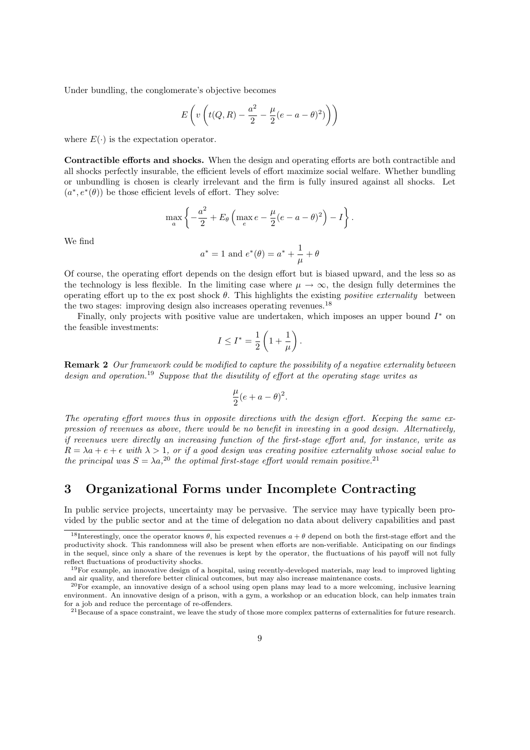Under bundling, the conglomerate's objective becomes

$$E\left(v\left(t(Q,R) - \frac{a^2}{2} - \frac{\mu}{2}(e-a-\theta)^2)\right)\right)$$

where $E(\cdot)$ is the expectation operator.

**Contractible efforts and shocks.** When the design and operating efforts are both contractible and all shocks perfectly insurable, the efficient levels of effort maximize social welfare. Whether bundling or unbundling is chosen is clearly irrelevant and the firm is fully insured against all shocks. Let $(a^*, e^*(\theta))$ be those efficient levels of effort. They solve:

$$\max_a \left\{ -\frac{a^2}{2} + E_\theta\left(\max_e e - \frac{\mu}{2}(e-a-\theta)^2\right) - I \right\}.$$

We find

$$a^* = 1 \text{ and } e^*(\theta) = a^* + \frac{1}{\mu} + \theta$$

Of course, the operating effort depends on the design effort but is biased upward, and the less so as the technology is less flexible. In the limiting case where $\mu \to \infty$, the design fully determines the operating effort up to the ex post shock $\theta$. This highlights the existing *positive externality* between the two stages: improving design also increases operating revenues.[18]

Finally, only projects with positive value are undertaken, which imposes an upper bound $I^*$ on the feasible investments:

$$I \leq I^* = \frac{1}{2}\left(1 + \frac{1}{\mu}\right).$$

**Remark 2** *Our framework could be modified to capture the possibility of a negative externality between design and operation.*[19] *Suppose that the disutility of effort at the operating stage writes as*

$$\frac{\mu}{2}(e+a-\theta)^2.$$

*The operating effort moves thus in opposite directions with the design effort. Keeping the same expression of revenues as above, there would be no benefit in investing in a good design. Alternatively, if revenues were directly an increasing function of the first-stage effort and, for instance, write as $R = \lambda a + e + \epsilon$ with $\lambda > 1$, or if a good design was creating positive externality whose social value to the principal was $S = \lambda a$,*[20] *the optimal first-stage effort would remain positive.*[21]

## 3 Organizational Forms under Incomplete Contracting

In public service projects, uncertainty may be pervasive. The service may have typically been provided by the public sector and at the time of delegation no data about delivery capabilities and past

[18] Interestingly, once the operator knows $\theta$, his expected revenues $a + \theta$ depend on both the first-stage effort and the productivity shock. This randomness will also be present when efforts are non-verifiable. Anticipating on our findings in the sequel, since only a share of the revenues is kept by the operator, the fluctuations of his payoff will not fully reflect fluctuations of productivity shocks.

[19] For example, an innovative design of a hospital, using recently-developed materials, may lead to improved lighting and air quality, and therefore better clinical outcomes, but may also increase maintenance costs.

[20] For example, an innovative design of a school using open plans may lead to a more welcoming, inclusive learning environment. An innovative design of a prison, with a gym, a workshop or an education block, can help inmates train for a job and reduce the percentage of re-offenders.

[21] Because of a space constraint, we leave the study of those more complex patterns of externalities for future research.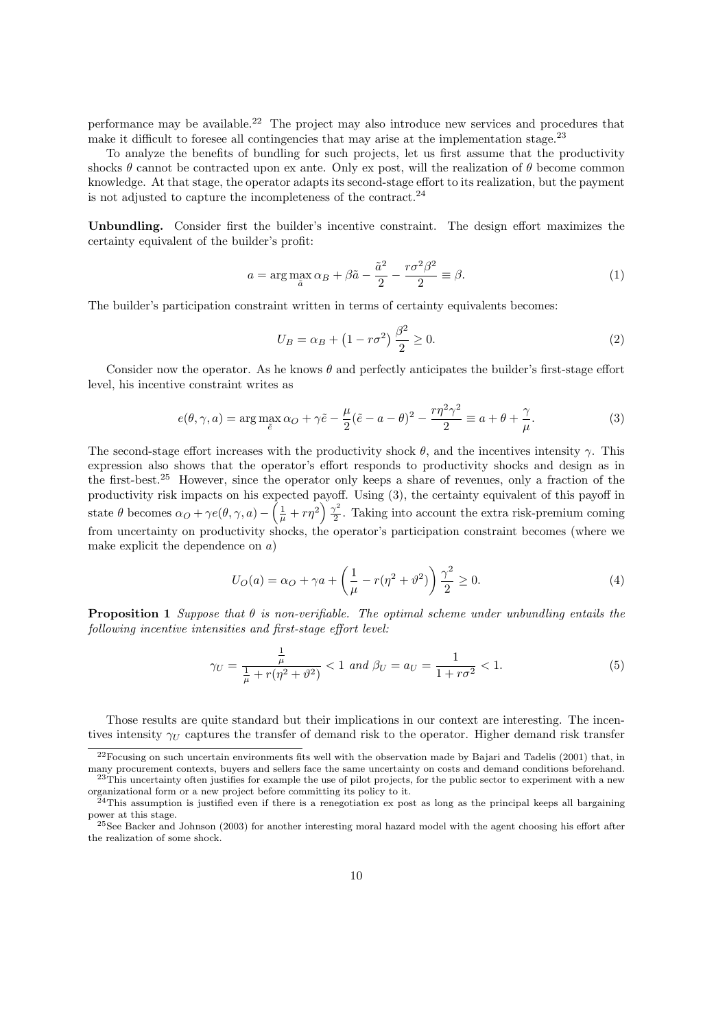performance may be available.[22] The project may also introduce new services and procedures that make it difficult to foresee all contingencies that may arise at the implementation stage.[23]

To analyze the benefits of bundling for such projects, let us first assume that the productivity shocks $\theta$ cannot be contracted upon ex ante. Only ex post, will the realization of $\theta$ become common knowledge. At that stage, the operator adapts its second-stage effort to its realization, but the payment is not adjusted to capture the incompleteness of the contract.[24]

**Unbundling.** Consider first the builder's incentive constraint. The design effort maximizes the certainty equivalent of the builder's profit:

$$a = \arg\max_{\tilde{a}} \alpha_B + \beta\tilde{a} - \frac{\tilde{a}^2}{2} - \frac{r\sigma^2\beta^2}{2} \equiv \beta. \tag{1}$$

The builder's participation constraint written in terms of certainty equivalents becomes:

$$U_B = \alpha_B + \left(1 - r\sigma^2\right)\frac{\beta^2}{2} \geq 0. \tag{2}$$

Consider now the operator. As he knows $\theta$ and perfectly anticipates the builder's first-stage effort level, his incentive constraint writes as

$$e(\theta, \gamma, a) = \arg\max_{\tilde{e}} \alpha_O + \gamma\tilde{e} - \frac{\mu}{2}(\tilde{e} - a - \theta)^2 - \frac{r\eta^2\gamma^2}{2} \equiv a + \theta + \frac{\gamma}{\mu}. \tag{3}$$

The second-stage effort increases with the productivity shock $\theta$, and the incentives intensity $\gamma$. This expression also shows that the operator's effort responds to productivity shocks and design as in the first-best.[25] However, since the operator only keeps a share of revenues, only a fraction of the productivity risk impacts on his expected payoff. Using (3), the certainty equivalent of this payoff in state $\theta$ becomes $\alpha_O + \gamma e(\theta, \gamma, a) - \left(\frac{1}{\mu} + r\eta^2\right)\frac{\gamma^2}{2}$. Taking into account the extra risk-premium coming from uncertainty on productivity shocks, the operator's participation constraint becomes (where we make explicit the dependence on $a$)

$$U_O(a) = \alpha_O + \gamma a + \left(\frac{1}{\mu} - r(\eta^2 + \vartheta^2)\right)\frac{\gamma^2}{2} \geq 0. \tag{4}$$

**Proposition 1** *Suppose that $\theta$ is non-verifiable. The optimal scheme under unbundling entails the following incentive intensities and first-stage effort level:*

$$\gamma_U = \frac{\frac{1}{\mu}}{\frac{1}{\mu} + r(\eta^2 + \vartheta^2)} < 1 \text{ and } \beta_U = a_U = \frac{1}{1 + r\sigma^2} < 1. \tag{5}$$

Those results are quite standard but their implications in our context are interesting. The incentives intensity $\gamma_U$ captures the transfer of demand risk to the operator. Higher demand risk transfer

[22] Focusing on such uncertain environments fits well with the observation made by Bajari and Tadelis (2001) that, in many procurement contexts, buyers and sellers face the same uncertainty on costs and demand conditions beforehand.

[23] This uncertainty often justifies for example the use of pilot projects, for the public sector to experiment with a new organizational form or a new project before committing its policy to it.

[24] This assumption is justified even if there is a renegotiation ex post as long as the principal keeps all bargaining power at this stage.

[25] See Backer and Johnson (2003) for another interesting moral hazard model with the agent choosing his effort after the realization of some shock.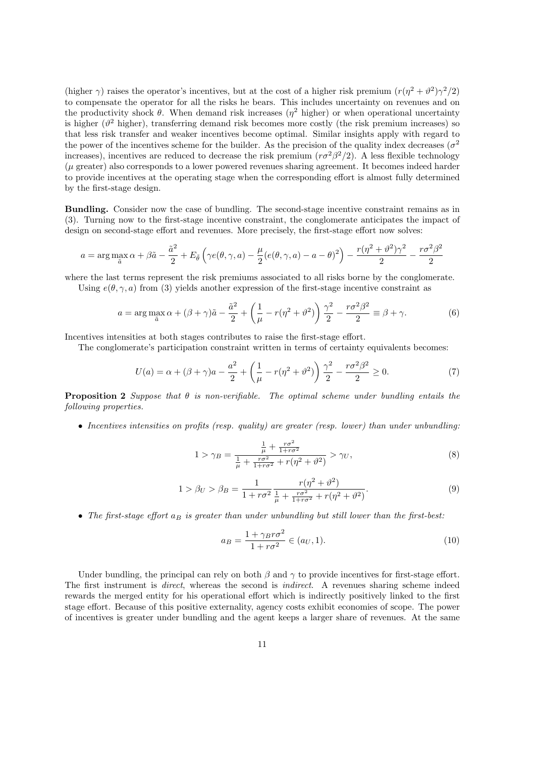(higher $\gamma$) raises the operator's incentives, but at the cost of a higher risk premium ($r(\eta^2 + \vartheta^2)\gamma^2/2$) to compensate the operator for all the risks he bears. This includes uncertainty on revenues and on the productivity shock $\theta$. When demand risk increases ($\eta^2$ higher) or when operational uncertainty is higher ($\vartheta^2$ higher), transferring demand risk becomes more costly (the risk premium increases) so that less risk transfer and weaker incentives become optimal. Similar insights apply with regard to the power of the incentives scheme for the builder. As the precision of the quality index decreases ($\sigma^2$ increases), incentives are reduced to decrease the risk premium ($r\sigma^2\beta^2/2$). A less flexible technology ($\mu$ greater) also corresponds to a lower powered revenues sharing agreement. It becomes indeed harder to provide incentives at the operating stage when the corresponding effort is almost fully determined by the first-stage design.

**Bundling.** Consider now the case of bundling. The second-stage incentive constraint remains as in (3). Turning now to the first-stage incentive constraint, the conglomerate anticipates the impact of design on second-stage effort and revenues. More precisely, the first-stage effort now solves:

$$a = \arg\max_{\tilde{a}} \alpha + \beta\tilde{a} - \frac{\tilde{a}^2}{2} + E_{\tilde{\theta}}\left(\gamma e(\theta,\gamma,a) - \frac{\mu}{2}(e(\theta,\gamma,a) - a - \theta)^2\right) - \frac{r(\eta^2+\vartheta^2)\gamma^2}{2} - \frac{r\sigma^2\beta^2}{2}$$

where the last terms represent the risk premiums associated to all risks borne by the conglomerate.

Using $e(\theta,\gamma,a)$ from (3) yields another expression of the first-stage incentive constraint as

$$a = \arg\max_{\tilde{a}} \alpha + (\beta+\gamma)\tilde{a} - \frac{\tilde{a}^2}{2} + \left(\frac{1}{\mu} - r(\eta^2+\vartheta^2)\right)\frac{\gamma^2}{2} - \frac{r\sigma^2\beta^2}{2} \equiv \beta + \gamma. \quad (6)$$

Incentives intensities at both stages contributes to raise the first-stage effort.

The conglomerate's participation constraint written in terms of certainty equivalents becomes:

$$U(a) = \alpha + (\beta+\gamma)a - \frac{a^2}{2} + \left(\frac{1}{\mu} - r(\eta^2+\vartheta^2)\right)\frac{\gamma^2}{2} - \frac{r\sigma^2\beta^2}{2} \geq 0. \quad (7)$$

**Proposition 2** *Suppose that $\theta$ is non-verifiable. The optimal scheme under bundling entails the following properties.*

- *Incentives intensities on profits (resp. quality) are greater (resp. lower) than under unbundling:*

$$1 > \gamma_B = \frac{\frac{1}{\mu} + \frac{r\sigma^2}{1+r\sigma^2}}{\frac{1}{\mu} + \frac{r\sigma^2}{1+r\sigma^2} + r(\eta^2+\vartheta^2)} > \gamma_U, \quad (8)$$

$$1 > \beta_U > \beta_B = \frac{1}{1+r\sigma^2}\frac{r(\eta^2+\vartheta^2)}{\frac{1}{\mu} + \frac{r\sigma^2}{1+r\sigma^2} + r(\eta^2+\vartheta^2)}. \quad (9)$$

- *The first-stage effort $a_B$ is greater than under unbundling but still lower than the first-best:*

$$a_B = \frac{1+\gamma_B r\sigma^2}{1+r\sigma^2} \in (a_U, 1). \quad (10)$$

Under bundling, the principal can rely on both $\beta$ and $\gamma$ to provide incentives for first-stage effort. The first instrument is *direct*, whereas the second is *indirect*. A revenues sharing scheme indeed rewards the merged entity for his operational effort which is indirectly positively linked to the first stage effort. Because of this positive externality, agency costs exhibit economies of scope. The power of incentives is greater under bundling and the agent keeps a larger share of revenues. At the same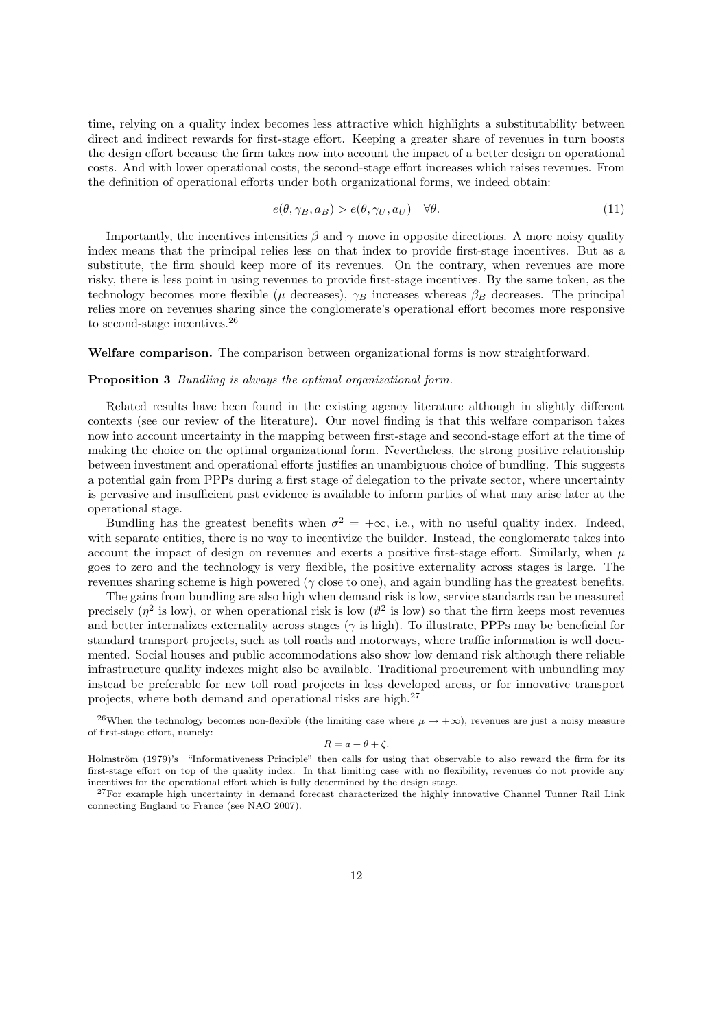time, relying on a quality index becomes less attractive which highlights a substitutability between direct and indirect rewards for first-stage effort. Keeping a greater share of revenues in turn boosts the design effort because the firm takes now into account the impact of a better design on operational costs. And with lower operational costs, the second-stage effort increases which raises revenues. From the definition of operational efforts under both organizational forms, we indeed obtain:

$$e(\theta, \gamma_B, a_B) > e(\theta, \gamma_U, a_U) \quad \forall \theta. \tag{11}$$

Importantly, the incentives intensities $\beta$ and $\gamma$ move in opposite directions. A more noisy quality index means that the principal relies less on that index to provide first-stage incentives. But as a substitute, the firm should keep more of its revenues. On the contrary, when revenues are more risky, there is less point in using revenues to provide first-stage incentives. By the same token, as the technology becomes more flexible ($\mu$ decreases), $\gamma_B$ increases whereas $\beta_B$ decreases. The principal relies more on revenues sharing since the conglomerate's operational effort becomes more responsive to second-stage incentives.[26]

**Welfare comparison.** The comparison between organizational forms is now straightforward.

**Proposition 3** *Bundling is always the optimal organizational form.*

Related results have been found in the existing agency literature although in slightly different contexts (see our review of the literature). Our novel finding is that this welfare comparison takes now into account uncertainty in the mapping between first-stage and second-stage effort at the time of making the choice on the optimal organizational form. Nevertheless, the strong positive relationship between investment and operational efforts justifies an unambiguous choice of bundling. This suggests a potential gain from PPPs during a first stage of delegation to the private sector, where uncertainty is pervasive and insufficient past evidence is available to inform parties of what may arise later at the operational stage.

Bundling has the greatest benefits when $\sigma^2 = +\infty$, i.e., with no useful quality index. Indeed, with separate entities, there is no way to incentivize the builder. Instead, the conglomerate takes into account the impact of design on revenues and exerts a positive first-stage effort. Similarly, when $\mu$ goes to zero and the technology is very flexible, the positive externality across stages is large. The revenues sharing scheme is high powered ($\gamma$ close to one), and again bundling has the greatest benefits.

The gains from bundling are also high when demand risk is low, service standards can be measured precisely ($\eta^2$ is low), or when operational risk is low ($\vartheta^2$ is low) so that the firm keeps most revenues and better internalizes externality across stages ($\gamma$ is high). To illustrate, PPPs may be beneficial for standard transport projects, such as toll roads and motorways, where traffic information is well documented. Social houses and public accommodations also show low demand risk although there reliable infrastructure quality indexes might also be available. Traditional procurement with unbundling may instead be preferable for new toll road projects in less developed areas, or for innovative transport projects, where both demand and operational risks are high.[27]

---

[26] When the technology becomes non-flexible (the limiting case where $\mu \to +\infty$), revenues are just a noisy measure of first-stage effort, namely:

$$R = a + \theta + \zeta.$$

Holmström (1979)'s "Informativeness Principle" then calls for using that observable to also reward the firm for its first-stage effort on top of the quality index. In that limiting case with no flexibility, revenues do not provide any incentives for the operational effort which is fully determined by the design stage.

[27] For example high uncertainty in demand forecast characterized the highly innovative Channel Tunner Rail Link connecting England to France (see NAO 2007).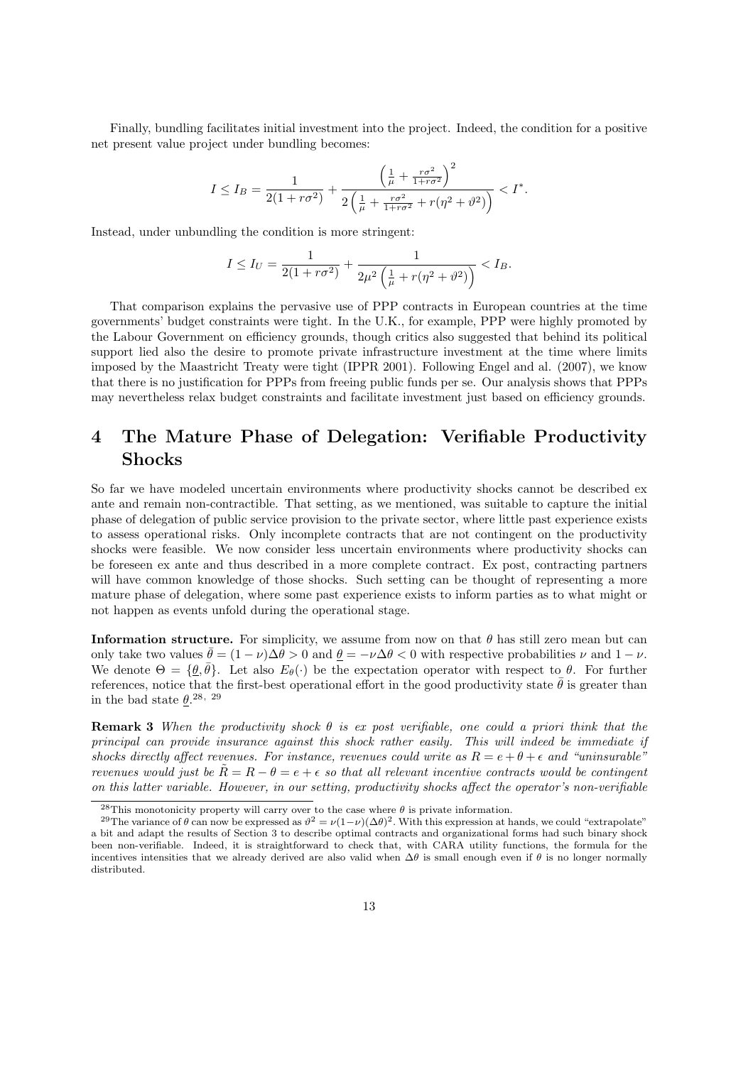Finally, bundling facilitates initial investment into the project. Indeed, the condition for a positive net present value project under bundling becomes:

$$I \leq I_B = \frac{1}{2(1+r\sigma^2)} + \frac{\left(\frac{1}{\mu} + \frac{r\sigma^2}{1+r\sigma^2}\right)^2}{2\left(\frac{1}{\mu} + \frac{r\sigma^2}{1+r\sigma^2} + r(\eta^2 + \vartheta^2)\right)} < I^*.$$

Instead, under unbundling the condition is more stringent:

$$I \leq I_U = \frac{1}{2(1+r\sigma^2)} + \frac{1}{2\mu^2\left(\frac{1}{\mu} + r(\eta^2 + \vartheta^2)\right)} < I_B.$$

That comparison explains the pervasive use of PPP contracts in European countries at the time governments' budget constraints were tight. In the U.K., for example, PPP were highly promoted by the Labour Government on efficiency grounds, though critics also suggested that behind its political support lied also the desire to promote private infrastructure investment at the time where limits imposed by the Maastricht Treaty were tight (IPPR 2001). Following Engel and al. (2007), we know that there is no justification for PPPs from freeing public funds per se. Our analysis shows that PPPs may nevertheless relax budget constraints and facilitate investment just based on efficiency grounds.

# 4 The Mature Phase of Delegation: Verifiable Productivity Shocks

So far we have modeled uncertain environments where productivity shocks cannot be described ex ante and remain non-contractible. That setting, as we mentioned, was suitable to capture the initial phase of delegation of public service provision to the private sector, where little past experience exists to assess operational risks. Only incomplete contracts that are not contingent on the productivity shocks were feasible. We now consider less uncertain environments where productivity shocks can be foreseen ex ante and thus described in a more complete contract. Ex post, contracting partners will have common knowledge of those shocks. Such setting can be thought of representing a more mature phase of delegation, where some past experience exists to inform parties as to what might or not happen as events unfold during the operational stage.

**Information structure.** For simplicity, we assume from now on that $\theta$ has still zero mean but can only take two values $\bar{\theta} = (1-\nu)\Delta\theta > 0$ and $\underline{\theta} = -\nu\Delta\theta < 0$ with respective probabilities $\nu$ and $1-\nu$. We denote $\Theta = \{\underline{\theta}, \bar{\theta}\}$. Let also $E_\theta(\cdot)$ be the expectation operator with respect to $\theta$. For further references, notice that the first-best operational effort in the good productivity state $\bar{\theta}$ is greater than in the bad state $\underline{\theta}$.[28, 29]

**Remark 3** *When the productivity shock $\theta$ is ex post verifiable, one could a priori think that the principal can provide insurance against this shock rather easily. This will indeed be immediate if shocks directly affect revenues. For instance, revenues could write as $R = e + \theta + \epsilon$ and "uninsurable" revenues would just be $\tilde{R} = R - \theta = e + \epsilon$ so that all relevant incentive contracts would be contingent on this latter variable. However, in our setting, productivity shocks affect the operator's non-verifiable*

[28] This monotonicity property will carry over to the case where $\theta$ is private information.

[29] The variance of $\theta$ can now be expressed as $\vartheta^2 = \nu(1-\nu)(\Delta\theta)^2$. With this expression at hands, we could "extrapolate" a bit and adapt the results of Section 3 to describe optimal contracts and organizational forms had such binary shock been non-verifiable. Indeed, it is straightforward to check that, with CARA utility functions, the formula for the incentives intensities that we already derived are also valid when $\Delta\theta$ is small enough even if $\theta$ is no longer normally distributed.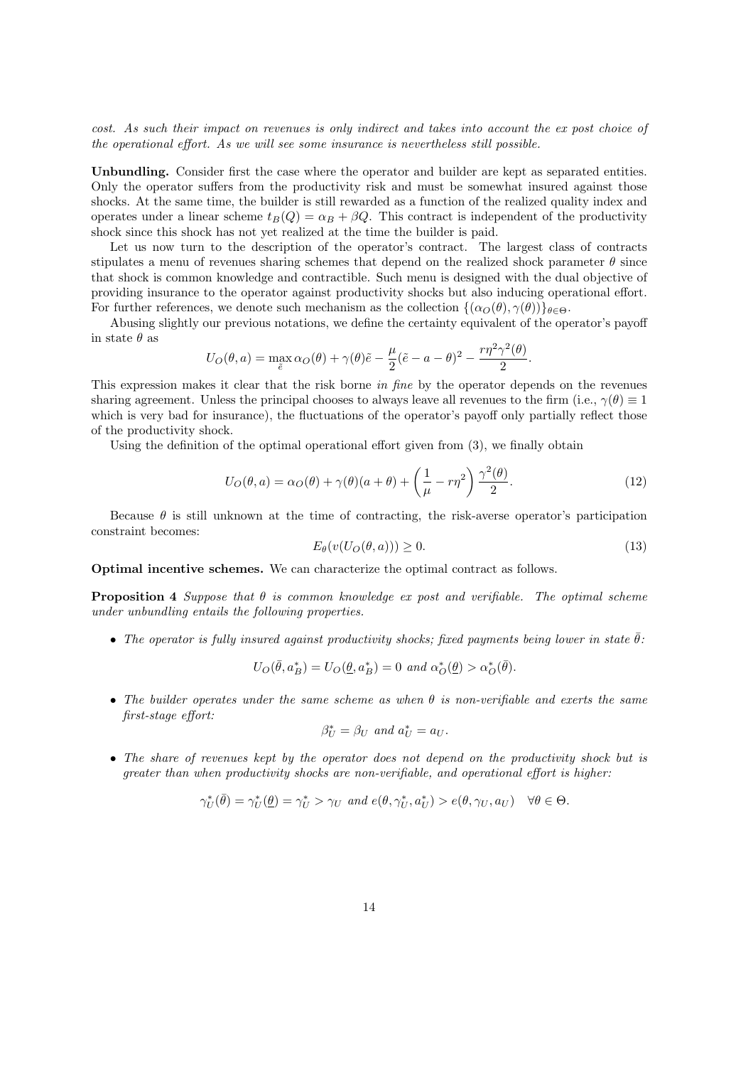*cost. As such their impact on revenues is only indirect and takes into account the ex post choice of the operational effort. As we will see some insurance is nevertheless still possible.*

**Unbundling.** Consider first the case where the operator and builder are kept as separated entities. Only the operator suffers from the productivity risk and must be somewhat insured against those shocks. At the same time, the builder is still rewarded as a function of the realized quality index and operates under a linear scheme $t_B(Q) = \alpha_B + \beta Q$. This contract is independent of the productivity shock since this shock has not yet realized at the time the builder is paid.

Let us now turn to the description of the operator's contract. The largest class of contracts stipulates a menu of revenues sharing schemes that depend on the realized shock parameter $\theta$ since that shock is common knowledge and contractible. Such menu is designed with the dual objective of providing insurance to the operator against productivity shocks but also inducing operational effort. For further references, we denote such mechanism as the collection $\{(\alpha_O(\theta), \gamma(\theta))\}_{\theta \in \Theta}$.

Abusing slightly our previous notations, we define the certainty equivalent of the operator's payoff in state $\theta$ as

$$U_O(\theta, a) = \max_{\tilde{e}} \alpha_O(\theta) + \gamma(\theta)\tilde{e} - \frac{\mu}{2}(\tilde{e} - a - \theta)^2 - \frac{r\eta^2\gamma^2(\theta)}{2}.$$

This expression makes it clear that the risk borne *in fine* by the operator depends on the revenues sharing agreement. Unless the principal chooses to always leave all revenues to the firm (i.e., $\gamma(\theta) \equiv 1$ which is very bad for insurance), the fluctuations of the operator's payoff only partially reflect those of the productivity shock.

Using the definition of the optimal operational effort given from (3), we finally obtain

$$U_O(\theta, a) = \alpha_O(\theta) + \gamma(\theta)(a + \theta) + \left(\frac{1}{\mu} - r\eta^2\right)\frac{\gamma^2(\theta)}{2}. \tag{12}$$

Because $\theta$ is still unknown at the time of contracting, the risk-averse operator's participation constraint becomes:

$$E_\theta(v(U_O(\theta, a))) \geq 0. \tag{13}$$

**Optimal incentive schemes.** We can characterize the optimal contract as follows.

**Proposition 4** *Suppose that $\theta$ is common knowledge ex post and verifiable. The optimal scheme under unbundling entails the following properties.*

- *The operator is fully insured against productivity shocks; fixed payments being lower in state $\bar{\theta}$:*

$$U_O(\bar{\theta}, a_B^*) = U_O(\underline{\theta}, a_B^*) = 0 \text{ and } \alpha_O^*(\underline{\theta}) > \alpha_O^*(\bar{\theta}).$$

- *The builder operates under the same scheme as when $\theta$ is non-verifiable and exerts the same first-stage effort:*

$$\beta_U^* = \beta_U \text{ and } a_U^* = a_U.$$

- *The share of revenues kept by the operator does not depend on the productivity shock but is greater than when productivity shocks are non-verifiable, and operational effort is higher:*

$$\gamma_U^*(\bar{\theta}) = \gamma_U^*(\underline{\theta}) = \gamma_U^* > \gamma_U \text{ and } e(\theta, \gamma_U^*, a_U^*) > e(\theta, \gamma_U, a_U) \quad \forall \theta \in \Theta.$$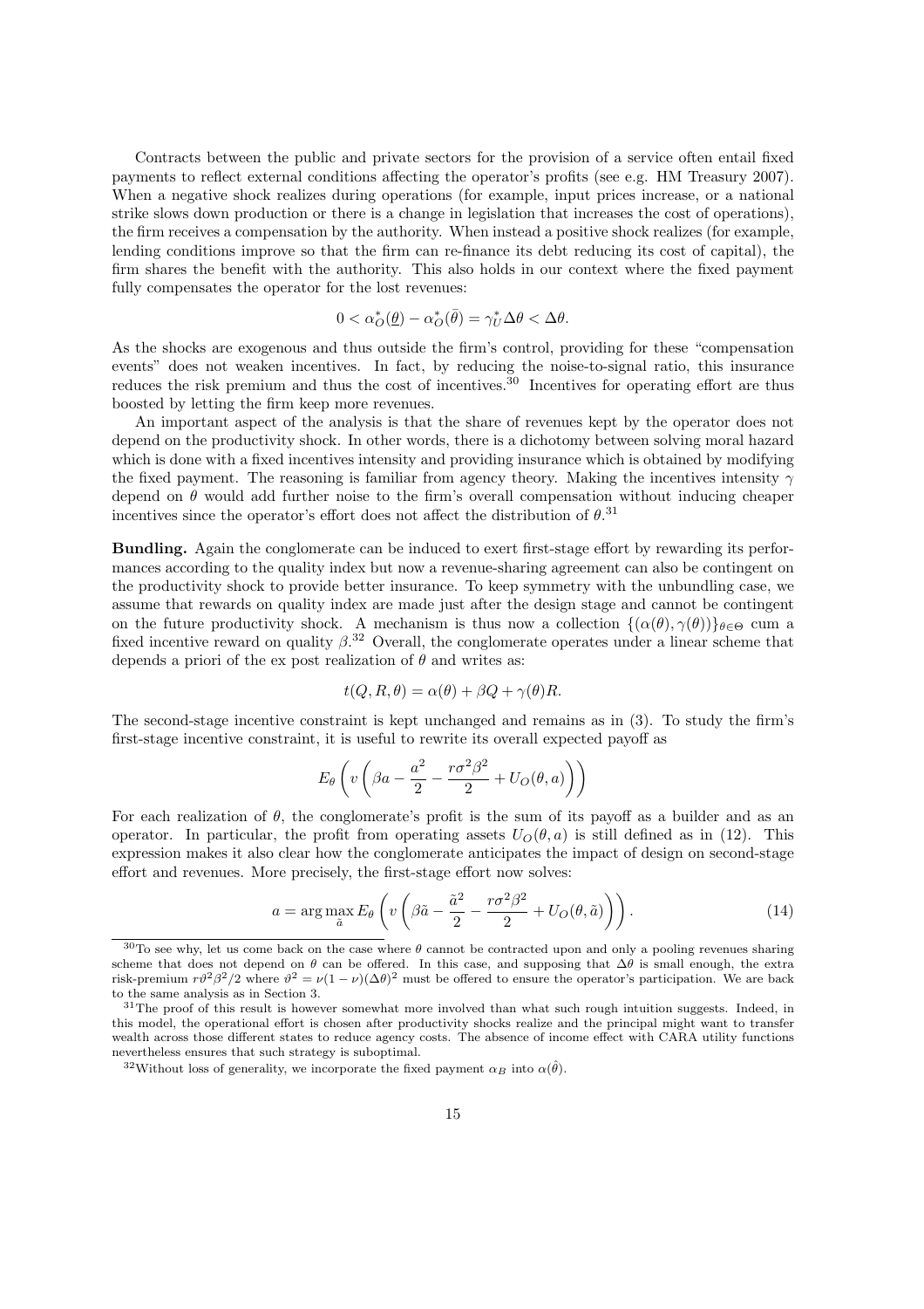Contracts between the public and private sectors for the provision of a service often entail fixed payments to reflect external conditions affecting the operator's profits (see e.g. HM Treasury 2007). When a negative shock realizes during operations (for example, input prices increase, or a national strike slows down production or there is a change in legislation that increases the cost of operations), the firm receives a compensation by the authority. When instead a positive shock realizes (for example, lending conditions improve so that the firm can re-finance its debt reducing its cost of capital), the firm shares the benefit with the authority. This also holds in our context where the fixed payment fully compensates the operator for the lost revenues:

$$0 < \alpha_O^*(\underline{\theta}) - \alpha_O^*(\bar{\theta}) = \gamma_U^* \Delta\theta < \Delta\theta.$$

As the shocks are exogenous and thus outside the firm's control, providing for these "compensation events" does not weaken incentives. In fact, by reducing the noise-to-signal ratio, this insurance reduces the risk premium and thus the cost of incentives.[30] Incentives for operating effort are thus boosted by letting the firm keep more revenues.

An important aspect of the analysis is that the share of revenues kept by the operator does not depend on the productivity shock. In other words, there is a dichotomy between solving moral hazard which is done with a fixed incentives intensity and providing insurance which is obtained by modifying the fixed payment. The reasoning is familiar from agency theory. Making the incentives intensity $\gamma$ depend on $\theta$ would add further noise to the firm's overall compensation without inducing cheaper incentives since the operator's effort does not affect the distribution of $\theta$.[31]

**Bundling.** Again the conglomerate can be induced to exert first-stage effort by rewarding its performances according to the quality index but now a revenue-sharing agreement can also be contingent on the productivity shock to provide better insurance. To keep symmetry with the unbundling case, we assume that rewards on quality index are made just after the design stage and cannot be contingent on the future productivity shock. A mechanism is thus now a collection $\{(\alpha(\theta), \gamma(\theta))\}_{\theta \in \Theta}$ cum a fixed incentive reward on quality $\beta$.[32] Overall, the conglomerate operates under a linear scheme that depends a priori of the ex post realization of $\theta$ and writes as:

$$t(Q, R, \theta) = \alpha(\theta) + \beta Q + \gamma(\theta) R.$$

The second-stage incentive constraint is kept unchanged and remains as in (3). To study the firm's first-stage incentive constraint, it is useful to rewrite its overall expected payoff as

$$E_\theta \left( v \left( \beta a - \frac{a^2}{2} - \frac{r\sigma^2\beta^2}{2} + U_O(\theta, a) \right) \right)$$

For each realization of $\theta$, the conglomerate's profit is the sum of its payoff as a builder and as an operator. In particular, the profit from operating assets $U_O(\theta, a)$ is still defined as in (12). This expression makes it also clear how the conglomerate anticipates the impact of design on second-stage effort and revenues. More precisely, the first-stage effort now solves:

$$a = \arg\max_{\tilde{a}} E_\theta \left( v \left( \beta\tilde{a} - \frac{\tilde{a}^2}{2} - \frac{r\sigma^2\beta^2}{2} + U_O(\theta, \tilde{a}) \right) \right). \tag{14}$$

---

[30] To see why, let us come back on the case where $\theta$ cannot be contracted upon and only a pooling revenues sharing scheme that does not depend on $\theta$ can be offered. In this case, and supposing that $\Delta\theta$ is small enough, the extra risk-premium $r\vartheta^2\beta^2/2$ where $\vartheta^2 = \nu(1-\nu)(\Delta\theta)^2$ must be offered to ensure the operator's participation. We are back to the same analysis as in Section 3.

[31] The proof of this result is however somewhat more involved than what such rough intuition suggests. Indeed, in this model, the operational effort is chosen after productivity shocks realize and the principal might want to transfer wealth across those different states to reduce agency costs. The absence of income effect with CARA utility functions nevertheless ensures that such strategy is suboptimal.

[32] Without loss of generality, we incorporate the fixed payment $\alpha_B$ into $\alpha(\hat{\theta})$.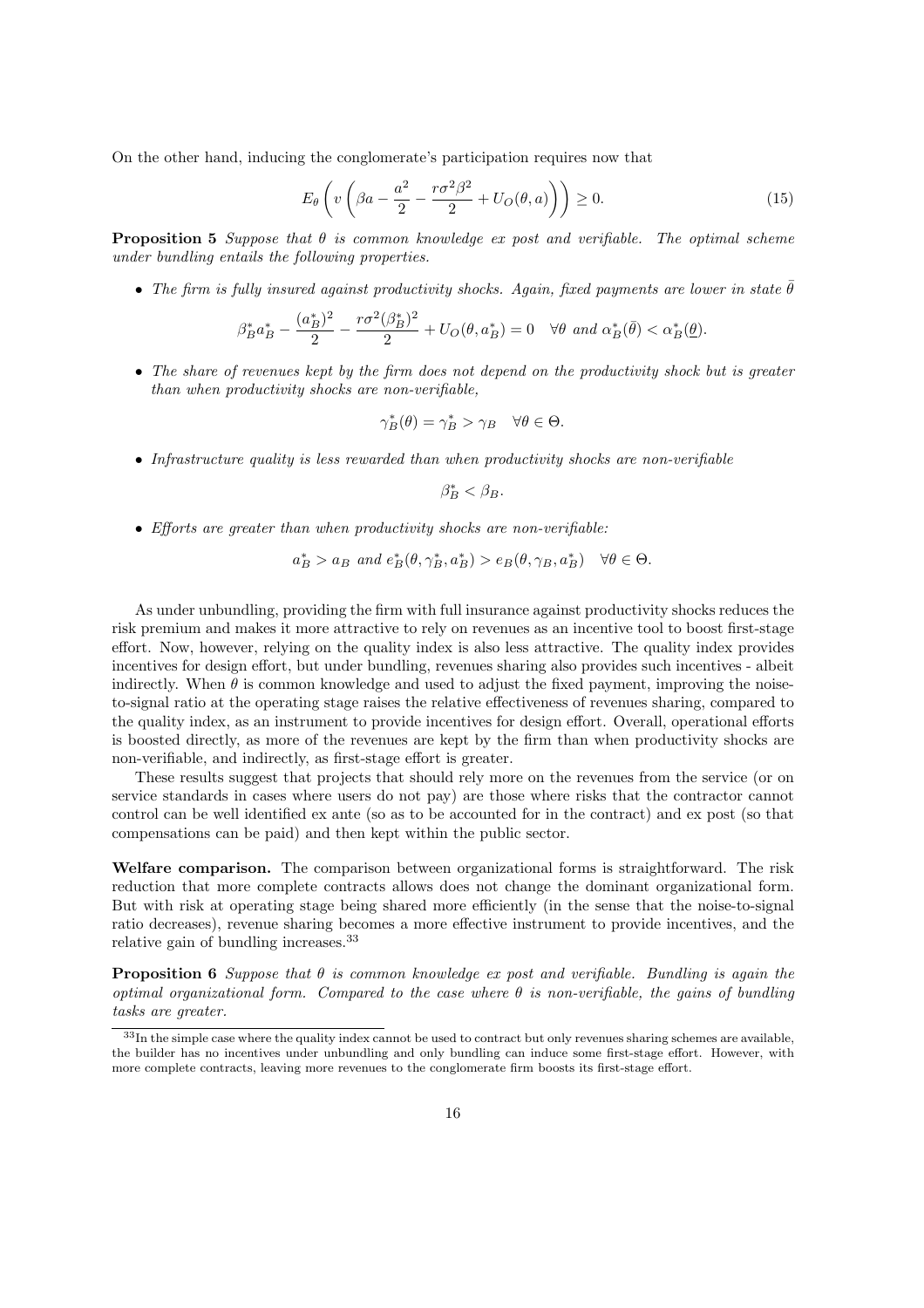On the other hand, inducing the conglomerate's participation requires now that

$$E_\theta \left( v \left( \beta a - \frac{a^2}{2} - \frac{r\sigma^2\beta^2}{2} + U_O(\theta, a) \right) \right) \geq 0. \tag{15}$$

**Proposition 5** *Suppose that $\theta$ is common knowledge ex post and verifiable. The optimal scheme under bundling entails the following properties.*

- *The firm is fully insured against productivity shocks. Again, fixed payments are lower in state $\bar{\theta}$*

$$\beta_B^* a_B^* - \frac{(a_B^*)^2}{2} - \frac{r\sigma^2(\beta_B^*)^2}{2} + U_O(\theta, a_B^*) = 0 \quad \forall \theta \text{ and } \alpha_B^*(\bar{\theta}) < \alpha_B^*(\underline{\theta}).$$

- *The share of revenues kept by the firm does not depend on the productivity shock but is greater than when productivity shocks are non-verifiable,*

$$\gamma_B^*(\theta) = \gamma_B^* > \gamma_B \quad \forall \theta \in \Theta.$$

- *Infrastructure quality is less rewarded than when productivity shocks are non-verifiable*

$$\beta_B^* < \beta_B.$$

- *Efforts are greater than when productivity shocks are non-verifiable:*

$$a_B^* > a_B \text{ and } e_B^*(\theta, \gamma_B^*, a_B^*) > e_B(\theta, \gamma_B, a_B^*) \quad \forall \theta \in \Theta.$$

As under unbundling, providing the firm with full insurance against productivity shocks reduces the risk premium and makes it more attractive to rely on revenues as an incentive tool to boost first-stage effort. Now, however, relying on the quality index is also less attractive. The quality index provides incentives for design effort, but under bundling, revenues sharing also provides such incentives - albeit indirectly. When $\theta$ is common knowledge and used to adjust the fixed payment, improving the noise-to-signal ratio at the operating stage raises the relative effectiveness of revenues sharing, compared to the quality index, as an instrument to provide incentives for design effort. Overall, operational efforts is boosted directly, as more of the revenues are kept by the firm than when productivity shocks are non-verifiable, and indirectly, as first-stage effort is greater.

These results suggest that projects that should rely more on the revenues from the service (or on service standards in cases where users do not pay) are those where risks that the contractor cannot control can be well identified ex ante (so as to be accounted for in the contract) and ex post (so that compensations can be paid) and then kept within the public sector.

**Welfare comparison.** The comparison between organizational forms is straightforward. The risk reduction that more complete contracts allows does not change the dominant organizational form. But with risk at operating stage being shared more efficiently (in the sense that the noise-to-signal ratio decreases), revenue sharing becomes a more effective instrument to provide incentives, and the relative gain of bundling increases.[33]

**Proposition 6** *Suppose that $\theta$ is common knowledge ex post and verifiable. Bundling is again the optimal organizational form. Compared to the case where $\theta$ is non-verifiable, the gains of bundling tasks are greater.*

[33] In the simple case where the quality index cannot be used to contract but only revenues sharing schemes are available, the builder has no incentives under unbundling and only bundling can induce some first-stage effort. However, with more complete contracts, leaving more revenues to the conglomerate firm boosts its first-stage effort.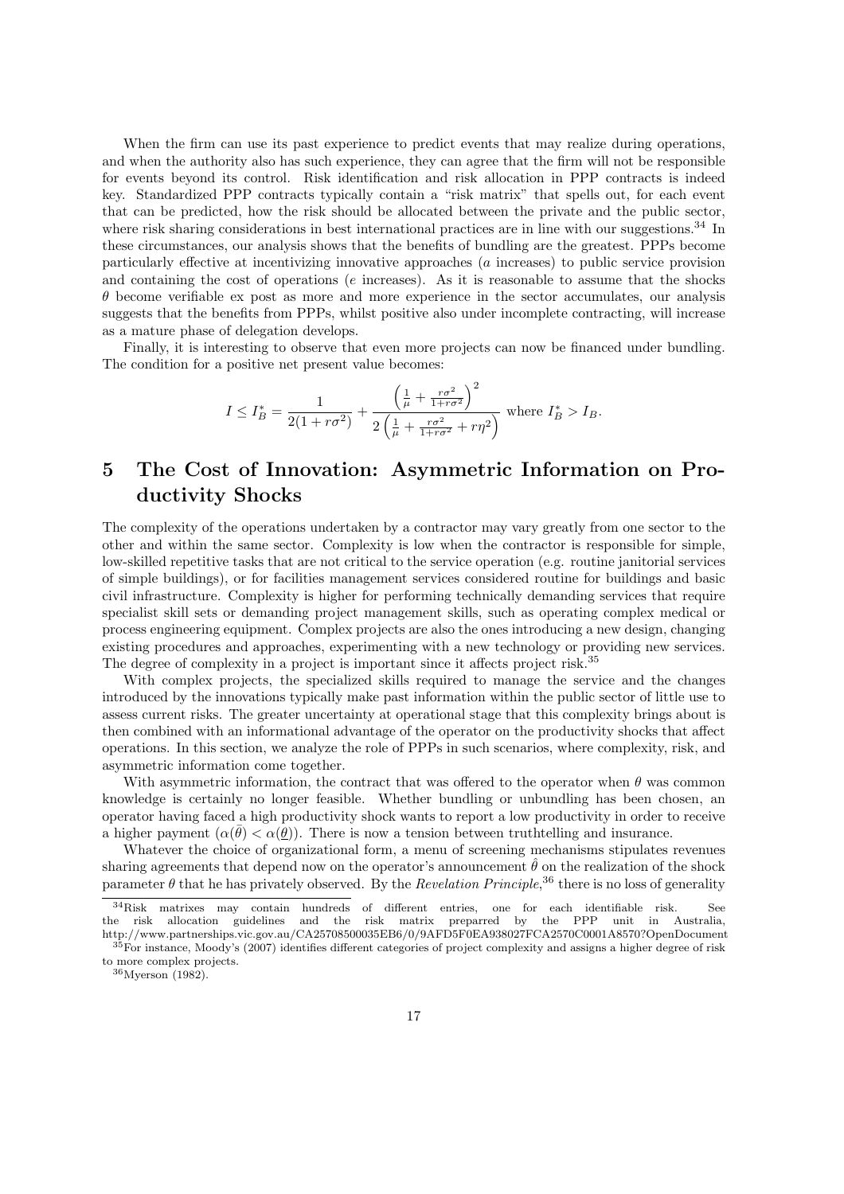When the firm can use its past experience to predict events that may realize during operations, and when the authority also has such experience, they can agree that the firm will not be responsible for events beyond its control. Risk identification and risk allocation in PPP contracts is indeed key. Standardized PPP contracts typically contain a "risk matrix" that spells out, for each event that can be predicted, how the risk should be allocated between the private and the public sector, where risk sharing considerations in best international practices are in line with our suggestions.[34] In these circumstances, our analysis shows that the benefits of bundling are the greatest. PPPs become particularly effective at incentivizing innovative approaches ($a$ increases) to public service provision and containing the cost of operations ($e$ increases). As it is reasonable to assume that the shocks $\theta$ become verifiable ex post as more and more experience in the sector accumulates, our analysis suggests that the benefits from PPPs, whilst positive also under incomplete contracting, will increase as a mature phase of delegation develops.

Finally, it is interesting to observe that even more projects can now be financed under bundling. The condition for a positive net present value becomes:

$$I \leq I_B^* = \frac{1}{2(1+r\sigma^2)} + \frac{\left(\frac{1}{\mu} + \frac{r\sigma^2}{1+r\sigma^2}\right)^2}{2\left(\frac{1}{\mu} + \frac{r\sigma^2}{1+r\sigma^2} + r\eta^2\right)} \text{ where } I_B^* > I_B.$$

# 5 The Cost of Innovation: Asymmetric Information on Productivity Shocks

The complexity of the operations undertaken by a contractor may vary greatly from one sector to the other and within the same sector. Complexity is low when the contractor is responsible for simple, low-skilled repetitive tasks that are not critical to the service operation (e.g. routine janitorial services of simple buildings), or for facilities management services considered routine for buildings and basic civil infrastructure. Complexity is higher for performing technically demanding services that require specialist skill sets or demanding project management skills, such as operating complex medical or process engineering equipment. Complex projects are also the ones introducing a new design, changing existing procedures and approaches, experimenting with a new technology or providing new services. The degree of complexity in a project is important since it affects project risk.[35]

With complex projects, the specialized skills required to manage the service and the changes introduced by the innovations typically make past information within the public sector of little use to assess current risks. The greater uncertainty at operational stage that this complexity brings about is then combined with an informational advantage of the operator on the productivity shocks that affect operations. In this section, we analyze the role of PPPs in such scenarios, where complexity, risk, and asymmetric information come together.

With asymmetric information, the contract that was offered to the operator when $\theta$ was common knowledge is certainly no longer feasible. Whether bundling or unbundling has been chosen, an operator having faced a high productivity shock wants to report a low productivity in order to receive a higher payment ($\alpha(\bar{\theta}) < \alpha(\underline{\theta})$). There is now a tension between truthtelling and insurance.

Whatever the choice of organizational form, a menu of screening mechanisms stipulates revenues sharing agreements that depend now on the operator's announcement $\hat{\theta}$ on the realization of the shock parameter $\theta$ that he has privately observed. By the *Revelation Principle*,[36] there is no loss of generality

[34] Risk matrixes may contain hundreds of different entries, one for each identifiable risk. See the risk allocation guidelines and the risk matrix preparred by the PPP unit in Australia, http://www.partnerships.vic.gov.au/CA25708500035EB6/0/9AFD5F0EA938027FCA2570C0001A8570?OpenDocument

[35] For instance, Moody's (2007) identifies different categories of project complexity and assigns a higher degree of risk to more complex projects.

[36] Myerson (1982).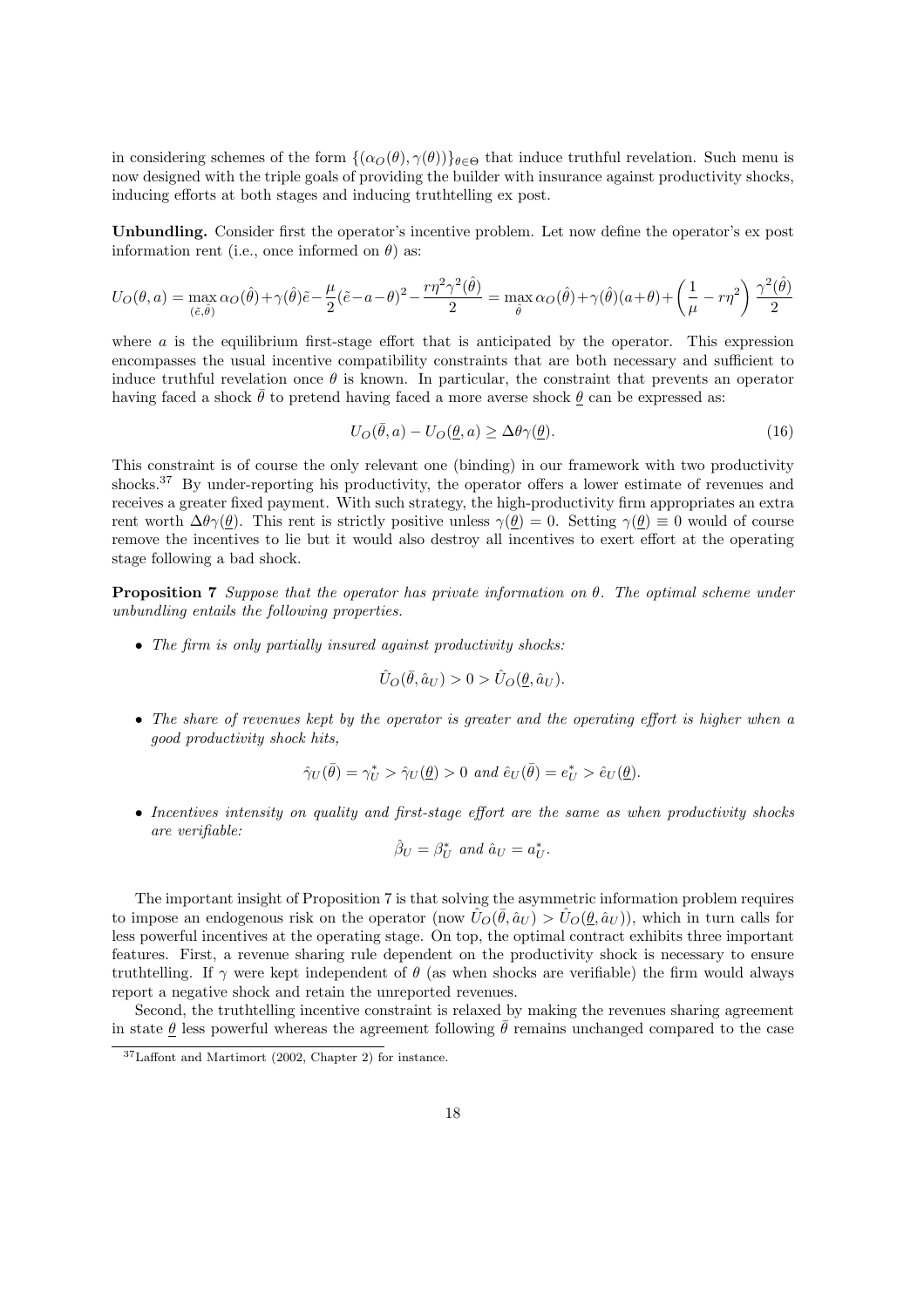in considering schemes of the form $\{(\alpha_O(\theta), \gamma(\theta))\}_{\theta \in \Theta}$ that induce truthful revelation. Such menu is now designed with the triple goals of providing the builder with insurance against productivity shocks, inducing efforts at both stages and inducing truthtelling ex post.

**Unbundling.** Consider first the operator's incentive problem. Let now define the operator's ex post information rent (i.e., once informed on $\theta$) as:

$$U_O(\theta, a) = \max_{(\tilde{e}, \hat{\theta})} \alpha_O(\hat{\theta}) + \gamma(\hat{\theta})\tilde{e} - \frac{\mu}{2}(\tilde{e} - a - \theta)^2 - \frac{r\eta^2\gamma^2(\hat{\theta})}{2} = \max_{\hat{\theta}} \alpha_O(\hat{\theta}) + \gamma(\hat{\theta})(a+\theta) + \left(\frac{1}{\mu} - r\eta^2\right)\frac{\gamma^2(\hat{\theta})}{2}$$

where $a$ is the equilibrium first-stage effort that is anticipated by the operator. This expression encompasses the usual incentive compatibility constraints that are both necessary and sufficient to induce truthful revelation once $\theta$ is known. In particular, the constraint that prevents an operator having faced a shock $\bar{\theta}$ to pretend having faced a more averse shock $\underline{\theta}$ can be expressed as:

$$U_O(\bar{\theta}, a) - U_O(\underline{\theta}, a) \geq \Delta\theta\gamma(\underline{\theta}). \tag{16}$$

This constraint is of course the only relevant one (binding) in our framework with two productivity shocks.[37] By under-reporting his productivity, the operator offers a lower estimate of revenues and receives a greater fixed payment. With such strategy, the high-productivity firm appropriates an extra rent worth $\Delta\theta\gamma(\underline{\theta})$. This rent is strictly positive unless $\gamma(\underline{\theta}) = 0$. Setting $\gamma(\underline{\theta}) \equiv 0$ would of course remove the incentives to lie but it would also destroy all incentives to exert effort at the operating stage following a bad shock.

**Proposition 7** *Suppose that the operator has private information on $\theta$. The optimal scheme under unbundling entails the following properties.*

- *The firm is only partially insured against productivity shocks:*

$$\hat{U}_O(\bar{\theta}, \hat{a}_U) > 0 > \hat{U}_O(\underline{\theta}, \hat{a}_U).$$

- *The share of revenues kept by the operator is greater and the operating effort is higher when a good productivity shock hits,*

$$\hat{\gamma}_U(\bar{\theta}) = \gamma_U^* > \hat{\gamma}_U(\underline{\theta}) > 0 \text{ and } \hat{e}_U(\bar{\theta}) = e_U^* > \hat{e}_U(\underline{\theta}).$$

- *Incentives intensity on quality and first-stage effort are the same as when productivity shocks are verifiable:*

$$\hat{\beta}_U = \beta_U^* \text{ and } \hat{a}_U = a_U^*.$$

The important insight of Proposition 7 is that solving the asymmetric information problem requires to impose an endogenous risk on the operator (now $\hat{U}_O(\bar{\theta}, \hat{a}_U) > \hat{U}_O(\underline{\theta}, \hat{a}_U)$), which in turn calls for less powerful incentives at the operating stage. On top, the optimal contract exhibits three important features. First, a revenue sharing rule dependent on the productivity shock is necessary to ensure truthtelling. If $\gamma$ were kept independent of $\theta$ (as when shocks are verifiable) the firm would always report a negative shock and retain the unreported revenues.

Second, the truthtelling incentive constraint is relaxed by making the revenues sharing agreement in state $\underline{\theta}$ less powerful whereas the agreement following $\bar{\theta}$ remains unchanged compared to the case

[37] Laffont and Martimort (2002, Chapter 2) for instance.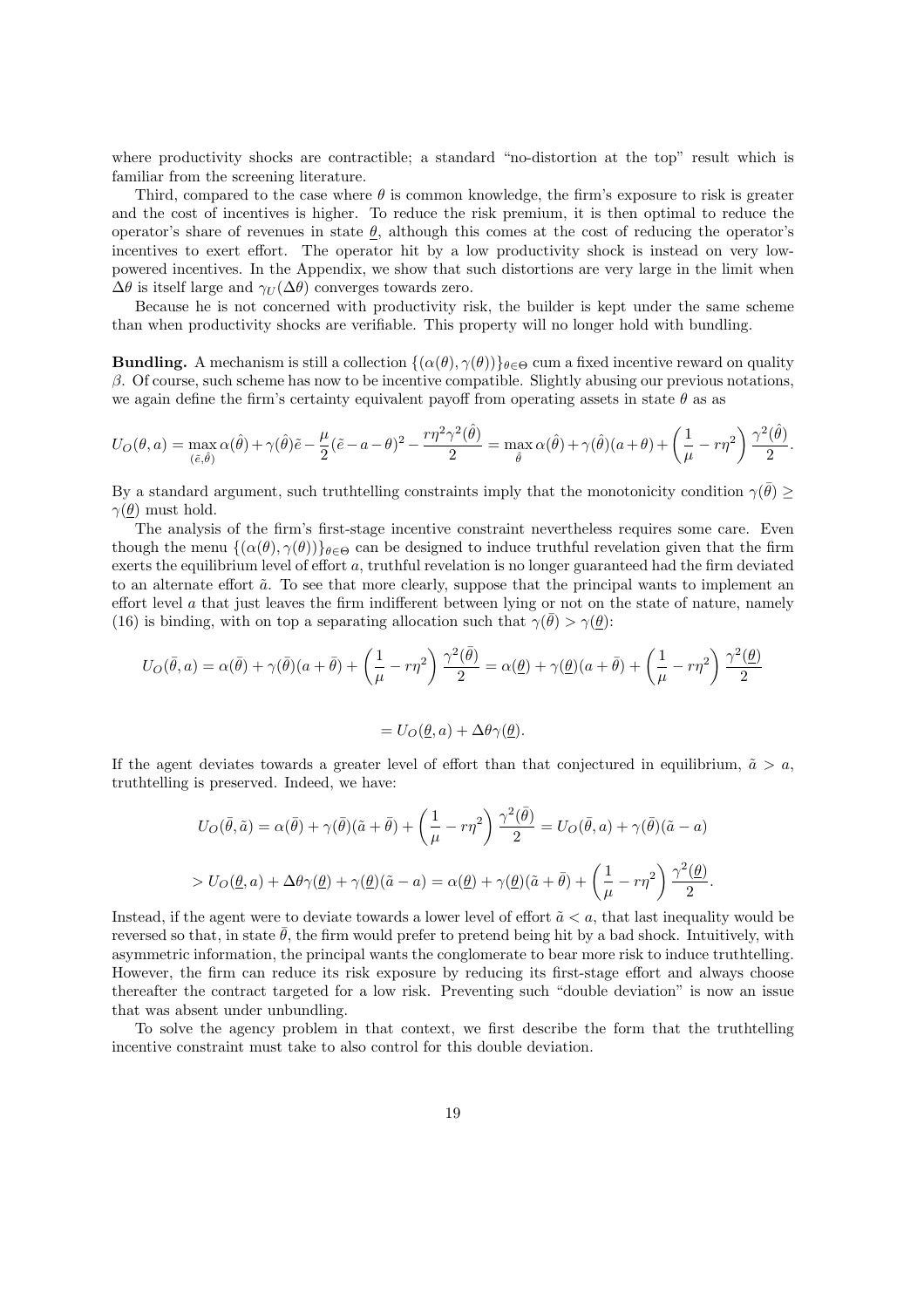where productivity shocks are contractible; a standard "no-distortion at the top" result which is familiar from the screening literature.

Third, compared to the case where $\theta$ is common knowledge, the firm's exposure to risk is greater and the cost of incentives is higher. To reduce the risk premium, it is then optimal to reduce the operator's share of revenues in state $\underline{\theta}$, although this comes at the cost of reducing the operator's incentives to exert effort. The operator hit by a low productivity shock is instead on very low-powered incentives. In the Appendix, we show that such distortions are very large in the limit when $\Delta\theta$ is itself large and $\gamma_U(\Delta\theta)$ converges towards zero.

Because he is not concerned with productivity risk, the builder is kept under the same scheme than when productivity shocks are verifiable. This property will no longer hold with bundling.

**Bundling.** A mechanism is still a collection $\{(\alpha(\theta), \gamma(\theta))\}_{\theta\in\Theta}$ cum a fixed incentive reward on quality $\beta$. Of course, such scheme has now to be incentive compatible. Slightly abusing our previous notations, we again define the firm's certainty equivalent payoff from operating assets in state $\theta$ as as

$$U_O(\theta, a) = \max_{(\tilde{e},\hat{\theta})} \alpha(\hat{\theta}) + \gamma(\hat{\theta})\tilde{e} - \frac{\mu}{2}(\tilde{e} - a - \theta)^2 - \frac{r\eta^2\gamma^2(\hat{\theta})}{2} = \max_{\hat{\theta}} \alpha(\hat{\theta}) + \gamma(\hat{\theta})(a+\theta) + \left(\frac{1}{\mu} - r\eta^2\right)\frac{\gamma^2(\hat{\theta})}{2}.$$

By a standard argument, such truthtelling constraints imply that the monotonicity condition $\gamma(\bar{\theta}) \geq \gamma(\underline{\theta})$ must hold.

The analysis of the firm's first-stage incentive constraint nevertheless requires some care. Even though the menu $\{(\alpha(\theta), \gamma(\theta))\}_{\theta\in\Theta}$ can be designed to induce truthful revelation given that the firm exerts the equilibrium level of effort $a$, truthful revelation is no longer guaranteed had the firm deviated to an alternate effort $\tilde{a}$. To see that more clearly, suppose that the principal wants to implement an effort level $a$ that just leaves the firm indifferent between lying or not on the state of nature, namely (16) is binding, with on top a separating allocation such that $\gamma(\bar{\theta}) > \gamma(\underline{\theta})$:

$$U_O(\bar{\theta}, a) = \alpha(\bar{\theta}) + \gamma(\bar{\theta})(a+\bar{\theta}) + \left(\frac{1}{\mu} - r\eta^2\right)\frac{\gamma^2(\bar{\theta})}{2} = \alpha(\underline{\theta}) + \gamma(\underline{\theta})(a+\bar{\theta}) + \left(\frac{1}{\mu} - r\eta^2\right)\frac{\gamma^2(\underline{\theta})}{2}$$

$$= U_O(\underline{\theta}, a) + \Delta\theta\gamma(\underline{\theta}).$$

If the agent deviates towards a greater level of effort than that conjectured in equilibrium, $\tilde{a} > a$, truthtelling is preserved. Indeed, we have:

$$U_O(\bar{\theta}, \tilde{a}) = \alpha(\bar{\theta}) + \gamma(\bar{\theta})(\tilde{a}+\bar{\theta}) + \left(\frac{1}{\mu} - r\eta^2\right)\frac{\gamma^2(\bar{\theta})}{2} = U_O(\bar{\theta}, a) + \gamma(\bar{\theta})(\tilde{a} - a)$$

$$> U_O(\underline{\theta}, a) + \Delta\theta\gamma(\underline{\theta}) + \gamma(\underline{\theta})(\tilde{a} - a) = \alpha(\underline{\theta}) + \gamma(\underline{\theta})(\tilde{a}+\bar{\theta}) + \left(\frac{1}{\mu} - r\eta^2\right)\frac{\gamma^2(\underline{\theta})}{2}.$$

Instead, if the agent were to deviate towards a lower level of effort $\tilde{a} < a$, that last inequality would be reversed so that, in state $\bar{\theta}$, the firm would prefer to pretend being hit by a bad shock. Intuitively, with asymmetric information, the principal wants the conglomerate to bear more risk to induce truthtelling. However, the firm can reduce its risk exposure by reducing its first-stage effort and always choose thereafter the contract targeted for a low risk. Preventing such "double deviation" is now an issue that was absent under unbundling.

To solve the agency problem in that context, we first describe the form that the truthtelling incentive constraint must take to also control for this double deviation.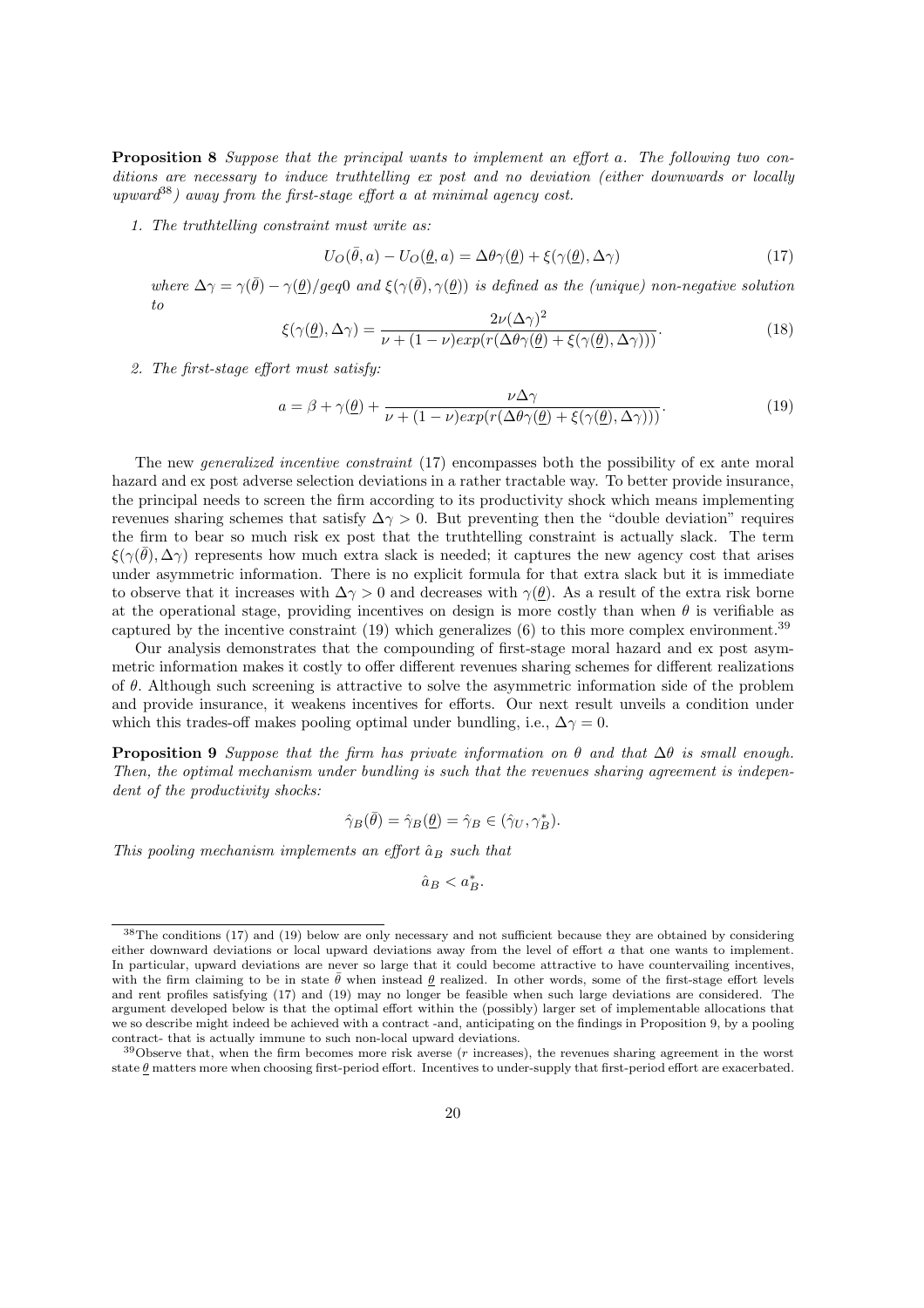**Proposition 8** *Suppose that the principal wants to implement an effort a. The following two conditions are necessary to induce truthtelling ex post and no deviation (either downwards or locally upward*[38]*) away from the first-stage effort a at minimal agency cost.*

1. *The truthtelling constraint must write as:*

$$U_O(\bar{\theta}, a) - U_O(\underline{\theta}, a) = \Delta\theta\gamma(\underline{\theta}) + \xi(\gamma(\underline{\theta}), \Delta\gamma) \tag{17}$$

*where $\Delta\gamma = \gamma(\bar{\theta}) - \gamma(\underline{\theta})/geq0$ and $\xi(\gamma(\bar{\theta}), \gamma(\underline{\theta}))$ is defined as the (unique) non-negative solution to*

$$\xi(\gamma(\underline{\theta}), \Delta\gamma) = \frac{2\nu(\Delta\gamma)^2}{\nu + (1-\nu)exp(r(\Delta\theta\gamma(\underline{\theta}) + \xi(\gamma(\underline{\theta}), \Delta\gamma)))}. \tag{18}$$

2. *The first-stage effort must satisfy:*

$$a = \beta + \gamma(\underline{\theta}) + \frac{\nu\Delta\gamma}{\nu + (1-\nu)exp(r(\Delta\theta\gamma(\underline{\theta}) + \xi(\gamma(\underline{\theta}), \Delta\gamma)))}. \tag{19}$$

The new *generalized incentive constraint* (17) encompasses both the possibility of ex ante moral hazard and ex post adverse selection deviations in a rather tractable way. To better provide insurance, the principal needs to screen the firm according to its productivity shock which means implementing revenues sharing schemes that satisfy $\Delta\gamma > 0$. But preventing then the "double deviation" requires the firm to bear so much risk ex post that the truthtelling constraint is actually slack. The term $\xi(\gamma(\bar{\theta}), \Delta\gamma)$ represents how much extra slack is needed; it captures the new agency cost that arises under asymmetric information. There is no explicit formula for that extra slack but it is immediate to observe that it increases with $\Delta\gamma > 0$ and decreases with $\gamma(\underline{\theta})$. As a result of the extra risk borne at the operational stage, providing incentives on design is more costly than when $\theta$ is verifiable as captured by the incentive constraint (19) which generalizes (6) to this more complex environment.[39]

Our analysis demonstrates that the compounding of first-stage moral hazard and ex post asymmetric information makes it costly to offer different revenues sharing schemes for different realizations of $\theta$. Although such screening is attractive to solve the asymmetric information side of the problem and provide insurance, it weakens incentives for efforts. Our next result unveils a condition under which this trades-off makes pooling optimal under bundling, i.e., $\Delta\gamma = 0$.

**Proposition 9** *Suppose that the firm has private information on $\theta$ and that $\Delta\theta$ is small enough. Then, the optimal mechanism under bundling is such that the revenues sharing agreement is independent of the productivity shocks:*

$$\hat{\gamma}_B(\bar{\theta}) = \hat{\gamma}_B(\underline{\theta}) = \hat{\gamma}_B \in (\hat{\gamma}_U, \gamma_B^*).$$

*This pooling mechanism implements an effort $\hat{a}_B$ such that*

$$\hat{a}_B < a_B^*.$$

---

[38] The conditions (17) and (19) below are only necessary and not sufficient because they are obtained by considering either downward deviations or local upward deviations away from the level of effort $a$ that one wants to implement. In particular, upward deviations are never so large that it could become attractive to have countervailing incentives, with the firm claiming to be in state $\bar{\theta}$ when instead $\underline{\theta}$ realized. In other words, some of the first-stage effort levels and rent profiles satisfying (17) and (19) may no longer be feasible when such large deviations are considered. The argument developed below is that the optimal effort within the (possibly) larger set of implementable allocations that we so describe might indeed be achieved with a contract -and, anticipating on the findings in Proposition 9, by a pooling contract- that is actually immune to such non-local upward deviations.

[39] Observe that, when the firm becomes more risk averse ($r$ increases), the revenues sharing agreement in the worst state $\underline{\theta}$ matters more when choosing first-period effort. Incentives to under-supply that first-period effort are exacerbated.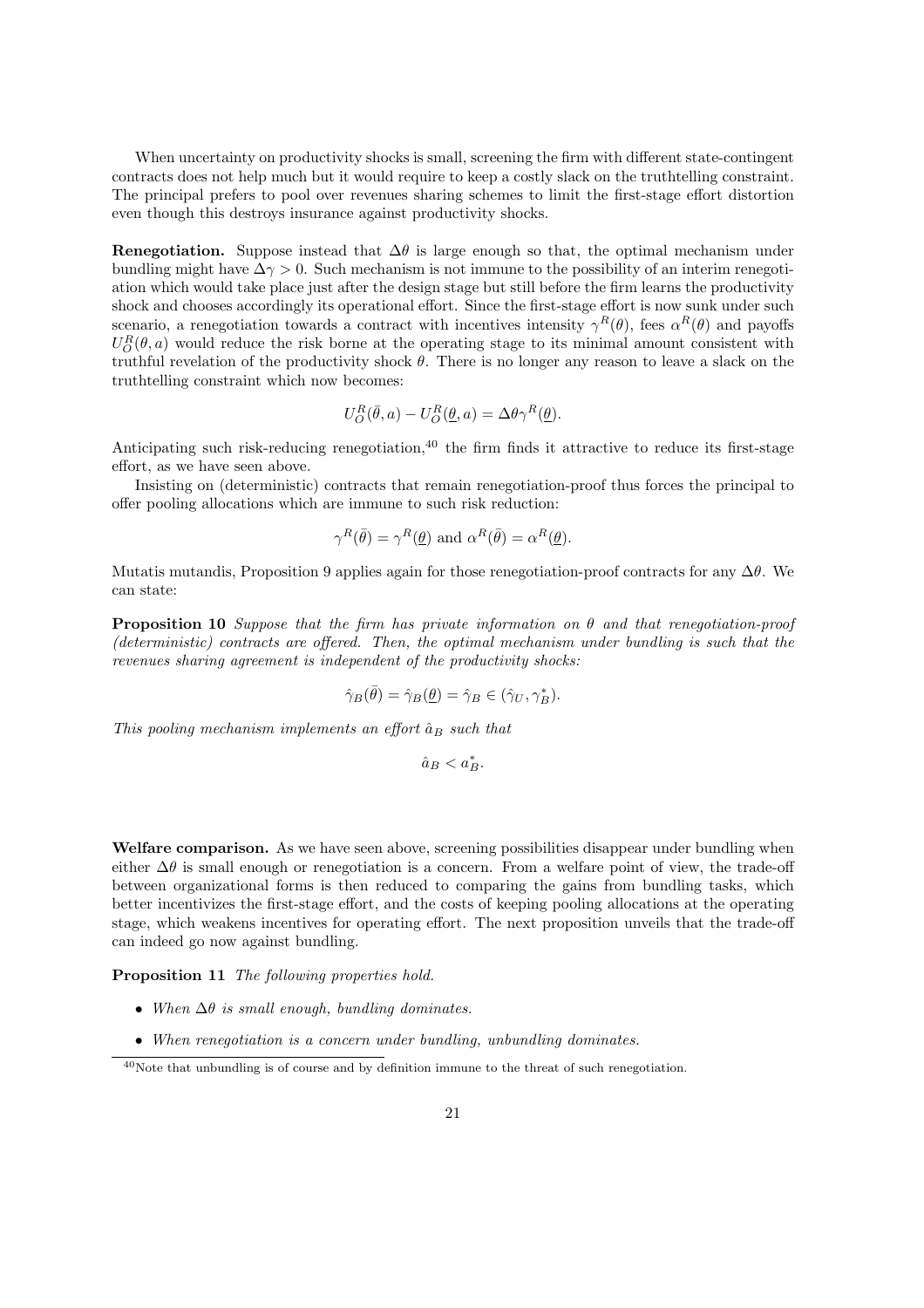When uncertainty on productivity shocks is small, screening the firm with different state-contingent contracts does not help much but it would require to keep a costly slack on the truthtelling constraint. The principal prefers to pool over revenues sharing schemes to limit the first-stage effort distortion even though this destroys insurance against productivity shocks.

**Renegotiation.** Suppose instead that $\Delta\theta$ is large enough so that, the optimal mechanism under bundling might have $\Delta\gamma > 0$. Such mechanism is not immune to the possibility of an interim renegotiation which would take place just after the design stage but still before the firm learns the productivity shock and chooses accordingly its operational effort. Since the first-stage effort is now sunk under such scenario, a renegotiation towards a contract with incentives intensity $\gamma^R(\theta)$, fees $\alpha^R(\theta)$ and payoffs $U_O^R(\theta, a)$ would reduce the risk borne at the operating stage to its minimal amount consistent with truthful revelation of the productivity shock $\theta$. There is no longer any reason to leave a slack on the truthtelling constraint which now becomes:

$$U_O^R(\bar{\theta}, a) - U_O^R(\underline{\theta}, a) = \Delta\theta\gamma^R(\underline{\theta}).$$

Anticipating such risk-reducing renegotiation,[40] the firm finds it attractive to reduce its first-stage effort, as we have seen above.

Insisting on (deterministic) contracts that remain renegotiation-proof thus forces the principal to offer pooling allocations which are immune to such risk reduction:

$$\gamma^R(\bar{\theta}) = \gamma^R(\underline{\theta}) \text{ and } \alpha^R(\bar{\theta}) = \alpha^R(\underline{\theta}).$$

Mutatis mutandis, Proposition 9 applies again for those renegotiation-proof contracts for any $\Delta\theta$. We can state:

**Proposition 10** *Suppose that the firm has private information on $\theta$ and that renegotiation-proof (deterministic) contracts are offered. Then, the optimal mechanism under bundling is such that the revenues sharing agreement is independent of the productivity shocks:*

$$\hat{\gamma}_B(\bar{\theta}) = \hat{\gamma}_B(\underline{\theta}) = \hat{\gamma}_B \in (\hat{\gamma}_U, \gamma_B^*).$$

*This pooling mechanism implements an effort $\hat{a}_B$ such that*

$$\hat{a}_B < a_B^*.$$

**Welfare comparison.** As we have seen above, screening possibilities disappear under bundling when either $\Delta\theta$ is small enough or renegotiation is a concern. From a welfare point of view, the trade-off between organizational forms is then reduced to comparing the gains from bundling tasks, which better incentivizes the first-stage effort, and the costs of keeping pooling allocations at the operating stage, which weakens incentives for operating effort. The next proposition unveils that the trade-off can indeed go now against bundling.

**Proposition 11** *The following properties hold.*

- *When $\Delta\theta$ is small enough, bundling dominates.*
- *When renegotiation is a concern under bundling, unbundling dominates.*

[40] Note that unbundling is of course and by definition immune to the threat of such renegotiation.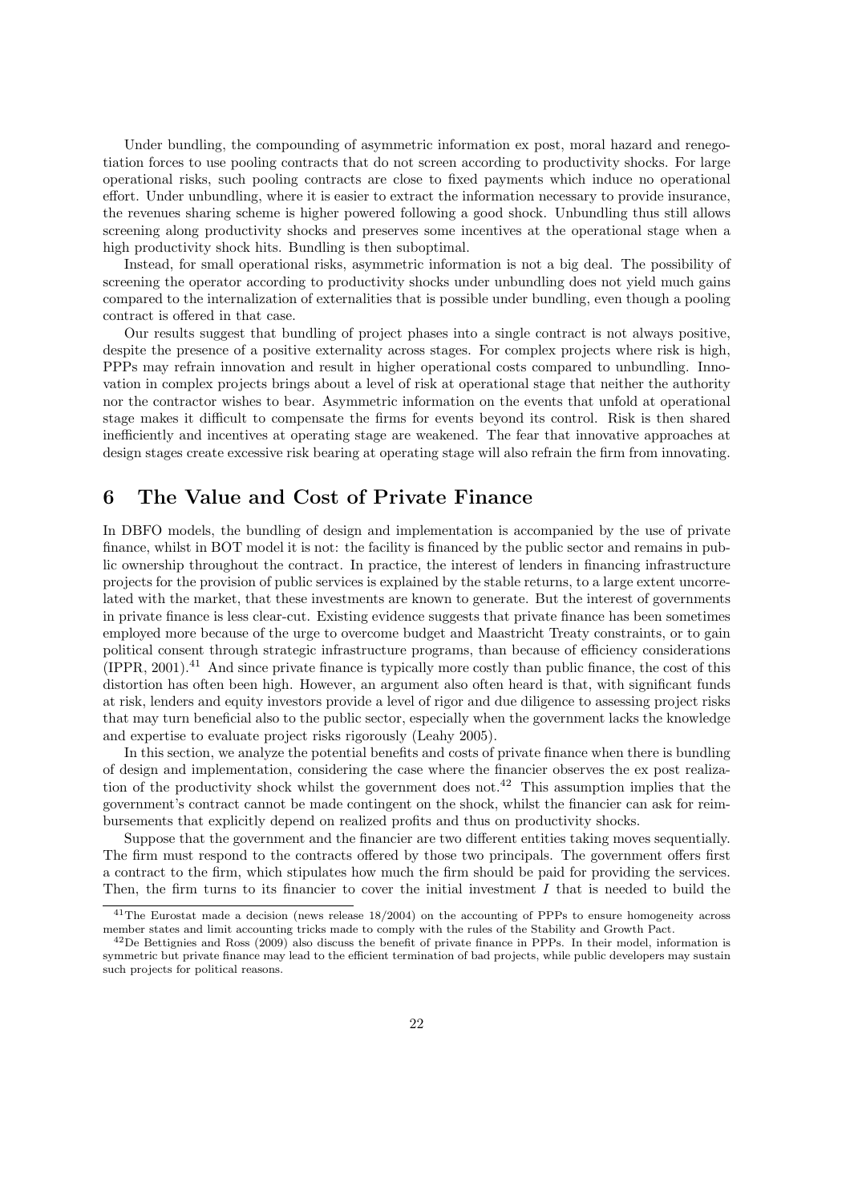Under bundling, the compounding of asymmetric information ex post, moral hazard and renegotiation forces to use pooling contracts that do not screen according to productivity shocks. For large operational risks, such pooling contracts are close to fixed payments which induce no operational effort. Under unbundling, where it is easier to extract the information necessary to provide insurance, the revenues sharing scheme is higher powered following a good shock. Unbundling thus still allows screening along productivity shocks and preserves some incentives at the operational stage when a high productivity shock hits. Bundling is then suboptimal.

Instead, for small operational risks, asymmetric information is not a big deal. The possibility of screening the operator according to productivity shocks under unbundling does not yield much gains compared to the internalization of externalities that is possible under bundling, even though a pooling contract is offered in that case.

Our results suggest that bundling of project phases into a single contract is not always positive, despite the presence of a positive externality across stages. For complex projects where risk is high, PPPs may refrain innovation and result in higher operational costs compared to unbundling. Innovation in complex projects brings about a level of risk at operational stage that neither the authority nor the contractor wishes to bear. Asymmetric information on the events that unfold at operational stage makes it difficult to compensate the firms for events beyond its control. Risk is then shared inefficiently and incentives at operating stage are weakened. The fear that innovative approaches at design stages create excessive risk bearing at operating stage will also refrain the firm from innovating.

# 6 The Value and Cost of Private Finance

In DBFO models, the bundling of design and implementation is accompanied by the use of private finance, whilst in BOT model it is not: the facility is financed by the public sector and remains in public ownership throughout the contract. In practice, the interest of lenders in financing infrastructure projects for the provision of public services is explained by the stable returns, to a large extent uncorrelated with the market, that these investments are known to generate. But the interest of governments in private finance is less clear-cut. Existing evidence suggests that private finance has been sometimes employed more because of the urge to overcome budget and Maastricht Treaty constraints, or to gain political consent through strategic infrastructure programs, than because of efficiency considerations (IPPR, 2001).[41] And since private finance is typically more costly than public finance, the cost of this distortion has often been high. However, an argument also often heard is that, with significant funds at risk, lenders and equity investors provide a level of rigor and due diligence to assessing project risks that may turn beneficial also to the public sector, especially when the government lacks the knowledge and expertise to evaluate project risks rigorously (Leahy 2005).

In this section, we analyze the potential benefits and costs of private finance when there is bundling of design and implementation, considering the case where the financier observes the ex post realization of the productivity shock whilst the government does not.[42] This assumption implies that the government's contract cannot be made contingent on the shock, whilst the financier can ask for reimbursements that explicitly depend on realized profits and thus on productivity shocks.

Suppose that the government and the financier are two different entities taking moves sequentially. The firm must respond to the contracts offered by those two principals. The government offers first a contract to the firm, which stipulates how much the firm should be paid for providing the services. Then, the firm turns to its financier to cover the initial investment $I$ that is needed to build the

---

[41] The Eurostat made a decision (news release 18/2004) on the accounting of PPPs to ensure homogeneity across member states and limit accounting tricks made to comply with the rules of the Stability and Growth Pact.

[42] De Bettignies and Ross (2009) also discuss the benefit of private finance in PPPs. In their model, information is symmetric but private finance may lead to the efficient termination of bad projects, while public developers may sustain such projects for political reasons.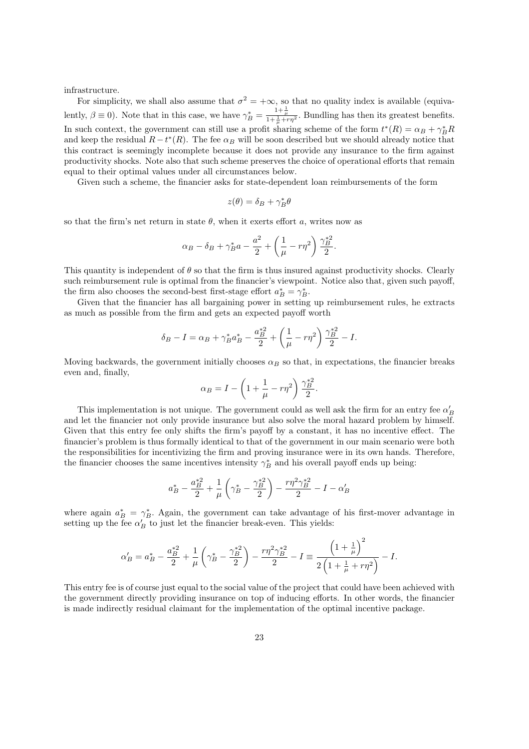infrastructure.

For simplicity, we shall also assume that $\sigma^2 = +\infty$, so that no quality index is available (equivalently, $\beta \equiv 0$). Note that in this case, we have $\gamma_B^* = \frac{1+\frac{1}{\mu}}{1+\frac{1}{\mu}+r\eta^2}$. Bundling has then its greatest benefits. In such context, the government can still use a profit sharing scheme of the form $t^*(R) = \alpha_B + \gamma_B^* R$ and keep the residual $R - t^*(R)$. The fee $\alpha_B$ will be soon described but we should already notice that this contract is seemingly incomplete because it does not provide any insurance to the firm against productivity shocks. Note also that such scheme preserves the choice of operational efforts that remain equal to their optimal values under all circumstances below.

Given such a scheme, the financier asks for state-dependent loan reimbursements of the form

$$z(\theta) = \delta_B + \gamma_B^* \theta$$

so that the firm's net return in state $\theta$, when it exerts effort $a$, writes now as

$$\alpha_B - \delta_B + \gamma_B^* a - \frac{a^2}{2} + \left(\frac{1}{\mu} - r\eta^2\right)\frac{\gamma_B^{*2}}{2}.$$

This quantity is independent of $\theta$ so that the firm is thus insured against productivity shocks. Clearly such reimbursement rule is optimal from the financier's viewpoint. Notice also that, given such payoff, the firm also chooses the second-best first-stage effort $a_B^* = \gamma_B^*$.

Given that the financier has all bargaining power in setting up reimbursement rules, he extracts as much as possible from the firm and gets an expected payoff worth

$$\delta_B - I = \alpha_B + \gamma_B^* a_B^* - \frac{a_B^{*2}}{2} + \left(\frac{1}{\mu} - r\eta^2\right)\frac{\gamma_B^{*2}}{2} - I.$$

Moving backwards, the government initially chooses $\alpha_B$ so that, in expectations, the financier breaks even and, finally,

$$\alpha_B = I - \left(1 + \frac{1}{\mu} - r\eta^2\right)\frac{\gamma_B^{*2}}{2}.$$

This implementation is not unique. The government could as well ask the firm for an entry fee $\alpha'_B$ and let the financier not only provide insurance but also solve the moral hazard problem by himself. Given that this entry fee only shifts the firm's payoff by a constant, it has no incentive effect. The financier's problem is thus formally identical to that of the government in our main scenario were both the responsibilities for incentivizing the firm and proving insurance were in its own hands. Therefore, the financier chooses the same incentives intensity $\gamma_B^*$ and his overall payoff ends up being:

$$a_B^* - \frac{a_B^{*2}}{2} + \frac{1}{\mu}\left(\gamma_B^* - \frac{\gamma_B^{*2}}{2}\right) - \frac{r\eta^2\gamma_B^{*2}}{2} - I - \alpha'_B$$

where again $a_B^* = \gamma_B^*$. Again, the government can take advantage of his first-mover advantage in setting up the fee $\alpha'_B$ to just let the financier break-even. This yields:

$$\alpha'_B = a_B^* - \frac{a_B^{*2}}{2} + \frac{1}{\mu}\left(\gamma_B^* - \frac{\gamma_B^{*2}}{2}\right) - \frac{r\eta^2\gamma_B^{*2}}{2} - I \equiv \frac{\left(1+\frac{1}{\mu}\right)^2}{2\left(1+\frac{1}{\mu}+r\eta^2\right)} - I.$$

This entry fee is of course just equal to the social value of the project that could have been achieved with the government directly providing insurance on top of inducing efforts. In other words, the financier is made indirectly residual claimant for the implementation of the optimal incentive package.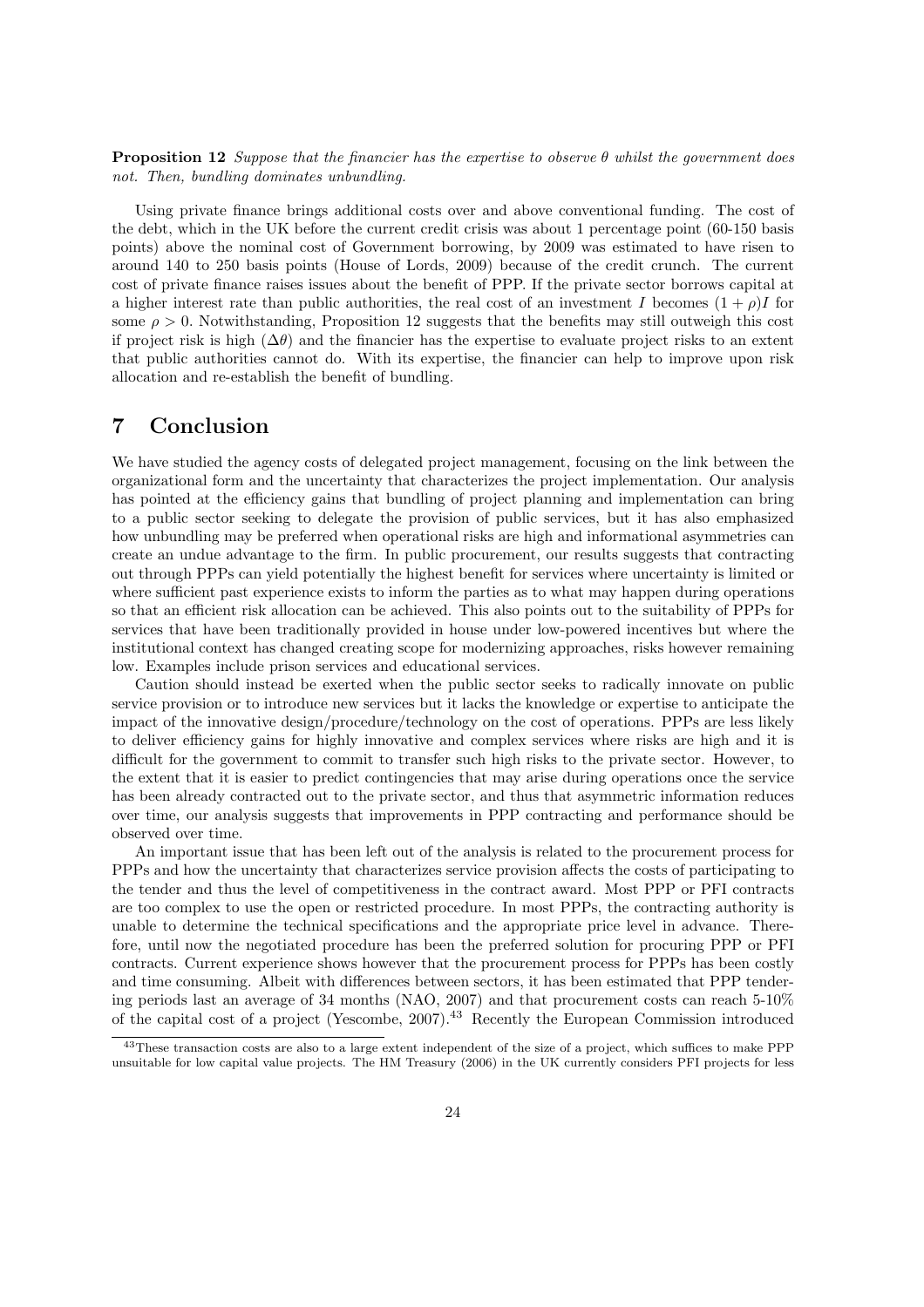**Proposition 12** *Suppose that the financier has the expertise to observe $\theta$ whilst the government does not. Then, bundling dominates unbundling.*

Using private finance brings additional costs over and above conventional funding. The cost of the debt, which in the UK before the current credit crisis was about 1 percentage point (60-150 basis points) above the nominal cost of Government borrowing, by 2009 was estimated to have risen to around 140 to 250 basis points (House of Lords, 2009) because of the credit crunch. The current cost of private finance raises issues about the benefit of PPP. If the private sector borrows capital at a higher interest rate than public authorities, the real cost of an investment $I$ becomes $(1+\rho)I$ for some $\rho > 0$. Notwithstanding, Proposition 12 suggests that the benefits may still outweigh this cost if project risk is high ($\Delta\theta$) and the financier has the expertise to evaluate project risks to an extent that public authorities cannot do. With its expertise, the financier can help to improve upon risk allocation and re-establish the benefit of bundling.

# 7 Conclusion

We have studied the agency costs of delegated project management, focusing on the link between the organizational form and the uncertainty that characterizes the project implementation. Our analysis has pointed at the efficiency gains that bundling of project planning and implementation can bring to a public sector seeking to delegate the provision of public services, but it has also emphasized how unbundling may be preferred when operational risks are high and informational asymmetries can create an undue advantage to the firm. In public procurement, our results suggests that contracting out through PPPs can yield potentially the highest benefit for services where uncertainty is limited or where sufficient past experience exists to inform the parties as to what may happen during operations so that an efficient risk allocation can be achieved. This also points out to the suitability of PPPs for services that have been traditionally provided in house under low-powered incentives but where the institutional context has changed creating scope for modernizing approaches, risks however remaining low. Examples include prison services and educational services.

Caution should instead be exerted when the public sector seeks to radically innovate on public service provision or to introduce new services but it lacks the knowledge or expertise to anticipate the impact of the innovative design/procedure/technology on the cost of operations. PPPs are less likely to deliver efficiency gains for highly innovative and complex services where risks are high and it is difficult for the government to commit to transfer such high risks to the private sector. However, to the extent that it is easier to predict contingencies that may arise during operations once the service has been already contracted out to the private sector, and thus that asymmetric information reduces over time, our analysis suggests that improvements in PPP contracting and performance should be observed over time.

An important issue that has been left out of the analysis is related to the procurement process for PPPs and how the uncertainty that characterizes service provision affects the costs of participating to the tender and thus the level of competitiveness in the contract award. Most PPP or PFI contracts are too complex to use the open or restricted procedure. In most PPPs, the contracting authority is unable to determine the technical specifications and the appropriate price level in advance. Therefore, until now the negotiated procedure has been the preferred solution for procuring PPP or PFI contracts. Current experience shows however that the procurement process for PPPs has been costly and time consuming. Albeit with differences between sectors, it has been estimated that PPP tendering periods last an average of 34 months (NAO, 2007) and that procurement costs can reach 5-10% of the capital cost of a project (Yescombe, 2007).[43] Recently the European Commission introduced

[43] These transaction costs are also to a large extent independent of the size of a project, which suffices to make PPP unsuitable for low capital value projects. The HM Treasury (2006) in the UK currently considers PFI projects for less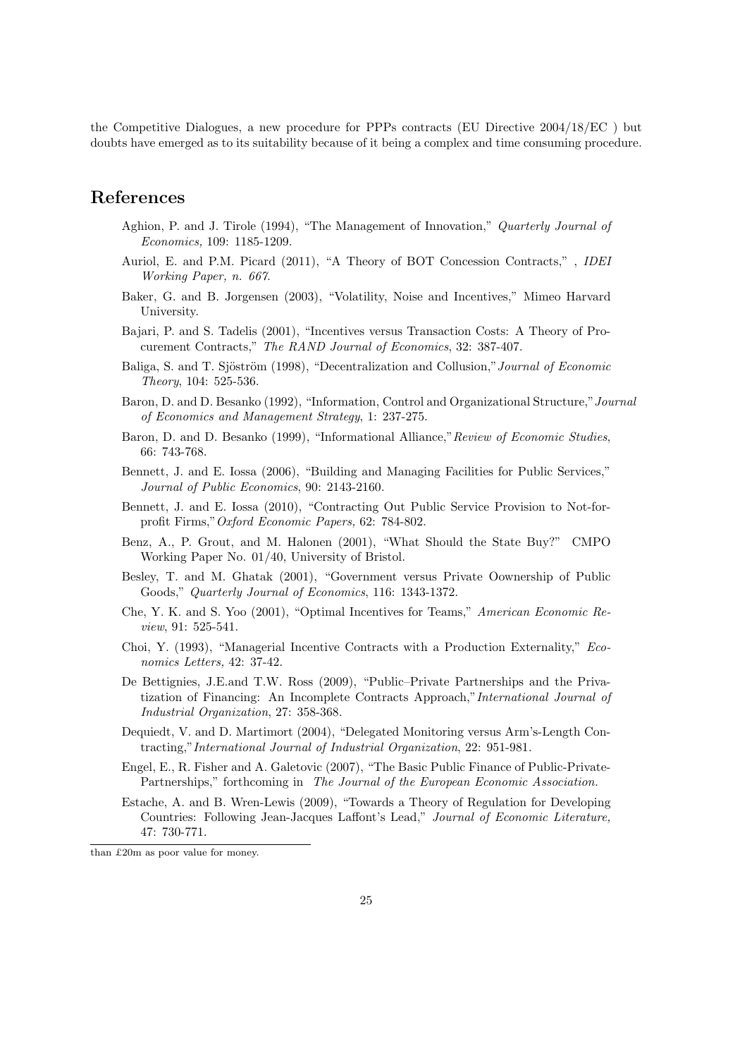the Competitive Dialogues, a new procedure for PPPs contracts (EU Directive 2004/18/EC ) but doubts have emerged as to its suitability because of it being a complex and time consuming procedure.

# References

Aghion, P. and J. Tirole (1994), "The Management of Innovation," *Quarterly Journal of Economics,* 109: 1185-1209.

Auriol, E. and P.M. Picard (2011), "A Theory of BOT Concession Contracts," , *IDEI Working Paper, n. 667.*

Baker, G. and B. Jorgensen (2003), "Volatility, Noise and Incentives," Mimeo Harvard University.

Bajari, P. and S. Tadelis (2001), "Incentives versus Transaction Costs: A Theory of Procurement Contracts," *The RAND Journal of Economics*, 32: 387-407.

Baliga, S. and T. Sjöström (1998), "Decentralization and Collusion,"*Journal of Economic Theory*, 104: 525-536.

Baron, D. and D. Besanko (1992), "Information, Control and Organizational Structure,"*Journal of Economics and Management Strategy*, 1: 237-275.

Baron, D. and D. Besanko (1999), "Informational Alliance,"*Review of Economic Studies*, 66: 743-768.

Bennett, J. and E. Iossa (2006), "Building and Managing Facilities for Public Services," *Journal of Public Economics*, 90: 2143-2160.

Bennett, J. and E. Iossa (2010), "Contracting Out Public Service Provision to Not-for-profit Firms,"*Oxford Economic Papers,* 62: 784-802.

Benz, A., P. Grout, and M. Halonen (2001), "What Should the State Buy?" CMPO Working Paper No. 01/40, University of Bristol.

Besley, T. and M. Ghatak (2001), "Government versus Private Oownership of Public Goods," *Quarterly Journal of Economics*, 116: 1343-1372.

Che, Y. K. and S. Yoo (2001), "Optimal Incentives for Teams," *American Economic Review*, 91: 525-541.

Choi, Y. (1993), "Managerial Incentive Contracts with a Production Externality," *Economics Letters,* 42: 37-42.

De Bettignies, J.E.and T.W. Ross (2009), "Public–Private Partnerships and the Privatization of Financing: An Incomplete Contracts Approach,"*International Journal of Industrial Organization*, 27: 358-368.

Dequiedt, V. and D. Martimort (2004), "Delegated Monitoring versus Arm's-Length Contracting,"*International Journal of Industrial Organization*, 22: 951-981.

Engel, E., R. Fisher and A. Galetovic (2007), "The Basic Public Finance of Public-Private-Partnerships," forthcoming in *The Journal of the European Economic Association.*

Estache, A. and B. Wren-Lewis (2009), "Towards a Theory of Regulation for Developing Countries: Following Jean-Jacques Laffont's Lead," *Journal of Economic Literature,* 47: 730-771.

than £20m as poor value for money.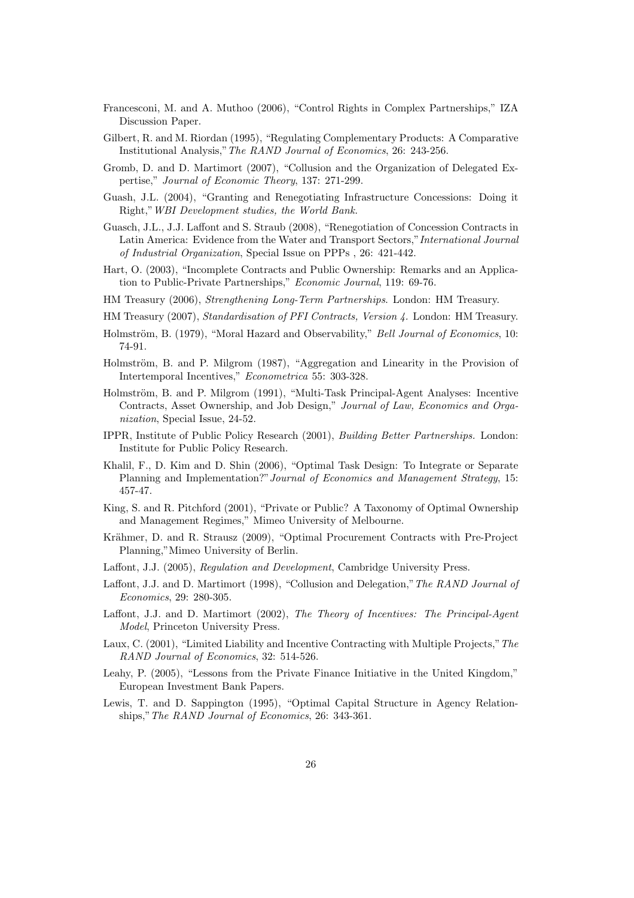Francesconi, M. and A. Muthoo (2006), "Control Rights in Complex Partnerships," IZA Discussion Paper.

Gilbert, R. and M. Riordan (1995), "Regulating Complementary Products: A Comparative Institutional Analysis," *The RAND Journal of Economics*, 26: 243-256.

Gromb, D. and D. Martimort (2007), "Collusion and the Organization of Delegated Expertise," *Journal of Economic Theory*, 137: 271-299.

Guash, J.L. (2004), "Granting and Renegotiating Infrastructure Concessions: Doing it Right," *WBI Development studies, the World Bank*.

Guasch, J.L., J.J. Laffont and S. Straub (2008), "Renegotiation of Concession Contracts in Latin America: Evidence from the Water and Transport Sectors," *International Journal of Industrial Organization*, Special Issue on PPPs , 26: 421-442.

Hart, O. (2003), "Incomplete Contracts and Public Ownership: Remarks and an Application to Public-Private Partnerships," *Economic Journal*, 119: 69-76.

HM Treasury (2006), *Strengthening Long-Term Partnerships*. London: HM Treasury.

HM Treasury (2007), *Standardisation of PFI Contracts, Version 4*. London: HM Treasury.

Holmström, B. (1979), "Moral Hazard and Observability," *Bell Journal of Economics*, 10: 74-91.

Holmström, B. and P. Milgrom (1987), "Aggregation and Linearity in the Provision of Intertemporal Incentives," *Econometrica* 55: 303-328.

Holmström, B. and P. Milgrom (1991), "Multi-Task Principal-Agent Analyses: Incentive Contracts, Asset Ownership, and Job Design," *Journal of Law, Economics and Organization*, Special Issue, 24-52.

IPPR, Institute of Public Policy Research (2001), *Building Better Partnerships.* London: Institute for Public Policy Research.

Khalil, F., D. Kim and D. Shin (2006), "Optimal Task Design: To Integrate or Separate Planning and Implementation?" *Journal of Economics and Management Strategy*, 15: 457-47.

King, S. and R. Pitchford (2001), "Private or Public? A Taxonomy of Optimal Ownership and Management Regimes," Mimeo University of Melbourne.

Krähmer, D. and R. Strausz (2009), "Optimal Procurement Contracts with Pre-Project Planning,"Mimeo University of Berlin.

Laffont, J.J. (2005), *Regulation and Development*, Cambridge University Press.

Laffont, J.J. and D. Martimort (1998), "Collusion and Delegation," *The RAND Journal of Economics*, 29: 280-305.

Laffont, J.J. and D. Martimort (2002), *The Theory of Incentives: The Principal-Agent Model*, Princeton University Press.

Laux, C. (2001), "Limited Liability and Incentive Contracting with Multiple Projects," *The RAND Journal of Economics*, 32: 514-526.

Leahy, P. (2005), "Lessons from the Private Finance Initiative in the United Kingdom," European Investment Bank Papers.

Lewis, T. and D. Sappington (1995), "Optimal Capital Structure in Agency Relationships," *The RAND Journal of Economics*, 26: 343-361.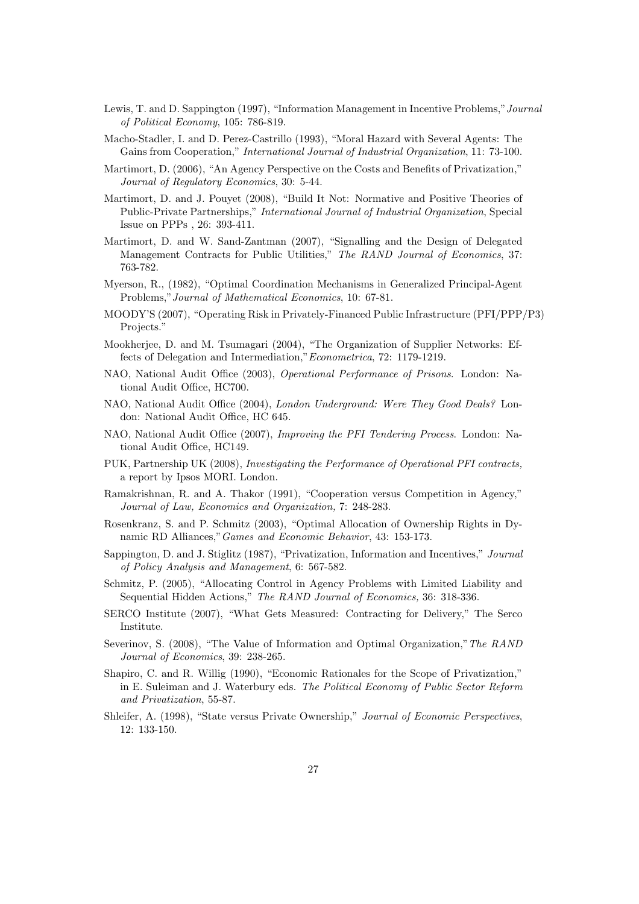Lewis, T. and D. Sappington (1997), "Information Management in Incentive Problems," *Journal of Political Economy*, 105: 786-819.

Macho-Stadler, I. and D. Perez-Castrillo (1993), "Moral Hazard with Several Agents: The Gains from Cooperation," *International Journal of Industrial Organization*, 11: 73-100.

Martimort, D. (2006), "An Agency Perspective on the Costs and Benefits of Privatization," *Journal of Regulatory Economics*, 30: 5-44.

Martimort, D. and J. Pouyet (2008), "Build It Not: Normative and Positive Theories of Public-Private Partnerships," *International Journal of Industrial Organization*, Special Issue on PPPs , 26: 393-411.

Martimort, D. and W. Sand-Zantman (2007), "Signalling and the Design of Delegated Management Contracts for Public Utilities," *The RAND Journal of Economics*, 37: 763-782.

Myerson, R., (1982), "Optimal Coordination Mechanisms in Generalized Principal-Agent Problems," *Journal of Mathematical Economics*, 10: 67-81.

MOODY'S (2007), "Operating Risk in Privately-Financed Public Infrastructure (PFI/PPP/P3) Projects."

Mookherjee, D. and M. Tsumagari (2004), "The Organization of Supplier Networks: Effects of Delegation and Intermediation," *Econometrica*, 72: 1179-1219.

NAO, National Audit Office (2003), *Operational Performance of Prisons*. London: National Audit Office, HC700.

NAO, National Audit Office (2004), *London Underground: Were They Good Deals?* London: National Audit Office, HC 645.

NAO, National Audit Office (2007), *Improving the PFI Tendering Process*. London: National Audit Office, HC149.

PUK, Partnership UK (2008), *Investigating the Performance of Operational PFI contracts,* a report by Ipsos MORI. London.

Ramakrishnan, R. and A. Thakor (1991), "Cooperation versus Competition in Agency," *Journal of Law, Economics and Organization,* 7: 248-283.

Rosenkranz, S. and P. Schmitz (2003), "Optimal Allocation of Ownership Rights in Dynamic RD Alliances," *Games and Economic Behavior*, 43: 153-173.

Sappington, D. and J. Stiglitz (1987), "Privatization, Information and Incentives," *Journal of Policy Analysis and Management*, 6: 567-582.

Schmitz, P. (2005), "Allocating Control in Agency Problems with Limited Liability and Sequential Hidden Actions," *The RAND Journal of Economics,* 36: 318-336.

SERCO Institute (2007), "What Gets Measured: Contracting for Delivery," The Serco Institute.

Severinov, S. (2008), "The Value of Information and Optimal Organization," *The RAND Journal of Economics*, 39: 238-265.

Shapiro, C. and R. Willig (1990), "Economic Rationales for the Scope of Privatization," in E. Suleiman and J. Waterbury eds. *The Political Economy of Public Sector Reform and Privatization*, 55-87.

Shleifer, A. (1998), "State versus Private Ownership," *Journal of Economic Perspectives*, 12: 133-150.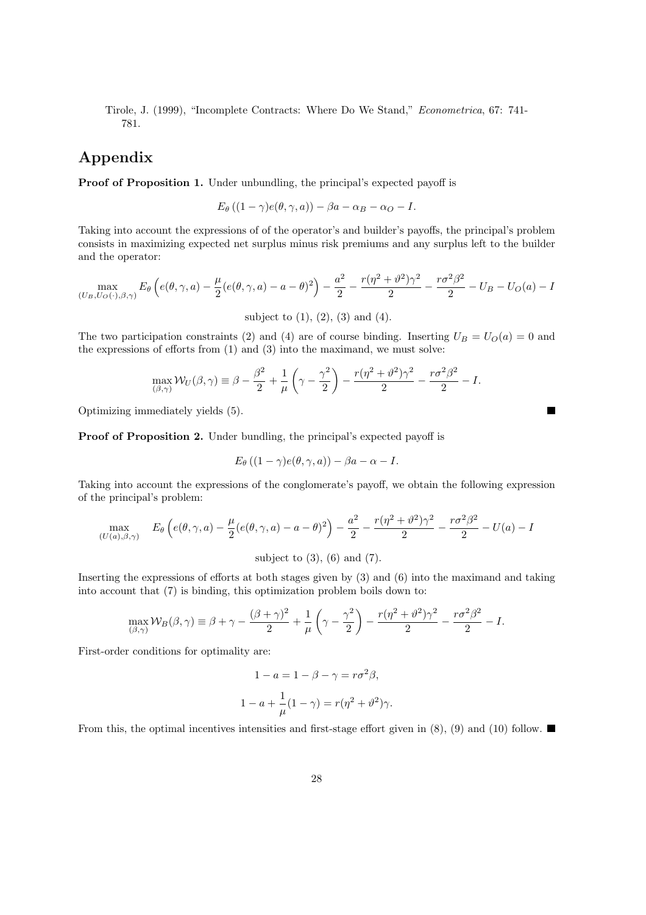Tirole, J. (1999), "Incomplete Contracts: Where Do We Stand," *Econometrica*, 67: 741-781.

# Appendix

**Proof of Proposition 1.** Under unbundling, the principal's expected payoff is

$$E_\theta \left((1-\gamma)e(\theta,\gamma,a)\right) - \beta a - \alpha_B - \alpha_O - I.$$

Taking into account the expressions of of the operator's and builder's payoffs, the principal's problem consists in maximizing expected net surplus minus risk premiums and any surplus left to the builder and the operator:

$$\max_{(U_B, U_O(\cdot),\beta,\gamma)} E_\theta \left( e(\theta,\gamma,a) - \frac{\mu}{2}(e(\theta,\gamma,a) - a - \theta)^2 \right) - \frac{a^2}{2} - \frac{r(\eta^2+\vartheta^2)\gamma^2}{2} - \frac{r\sigma^2\beta^2}{2} - U_B - U_O(a) - I$$

subject to (1), (2), (3) and (4).

The two participation constraints (2) and (4) are of course binding. Inserting $U_B = U_O(a) = 0$ and the expressions of efforts from (1) and (3) into the maximand, we must solve:

$$\max_{(\beta,\gamma)} \mathcal{W}_U(\beta,\gamma) \equiv \beta - \frac{\beta^2}{2} + \frac{1}{\mu}\left(\gamma - \frac{\gamma^2}{2}\right) - \frac{r(\eta^2+\vartheta^2)\gamma^2}{2} - \frac{r\sigma^2\beta^2}{2} - I.$$

Optimizing immediately yields (5). ■

**Proof of Proposition 2.** Under bundling, the principal's expected payoff is

$$E_\theta \left((1-\gamma)e(\theta,\gamma,a)\right) - \beta a - \alpha - I.$$

Taking into account the expressions of the conglomerate's payoff, we obtain the following expression of the principal's problem:

$$\max_{(U(a),\beta,\gamma)} \quad E_\theta \left( e(\theta,\gamma,a) - \frac{\mu}{2}(e(\theta,\gamma,a) - a - \theta)^2 \right) - \frac{a^2}{2} - \frac{r(\eta^2+\vartheta^2)\gamma^2}{2} - \frac{r\sigma^2\beta^2}{2} - U(a) - I$$

subject to (3), (6) and (7).

Inserting the expressions of efforts at both stages given by (3) and (6) into the maximand and taking into account that (7) is binding, this optimization problem boils down to:

$$\max_{(\beta,\gamma)} \mathcal{W}_B(\beta,\gamma) \equiv \beta + \gamma - \frac{(\beta+\gamma)^2}{2} + \frac{1}{\mu}\left(\gamma - \frac{\gamma^2}{2}\right) - \frac{r(\eta^2+\vartheta^2)\gamma^2}{2} - \frac{r\sigma^2\beta^2}{2} - I.$$

First-order conditions for optimality are:

$$1 - a = 1 - \beta - \gamma = r\sigma^2\beta,$$

$$1 - a + \frac{1}{\mu}(1-\gamma) = r(\eta^2+\vartheta^2)\gamma.$$

From this, the optimal incentives intensities and first-stage effort given in (8), (9) and (10) follow. ■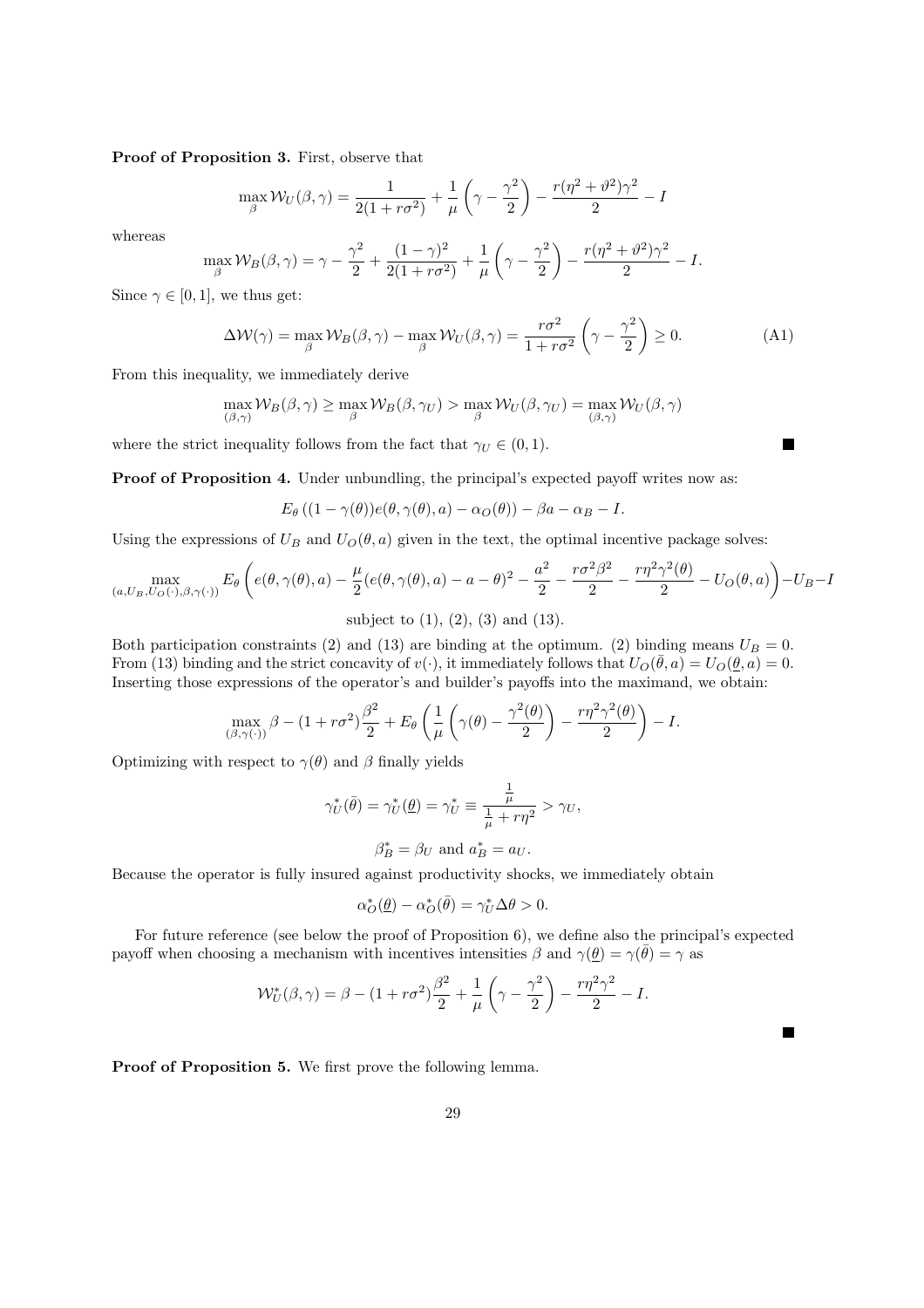**Proof of Proposition 3.** First, observe that

$$\max_{\beta} \mathcal{W}_U(\beta, \gamma) = \frac{1}{2(1 + r\sigma^2)} + \frac{1}{\mu}\left(\gamma - \frac{\gamma^2}{2}\right) - \frac{r(\eta^2 + \vartheta^2)\gamma^2}{2} - I$$

whereas

$$\max_{\beta} \mathcal{W}_B(\beta, \gamma) = \gamma - \frac{\gamma^2}{2} + \frac{(1 - \gamma)^2}{2(1 + r\sigma^2)} + \frac{1}{\mu}\left(\gamma - \frac{\gamma^2}{2}\right) - \frac{r(\eta^2 + \vartheta^2)\gamma^2}{2} - I.$$

Since $\gamma \in [0, 1]$, we thus get:

$$\Delta\mathcal{W}(\gamma) = \max_{\beta} \mathcal{W}_B(\beta, \gamma) - \max_{\beta} \mathcal{W}_U(\beta, \gamma) = \frac{r\sigma^2}{1 + r\sigma^2}\left(\gamma - \frac{\gamma^2}{2}\right) \geq 0. \tag{A1}$$

From this inequality, we immediately derive

$$\max_{(\beta,\gamma)} \mathcal{W}_B(\beta, \gamma) \geq \max_{\beta} \mathcal{W}_B(\beta, \gamma_U) > \max_{\beta} \mathcal{W}_U(\beta, \gamma_U) = \max_{(\beta,\gamma)} \mathcal{W}_U(\beta, \gamma)$$

where the strict inequality follows from the fact that $\gamma_U \in (0, 1)$. ■

**Proof of Proposition 4.** Under unbundling, the principal's expected payoff writes now as:

$$E_\theta\left((1 - \gamma(\theta))e(\theta, \gamma(\theta), a) - \alpha_O(\theta)\right) - \beta a - \alpha_B - I.$$

Using the expressions of $U_B$ and $U_O(\theta, a)$ given in the text, the optimal incentive package solves:

$$\max_{(a,U_B,U_O(\cdot),\beta,\gamma(\cdot))} E_\theta\left(e(\theta, \gamma(\theta), a) - \frac{\mu}{2}(e(\theta, \gamma(\theta), a) - a - \theta)^2 - \frac{a^2}{2} - \frac{r\sigma^2\beta^2}{2} - \frac{r\eta^2\gamma^2(\theta)}{2} - U_O(\theta, a)\right) - U_B - I$$

subject to (1), (2), (3) and (13).

Both participation constraints (2) and (13) are binding at the optimum. (2) binding means $U_B = 0$. From (13) binding and the strict concavity of $v(\cdot)$, it immediately follows that $U_O(\bar{\theta}, a) = U_O(\underline{\theta}, a) = 0$. Inserting those expressions of the operator's and builder's payoffs into the maximand, we obtain:

$$\max_{(\beta,\gamma(\cdot))} \beta - (1 + r\sigma^2)\frac{\beta^2}{2} + E_\theta\left(\frac{1}{\mu}\left(\gamma(\theta) - \frac{\gamma^2(\theta)}{2}\right) - \frac{r\eta^2\gamma^2(\theta)}{2}\right) - I.$$

Optimizing with respect to $\gamma(\theta)$ and $\beta$ finally yields

$$\gamma_U^*(\bar{\theta}) = \gamma_U^*(\underline{\theta}) = \gamma_U^* \equiv \frac{\frac{1}{\mu}}{\frac{1}{\mu} + r\eta^2} > \gamma_U,$$

$$\beta_B^* = \beta_U \text{ and } a_B^* = a_U.$$

Because the operator is fully insured against productivity shocks, we immediately obtain

$$\alpha_O^*(\underline{\theta}) - \alpha_O^*(\bar{\theta}) = \gamma_U^*\Delta\theta > 0.$$

For future reference (see below the proof of Proposition 6), we define also the principal's expected payoff when choosing a mechanism with incentives intensities $\beta$ and $\gamma(\underline{\theta}) = \gamma(\bar{\theta}) = \gamma$ as

$$\mathcal{W}_U^*(\beta, \gamma) = \beta - (1 + r\sigma^2)\frac{\beta^2}{2} + \frac{1}{\mu}\left(\gamma - \frac{\gamma^2}{2}\right) - \frac{r\eta^2\gamma^2}{2} - I.$$

■

**Proof of Proposition 5.** We first prove the following lemma.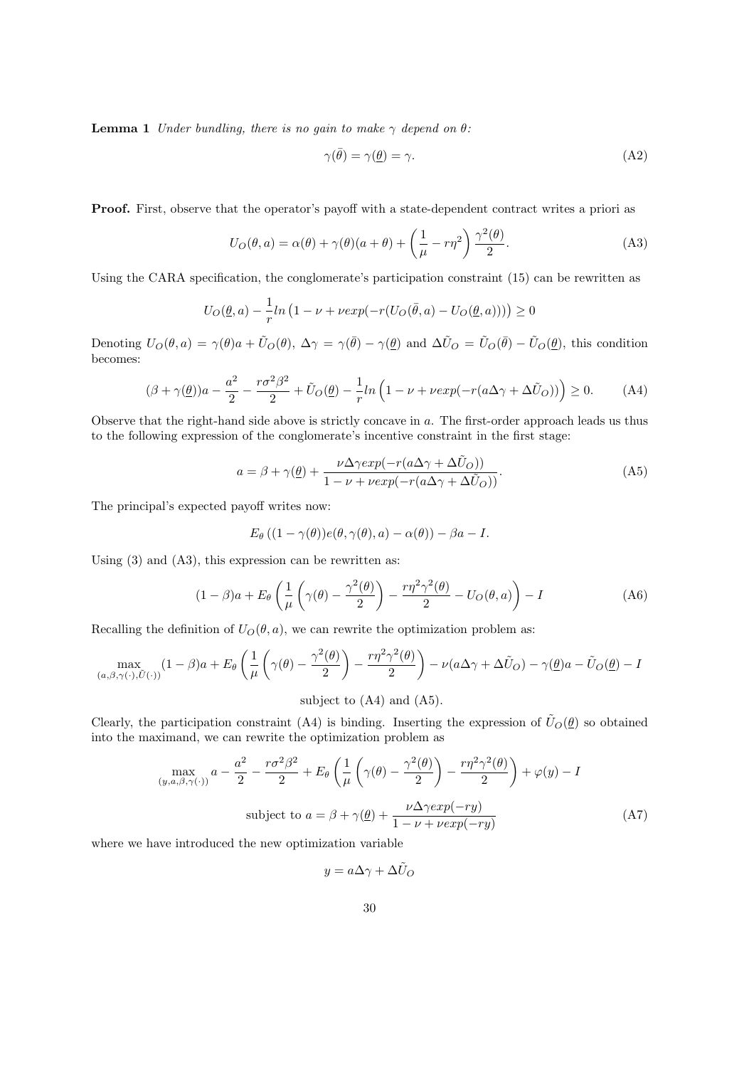**Lemma 1** *Under bundling, there is no gain to make $\gamma$ depend on $\theta$:*

$$\gamma(\bar{\theta}) = \gamma(\underline{\theta}) = \gamma. \tag{A2}$$

**Proof.** First, observe that the operator's payoff with a state-dependent contract writes a priori as

$$U_O(\theta, a) = \alpha(\theta) + \gamma(\theta)(a + \theta) + \left(\frac{1}{\mu} - r\eta^2\right)\frac{\gamma^2(\theta)}{2}. \tag{A3}$$

Using the CARA specification, the conglomerate's participation constraint (15) can be rewritten as

$$U_O(\underline{\theta}, a) - \frac{1}{r}ln\left(1 - \nu + \nu exp(-r(U_O(\bar{\theta}, a) - U_O(\underline{\theta}, a)))\right) \geq 0$$

Denoting $U_O(\theta, a) = \gamma(\theta)a + \tilde{U}_O(\theta)$, $\Delta\gamma = \gamma(\bar{\theta}) - \gamma(\underline{\theta})$ and $\Delta\tilde{U}_O = \tilde{U}_O(\bar{\theta}) - \tilde{U}_O(\underline{\theta})$, this condition becomes:

$$(\beta + \gamma(\underline{\theta}))a - \frac{a^2}{2} - \frac{r\sigma^2\beta^2}{2} + \tilde{U}_O(\underline{\theta}) - \frac{1}{r}ln\left(1 - \nu + \nu exp(-r(a\Delta\gamma + \Delta\tilde{U}_O))\right) \geq 0. \tag{A4}$$

Observe that the right-hand side above is strictly concave in $a$. The first-order approach leads us thus to the following expression of the conglomerate's incentive constraint in the first stage:

$$a = \beta + \gamma(\underline{\theta}) + \frac{\nu\Delta\gamma exp(-r(a\Delta\gamma + \Delta\tilde{U}_O))}{1 - \nu + \nu exp(-r(a\Delta\gamma + \Delta\tilde{U}_O))}. \tag{A5}$$

The principal's expected payoff writes now:

$$E_\theta\left((1 - \gamma(\theta))e(\theta, \gamma(\theta), a) - \alpha(\theta)\right) - \beta a - I.$$

Using (3) and (A3), this expression can be rewritten as:

$$(1 - \beta)a + E_\theta\left(\frac{1}{\mu}\left(\gamma(\theta) - \frac{\gamma^2(\theta)}{2}\right) - \frac{r\eta^2\gamma^2(\theta)}{2} - U_O(\theta, a)\right) - I \tag{A6}$$

Recalling the definition of $U_O(\theta, a)$, we can rewrite the optimization problem as:

$$\max_{(a,\beta,\gamma(\cdot),\tilde{U}(\cdot))}(1 - \beta)a + E_\theta\left(\frac{1}{\mu}\left(\gamma(\theta) - \frac{\gamma^2(\theta)}{2}\right) - \frac{r\eta^2\gamma^2(\theta)}{2}\right) - \nu(a\Delta\gamma + \Delta\tilde{U}_O) - \gamma(\underline{\theta})a - \tilde{U}_O(\underline{\theta}) - I$$

subject to (A4) and (A5).

Clearly, the participation constraint (A4) is binding. Inserting the expression of $\tilde{U}_O(\underline{\theta})$ so obtained into the maximand, we can rewrite the optimization problem as

$$\max_{(y,a,\beta,\gamma(\cdot))} a - \frac{a^2}{2} - \frac{r\sigma^2\beta^2}{2} + E_\theta\left(\frac{1}{\mu}\left(\gamma(\theta) - \frac{\gamma^2(\theta)}{2}\right) - \frac{r\eta^2\gamma^2(\theta)}{2}\right) + \varphi(y) - I$$

$$\text{subject to } a = \beta + \gamma(\underline{\theta}) + \frac{\nu\Delta\gamma exp(-ry)}{1 - \nu + \nu exp(-ry)} \tag{A7}$$

where we have introduced the new optimization variable

$$y = a\Delta\gamma + \Delta\tilde{U}_O$$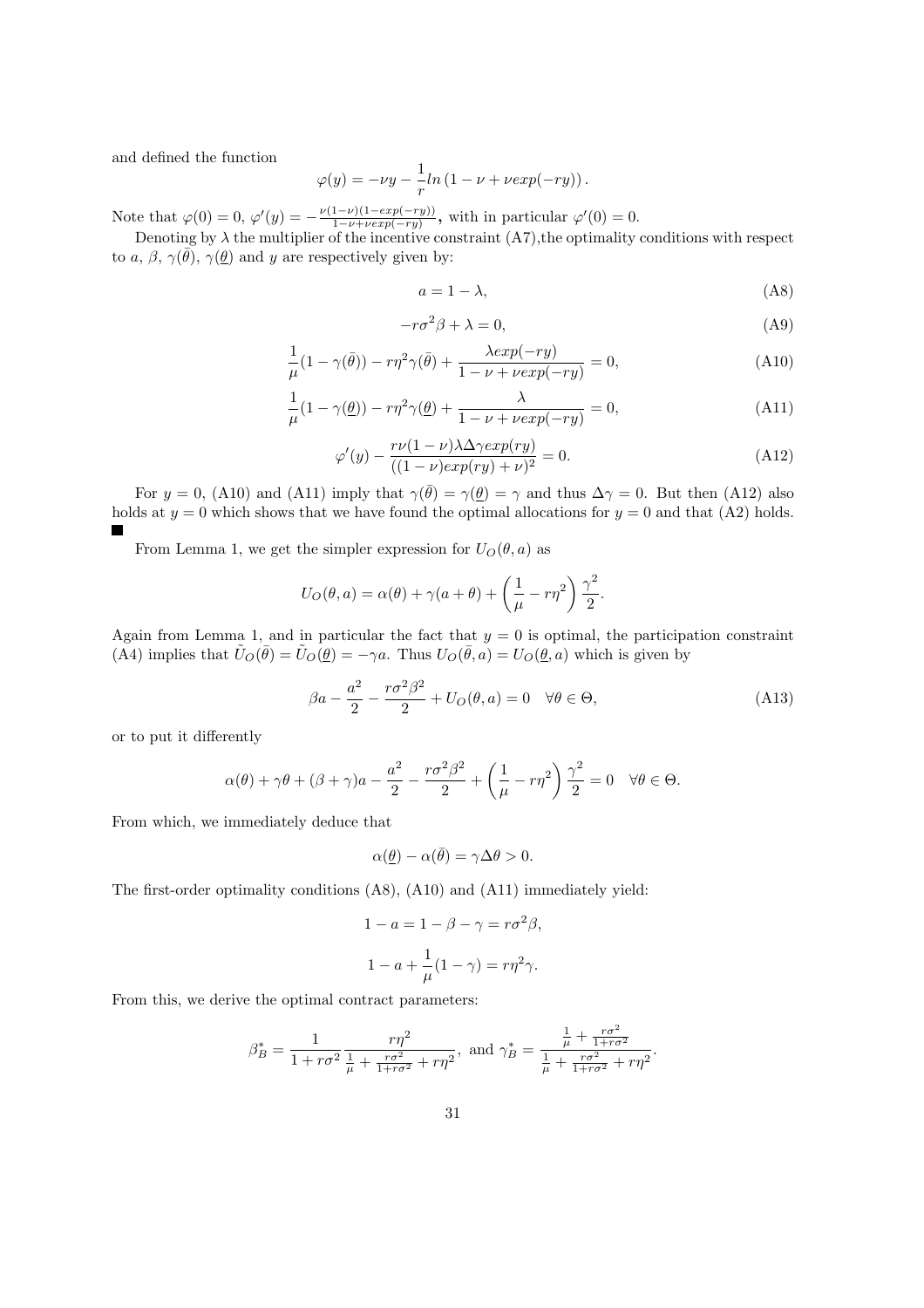and defined the function

$$\varphi(y) = -\nu y - \frac{1}{r} ln \left(1 - \nu + \nu exp(-ry)\right).$$

Note that $\varphi(0) = 0$, $\varphi'(y) = -\frac{\nu(1-\nu)(1-exp(-ry))}{1-\nu+\nu exp(-ry)}$, with in particular $\varphi'(0) = 0$.

Denoting by $\lambda$ the multiplier of the incentive constraint (A7), the optimality conditions with respect to $a$, $\beta$, $\gamma(\bar{\theta})$, $\gamma(\underline{\theta})$ and $y$ are respectively given by:

$$a = 1 - \lambda, \tag{A8}$$

$$-r\sigma^2\beta + \lambda = 0, \tag{A9}$$

$$\frac{1}{\mu}(1 - \gamma(\bar{\theta})) - r\eta^2\gamma(\bar{\theta}) + \frac{\lambda exp(-ry)}{1 - \nu + \nu exp(-ry)} = 0, \tag{A10}$$

$$\frac{1}{\mu}(1 - \gamma(\underline{\theta})) - r\eta^2\gamma(\underline{\theta}) + \frac{\lambda}{1 - \nu + \nu exp(-ry)} = 0, \tag{A11}$$

$$\varphi'(y) - \frac{r\nu(1-\nu)\lambda\Delta\gamma exp(ry)}{((1-\nu)exp(ry) + \nu)^2} = 0. \tag{A12}$$

For $y = 0$, (A10) and (A11) imply that $\gamma(\bar{\theta}) = \gamma(\underline{\theta}) = \gamma$ and thus $\Delta\gamma = 0$. But then (A12) also holds at $y = 0$ which shows that we have found the optimal allocations for $y = 0$ and that (A2) holds. ■

From Lemma 1, we get the simpler expression for $U_O(\theta, a)$ as

$$U_O(\theta, a) = \alpha(\theta) + \gamma(a + \theta) + \left(\frac{1}{\mu} - r\eta^2\right)\frac{\gamma^2}{2}.$$

Again from Lemma 1, and in particular the fact that $y = 0$ is optimal, the participation constraint (A4) implies that $\tilde{U}_O(\bar{\theta}) = \tilde{U}_O(\underline{\theta}) = -\gamma a$. Thus $U_O(\bar{\theta}, a) = U_O(\underline{\theta}, a)$ which is given by

$$\beta a - \frac{a^2}{2} - \frac{r\sigma^2\beta^2}{2} + U_O(\theta, a) = 0 \quad \forall\theta \in \Theta, \tag{A13}$$

or to put it differently

$$\alpha(\theta) + \gamma\theta + (\beta + \gamma)a - \frac{a^2}{2} - \frac{r\sigma^2\beta^2}{2} + \left(\frac{1}{\mu} - r\eta^2\right)\frac{\gamma^2}{2} = 0 \quad \forall\theta \in \Theta.$$

From which, we immediately deduce that

$$\alpha(\underline{\theta}) - \alpha(\bar{\theta}) = \gamma\Delta\theta > 0.$$

The first-order optimality conditions (A8), (A10) and (A11) immediately yield:

$$1 - a = 1 - \beta - \gamma = r\sigma^2\beta,$$

$$1 - a + \frac{1}{\mu}(1 - \gamma) = r\eta^2\gamma.$$

From this, we derive the optimal contract parameters:

$$\beta_B^* = \frac{1}{1 + r\sigma^2}\frac{r\eta^2}{\frac{1}{\mu} + \frac{r\sigma^2}{1+r\sigma^2} + r\eta^2}, \text{ and } \gamma_B^* = \frac{\frac{1}{\mu} + \frac{r\sigma^2}{1+r\sigma^2}}{\frac{1}{\mu} + \frac{r\sigma^2}{1+r\sigma^2} + r\eta^2}.$$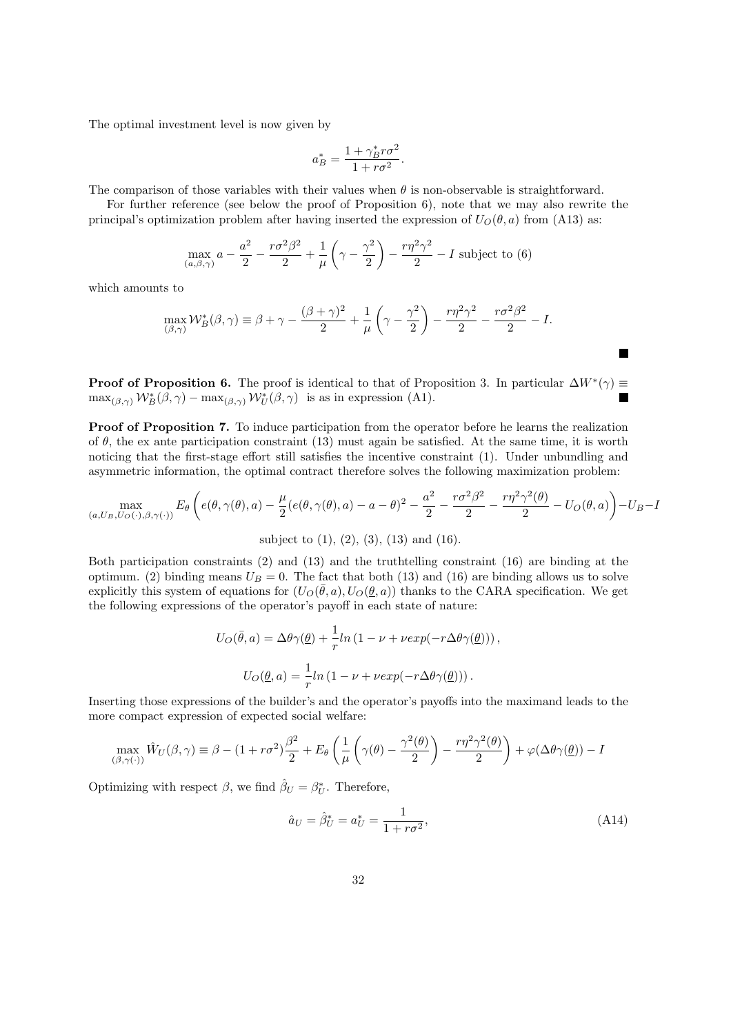The optimal investment level is now given by

$$a_B^* = \frac{1 + \gamma_B^* r\sigma^2}{1 + r\sigma^2}.$$

The comparison of those variables with their values when $\theta$ is non-observable is straightforward.

For further reference (see below the proof of Proposition 6), note that we may also rewrite the principal's optimization problem after having inserted the expression of $U_O(\theta, a)$ from (A13) as:

$$\max_{(a,\beta,\gamma)} a - \frac{a^2}{2} - \frac{r\sigma^2\beta^2}{2} + \frac{1}{\mu}\left(\gamma - \frac{\gamma^2}{2}\right) - \frac{r\eta^2\gamma^2}{2} - I \text{ subject to (6)}$$

which amounts to

$$\max_{(\beta,\gamma)} \mathcal{W}_B^*(\beta, \gamma) \equiv \beta + \gamma - \frac{(\beta + \gamma)^2}{2} + \frac{1}{\mu}\left(\gamma - \frac{\gamma^2}{2}\right) - \frac{r\eta^2\gamma^2}{2} - \frac{r\sigma^2\beta^2}{2} - I.$$

■

**Proof of Proposition 6.** The proof is identical to that of Proposition 3. In particular $\Delta W^*(\gamma) \equiv \max_{(\beta,\gamma)} \mathcal{W}_B^*(\beta, \gamma) - \max_{(\beta,\gamma)} \mathcal{W}_U^*(\beta, \gamma)$ is as in expression (A1). ■

**Proof of Proposition 7.** To induce participation from the operator before he learns the realization of $\theta$, the ex ante participation constraint (13) must again be satisfied. At the same time, it is worth noticing that the first-stage effort still satisfies the incentive constraint (1). Under unbundling and asymmetric information, the optimal contract therefore solves the following maximization problem:

$$\max_{(a,U_B,U_O(\cdot),\beta,\gamma(\cdot))} E_\theta\left(e(\theta, \gamma(\theta), a) - \frac{\mu}{2}(e(\theta, \gamma(\theta), a) - a - \theta)^2 - \frac{a^2}{2} - \frac{r\sigma^2\beta^2}{2} - \frac{r\eta^2\gamma^2(\theta)}{2} - U_O(\theta, a)\right) - U_B - I$$

subject to (1), (2), (3), (13) and (16).

Both participation constraints (2) and (13) and the truthtelling constraint (16) are binding at the optimum. (2) binding means $U_B = 0$. The fact that both (13) and (16) are binding allows us to solve explicitly this system of equations for $(U_O(\bar{\theta}, a), U_O(\underline{\theta}, a))$ thanks to the CARA specification. We get the following expressions of the operator's payoff in each state of nature:

$$U_O(\bar{\theta}, a) = \Delta\theta\gamma(\underline{\theta}) + \frac{1}{r}ln\left(1 - \nu + \nu exp(-r\Delta\theta\gamma(\underline{\theta}))\right),$$

$$U_O(\underline{\theta}, a) = \frac{1}{r}ln\left(1 - \nu + \nu exp(-r\Delta\theta\gamma(\underline{\theta}))\right).$$

Inserting those expressions of the builder's and the operator's payoffs into the maximand leads to the more compact expression of expected social welfare:

$$\max_{(\beta,\gamma(\cdot))} \hat{W}_U(\beta, \gamma) \equiv \beta - (1 + r\sigma^2)\frac{\beta^2}{2} + E_\theta\left(\frac{1}{\mu}\left(\gamma(\theta) - \frac{\gamma^2(\theta)}{2}\right) - \frac{r\eta^2\gamma^2(\theta)}{2}\right) + \varphi(\Delta\theta\gamma(\underline{\theta})) - I$$

Optimizing with respect $\beta$, we find $\hat{\beta}_U = \beta_U^*$. Therefore,

$$\hat{a}_U = \hat{\beta}_U^* = a_U^* = \frac{1}{1 + r\sigma^2}, \tag{A14}$$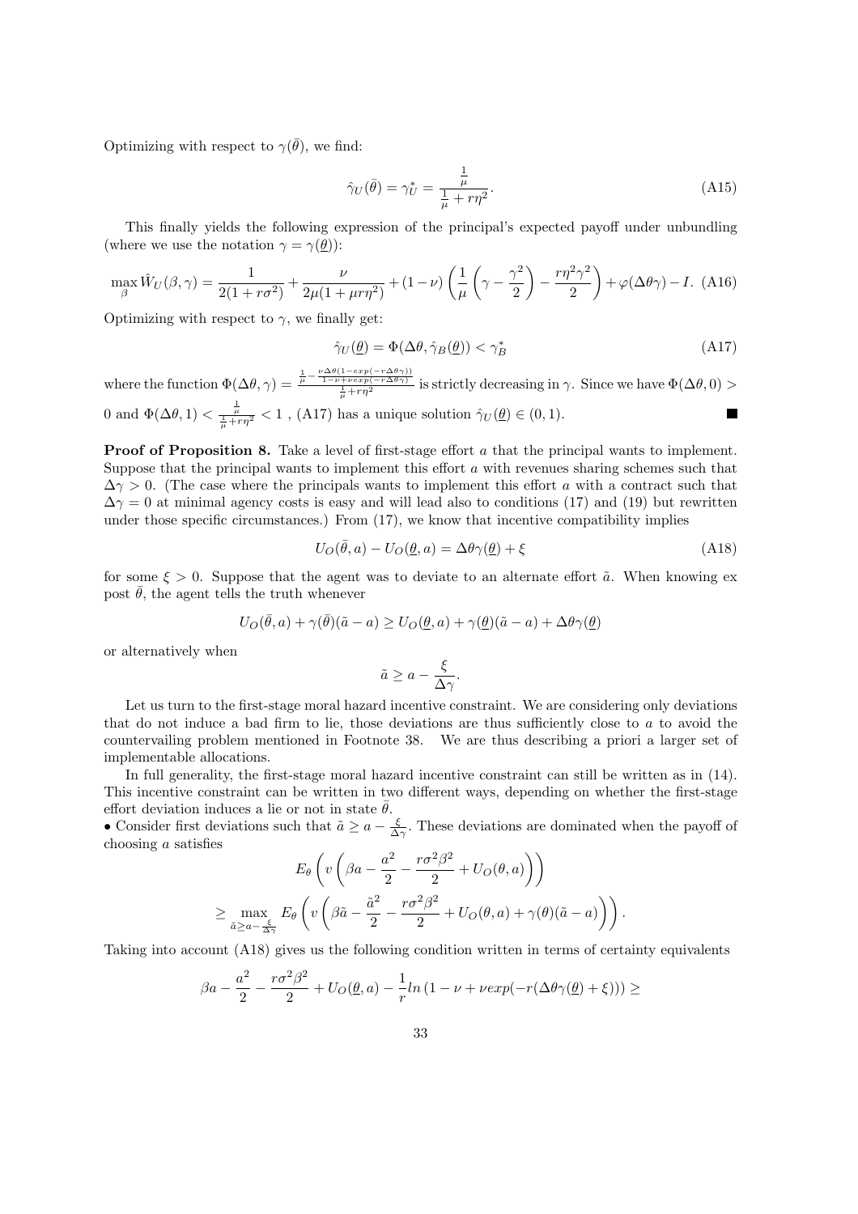Optimizing with respect to $\gamma(\bar{\theta})$, we find:

$$\hat{\gamma}_U(\bar{\theta}) = \gamma_U^* = \frac{\frac{1}{\mu}}{\frac{1}{\mu} + r\eta^2}. \tag{A15}$$

This finally yields the following expression of the principal's expected payoff under unbundling (where we use the notation $\gamma = \gamma(\underline{\theta})$):

$$\max_{\beta} \hat{W}_U(\beta, \gamma) = \frac{1}{2(1 + r\sigma^2)} + \frac{\nu}{2\mu(1 + \mu r\eta^2)} + (1 - \nu)\left(\frac{1}{\mu}\left(\gamma - \frac{\gamma^2}{2}\right) - \frac{r\eta^2\gamma^2}{2}\right) + \varphi(\Delta\theta\gamma) - I. \tag{A16}$$

Optimizing with respect to $\gamma$, we finally get:

$$\hat{\gamma}_U(\underline{\theta}) = \Phi(\Delta\theta, \hat{\gamma}_B(\underline{\theta})) < \gamma_B^* \tag{A17}$$

where the function $\Phi(\Delta\theta, \gamma) = \frac{\frac{1}{\mu} - \frac{\nu\Delta\theta(1-exp(-r\Delta\theta\gamma))}{1-\nu+\nu exp(-r\Delta\theta\gamma)}}{\frac{1}{\mu}+r\eta^2}$ is strictly decreasing in $\gamma$. Since we have $\Phi(\Delta\theta, 0) > 0$ and $\Phi(\Delta\theta, 1) < \frac{\frac{1}{\mu}}{\frac{1}{\mu}+r\eta^2} < 1$ , (A17) has a unique solution $\hat{\gamma}_U(\underline{\theta}) \in (0, 1)$. ■

**Proof of Proposition 8.** Take a level of first-stage effort $a$ that the principal wants to implement. Suppose that the principal wants to implement this effort $a$ with revenues sharing schemes such that $\Delta\gamma > 0$. (The case where the principals wants to implement this effort $a$ with a contract such that $\Delta\gamma = 0$ at minimal agency costs is easy and will lead also to conditions (17) and (19) but rewritten under those specific circumstances.) From (17), we know that incentive compatibility implies

$$U_O(\bar{\theta}, a) - U_O(\underline{\theta}, a) = \Delta\theta\gamma(\underline{\theta}) + \xi \tag{A18}$$

for some $\xi > 0$. Suppose that the agent was to deviate to an alternate effort $\tilde{a}$. When knowing ex post $\bar{\theta}$, the agent tells the truth whenever

$$U_O(\bar{\theta}, a) + \gamma(\bar{\theta})(\tilde{a} - a) \geq U_O(\underline{\theta}, a) + \gamma(\underline{\theta})(\tilde{a} - a) + \Delta\theta\gamma(\underline{\theta})$$

or alternatively when

$$\tilde{a} \geq a - \frac{\xi}{\Delta\gamma}.$$

Let us turn to the first-stage moral hazard incentive constraint. We are considering only deviations that do not induce a bad firm to lie, those deviations are thus sufficiently close to $a$ to avoid the countervailing problem mentioned in Footnote 38. We are thus describing a priori a larger set of implementable allocations.

In full generality, the first-stage moral hazard incentive constraint can still be written as in (14). This incentive constraint can be written in two different ways, depending on whether the first-stage effort deviation induces a lie or not in state $\bar{\theta}$.

• Consider first deviations such that $\tilde{a} \geq a - \frac{\xi}{\Delta\gamma}$. These deviations are dominated when the payoff of choosing $a$ satisfies

$$E_\theta\left(v\left(\beta a - \frac{a^2}{2} - \frac{r\sigma^2\beta^2}{2} + U_O(\theta, a)\right)\right)$$

$$\geq \max_{\tilde{a} \geq a - \frac{\xi}{\Delta\gamma}} E_\theta\left(v\left(\beta\tilde{a} - \frac{\tilde{a}^2}{2} - \frac{r\sigma^2\beta^2}{2} + U_O(\theta, a) + \gamma(\theta)(\tilde{a} - a)\right)\right).$$

Taking into account (A18) gives us the following condition written in terms of certainty equivalents

$$\beta a - \frac{a^2}{2} - \frac{r\sigma^2\beta^2}{2} + U_O(\underline{\theta}, a) - \frac{1}{r}ln\left(1 - \nu + \nu exp(-r(\Delta\theta\gamma(\underline{\theta}) + \xi))\right) \geq$$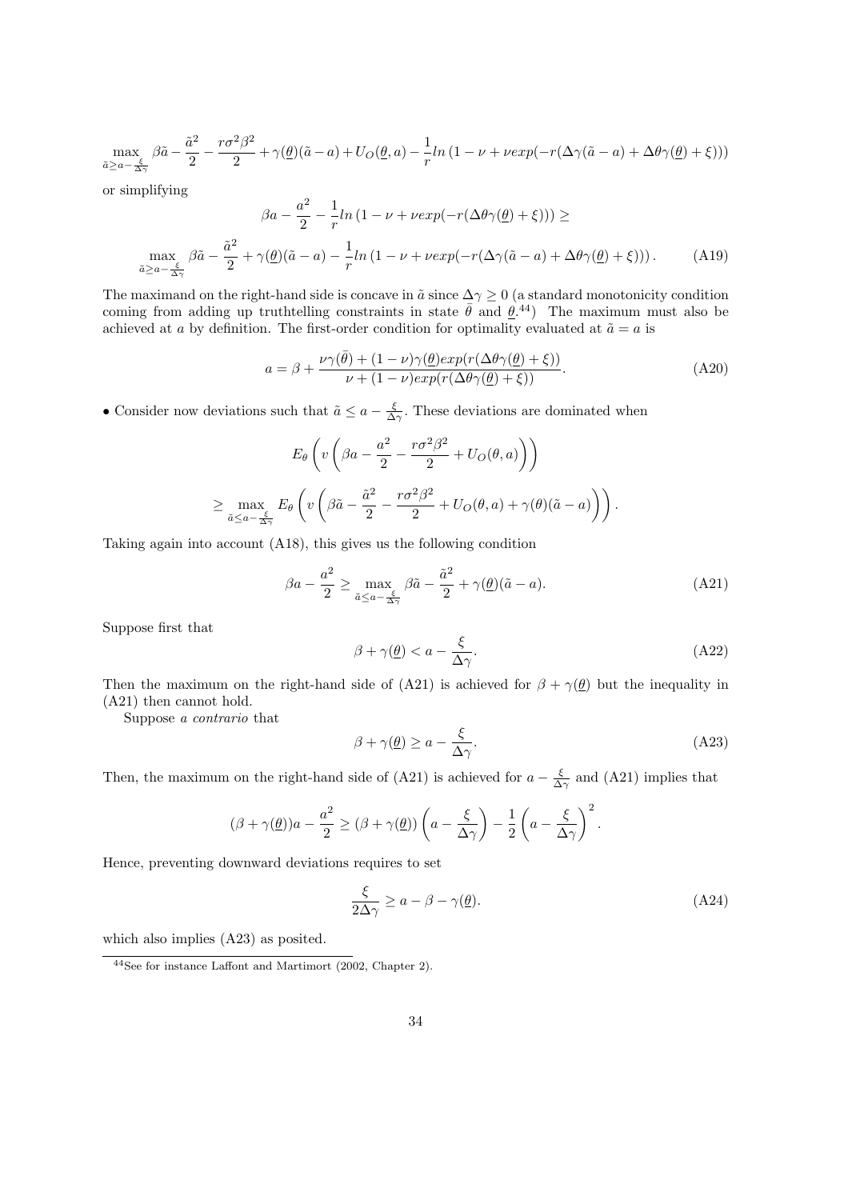$$\max_{\tilde{a} \geq a - \frac{\xi}{\Delta\gamma}} \beta\tilde{a} - \frac{\tilde{a}^2}{2} - \frac{r\sigma^2\beta^2}{2} + \gamma(\underline{\theta})(\tilde{a} - a) + U_O(\underline{\theta}, a) - \frac{1}{r} ln\left(1 - \nu + \nu exp(-r(\Delta\gamma(\tilde{a} - a) + \Delta\theta\gamma(\underline{\theta}) + \xi))\right)$$

or simplifying

$$\beta a - \frac{a^2}{2} - \frac{1}{r} ln\left(1 - \nu + \nu exp(-r(\Delta\theta\gamma(\underline{\theta}) + \xi))\right) \geq$$

$$\max_{\tilde{a} \geq a - \frac{\xi}{\Delta\gamma}} \beta\tilde{a} - \frac{\tilde{a}^2}{2} + \gamma(\underline{\theta})(\tilde{a} - a) - \frac{1}{r} ln\left(1 - \nu + \nu exp(-r(\Delta\gamma(\tilde{a} - a) + \Delta\theta\gamma(\underline{\theta}) + \xi))\right). \tag{A19}$$

The maximand on the right-hand side is concave in $\tilde{a}$ since $\Delta\gamma \geq 0$ (a standard monotonicity condition coming from adding up truthtelling constraints in state $\bar{\theta}$ and $\underline{\theta}$.[44]) The maximum must also be achieved at $a$ by definition. The first-order condition for optimality evaluated at $\tilde{a} = a$ is

$$a = \beta + \frac{\nu\gamma(\bar{\theta}) + (1 - \nu)\gamma(\underline{\theta}) exp(r(\Delta\theta\gamma(\underline{\theta}) + \xi))}{\nu + (1 - \nu) exp(r(\Delta\theta\gamma(\underline{\theta}) + \xi))}. \tag{A20}$$

• Consider now deviations such that $\tilde{a} \leq a - \frac{\xi}{\Delta\gamma}$. These deviations are dominated when

$$E_\theta\left(v\left(\beta a - \frac{a^2}{2} - \frac{r\sigma^2\beta^2}{2} + U_O(\theta, a)\right)\right)$$

$$\geq \max_{\tilde{a} \leq a - \frac{\xi}{\Delta\gamma}} E_\theta\left(v\left(\beta\tilde{a} - \frac{\tilde{a}^2}{2} - \frac{r\sigma^2\beta^2}{2} + U_O(\theta, a) + \gamma(\theta)(\tilde{a} - a)\right)\right).$$

Taking again into account (A18), this gives us the following condition

$$\beta a - \frac{a^2}{2} \geq \max_{\tilde{a} \leq a - \frac{\xi}{\Delta\gamma}} \beta\tilde{a} - \frac{\tilde{a}^2}{2} + \gamma(\underline{\theta})(\tilde{a} - a). \tag{A21}$$

Suppose first that

$$\beta + \gamma(\underline{\theta}) < a - \frac{\xi}{\Delta\gamma}. \tag{A22}$$

Then the maximum on the right-hand side of (A21) is achieved for $\beta + \gamma(\underline{\theta})$ but the inequality in (A21) then cannot hold.

Suppose *a contrario* that

$$\beta + \gamma(\underline{\theta}) \geq a - \frac{\xi}{\Delta\gamma}. \tag{A23}$$

Then, the maximum on the right-hand side of (A21) is achieved for $a - \frac{\xi}{\Delta\gamma}$ and (A21) implies that

$$(\beta + \gamma(\underline{\theta}))a - \frac{a^2}{2} \geq (\beta + \gamma(\underline{\theta}))\left(a - \frac{\xi}{\Delta\gamma}\right) - \frac{1}{2}\left(a - \frac{\xi}{\Delta\gamma}\right)^2.$$

Hence, preventing downward deviations requires to set

$$\frac{\xi}{2\Delta\gamma} \geq a - \beta - \gamma(\underline{\theta}). \tag{A24}$$

which also implies (A23) as posited.

---

[44] See for instance Laffont and Martimort (2002, Chapter 2).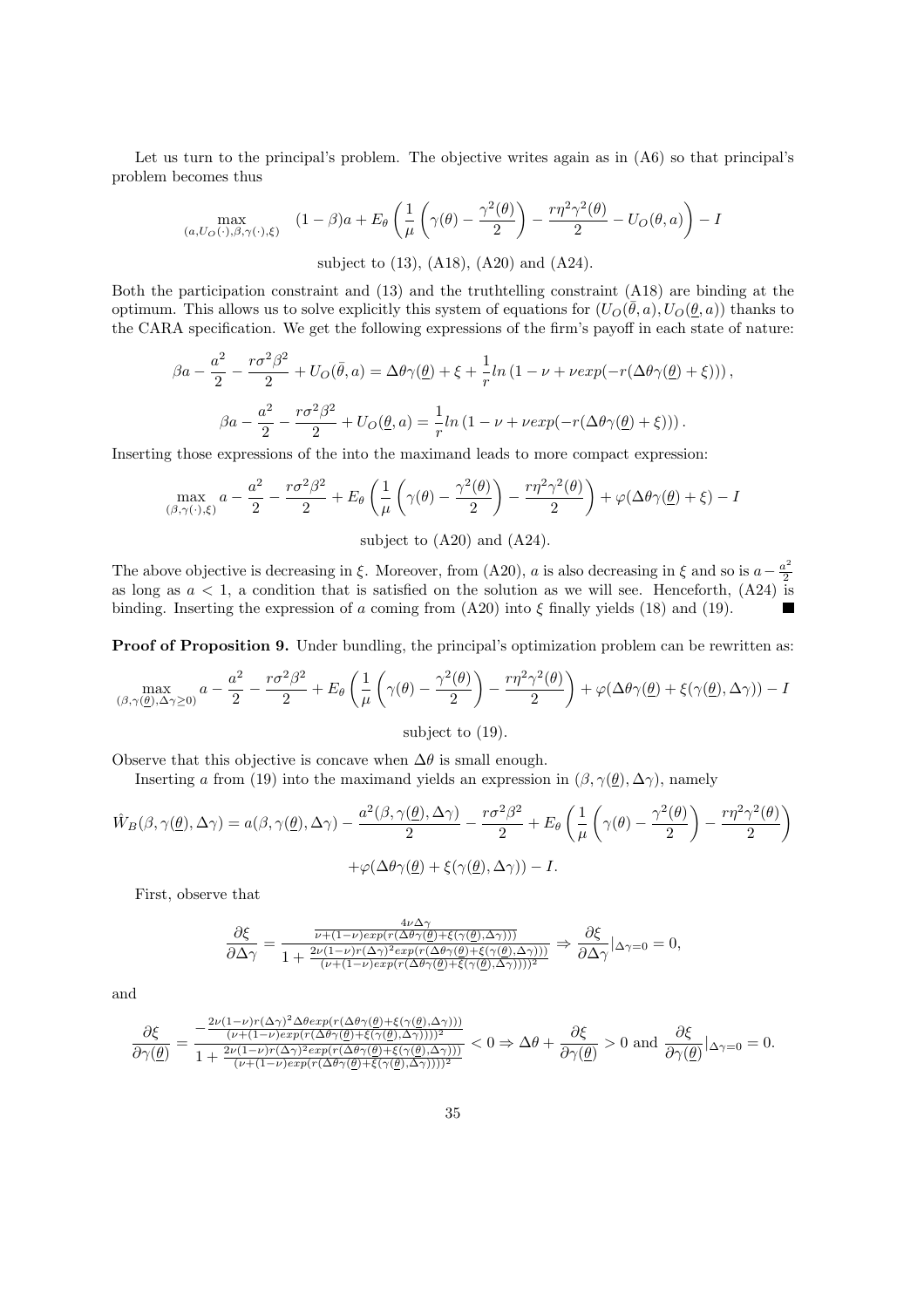Let us turn to the principal's problem. The objective writes again as in (A6) so that principal's problem becomes thus

$$\max_{(a,U_O(\cdot),\beta,\gamma(\cdot),\xi)} \quad (1-\beta)a + E_\theta\left(\frac{1}{\mu}\left(\gamma(\theta) - \frac{\gamma^2(\theta)}{2}\right) - \frac{r\eta^2\gamma^2(\theta)}{2} - U_O(\theta,a)\right) - I$$

subject to (13), (A18), (A20) and (A24).

Both the participation constraint and (13) and the truthtelling constraint (A18) are binding at the optimum. This allows us to solve explicitly this system of equations for $(U_O(\bar{\theta},a), U_O(\underline{\theta},a))$ thanks to the CARA specification. We get the following expressions of the firm's payoff in each state of nature:

$$\beta a - \frac{a^2}{2} - \frac{r\sigma^2\beta^2}{2} + U_O(\bar{\theta},a) = \Delta\theta\gamma(\underline{\theta}) + \xi + \frac{1}{r}ln\left(1-\nu+\nu exp(-r(\Delta\theta\gamma(\underline{\theta})+\xi))\right),$$

$$\beta a - \frac{a^2}{2} - \frac{r\sigma^2\beta^2}{2} + U_O(\underline{\theta},a) = \frac{1}{r}ln\left(1-\nu+\nu exp(-r(\Delta\theta\gamma(\underline{\theta})+\xi))\right).$$

Inserting those expressions of the into the maximand leads to more compact expression:

$$\max_{(\beta,\gamma(\cdot),\xi)} a - \frac{a^2}{2} - \frac{r\sigma^2\beta^2}{2} + E_\theta\left(\frac{1}{\mu}\left(\gamma(\theta) - \frac{\gamma^2(\theta)}{2}\right) - \frac{r\eta^2\gamma^2(\theta)}{2}\right) + \varphi(\Delta\theta\gamma(\underline{\theta}) + \xi) - I$$

subject to (A20) and (A24).

The above objective is decreasing in $\xi$. Moreover, from (A20), $a$ is also decreasing in $\xi$ and so is $a - \frac{a^2}{2}$ as long as $a < 1$, a condition that is satisfied on the solution as we will see. Henceforth, (A24) is binding. Inserting the expression of $a$ coming from (A20) into $\xi$ finally yields (18) and (19). ■

**Proof of Proposition 9.** Under bundling, the principal's optimization problem can be rewritten as:

$$\max_{(\beta,\gamma(\underline{\theta}),\Delta\gamma\geq 0)} a - \frac{a^2}{2} - \frac{r\sigma^2\beta^2}{2} + E_\theta\left(\frac{1}{\mu}\left(\gamma(\theta) - \frac{\gamma^2(\theta)}{2}\right) - \frac{r\eta^2\gamma^2(\theta)}{2}\right) + \varphi(\Delta\theta\gamma(\underline{\theta}) + \xi(\gamma(\underline{\theta}),\Delta\gamma)) - I$$

subject to (19).

Observe that this objective is concave when $\Delta\theta$ is small enough.

Inserting $a$ from (19) into the maximand yields an expression in $(\beta,\gamma(\underline{\theta}),\Delta\gamma)$, namely

$$\hat{W}_B(\beta,\gamma(\underline{\theta}),\Delta\gamma) = a(\beta,\gamma(\underline{\theta}),\Delta\gamma) - \frac{a^2(\beta,\gamma(\underline{\theta}),\Delta\gamma)}{2} - \frac{r\sigma^2\beta^2}{2} + E_\theta\left(\frac{1}{\mu}\left(\gamma(\theta) - \frac{\gamma^2(\theta)}{2}\right) - \frac{r\eta^2\gamma^2(\theta)}{2}\right)$$

$$+\varphi(\Delta\theta\gamma(\underline{\theta}) + \xi(\gamma(\underline{\theta}),\Delta\gamma)) - I.$$

First, observe that

$$\frac{\partial\xi}{\partial\Delta\gamma} = \frac{\frac{4\nu\Delta\gamma}{\nu+(1-\nu)exp(r(\Delta\theta\gamma(\underline{\theta})+\xi(\gamma(\underline{\theta}),\Delta\gamma)))}}{1+\frac{2\nu(1-\nu)r(\Delta\gamma)^2exp(r(\Delta\theta\gamma(\underline{\theta})+\xi(\gamma(\underline{\theta}),\Delta\gamma)))}{(\nu+(1-\nu)exp(r(\Delta\theta\gamma(\underline{\theta})+\xi(\gamma(\underline{\theta}),\Delta\gamma))))^2}} \Rightarrow \frac{\partial\xi}{\partial\Delta\gamma}|_{\Delta\gamma=0} = 0,$$

and

$$\frac{\partial\xi}{\partial\gamma(\underline{\theta})} = \frac{-\frac{2\nu(1-\nu)r(\Delta\gamma)^2\Delta\theta exp(r(\Delta\theta\gamma(\underline{\theta})+\xi(\gamma(\underline{\theta}),\Delta\gamma)))}{(\nu+(1-\nu)exp(r(\Delta\theta\gamma(\underline{\theta})+\xi(\gamma(\underline{\theta}),\Delta\gamma))))^2}}{1+\frac{2\nu(1-\nu)r(\Delta\gamma)^2exp(r(\Delta\theta\gamma(\underline{\theta})+\xi(\gamma(\underline{\theta}),\Delta\gamma)))}{(\nu+(1-\nu)exp(r(\Delta\theta\gamma(\underline{\theta})+\xi(\gamma(\underline{\theta}),\Delta\gamma))))^2}} < 0 \Rightarrow \Delta\theta + \frac{\partial\xi}{\partial\gamma(\underline{\theta})} > 0 \text{ and } \frac{\partial\xi}{\partial\gamma(\underline{\theta})}|_{\Delta\gamma=0} = 0.$$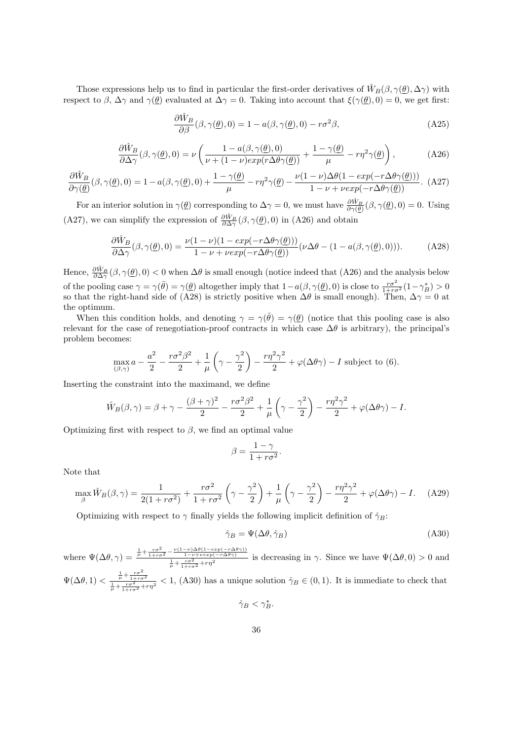Those expressions help us to find in particular the first-order derivatives of $\hat{W}_B(\beta, \gamma(\underline{\theta}), \Delta\gamma)$ with respect to $\beta$, $\Delta\gamma$ and $\gamma(\underline{\theta})$ evaluated at $\Delta\gamma = 0$. Taking into account that $\xi(\gamma(\underline{\theta}), 0) = 0$, we get first:

$$\frac{\partial \hat{W}_B}{\partial \beta}(\beta, \gamma(\underline{\theta}), 0) = 1 - a(\beta, \gamma(\underline{\theta}), 0) - r\sigma^2\beta, \tag{A25}$$

$$\frac{\partial \hat{W}_B}{\partial \Delta\gamma}(\beta, \gamma(\underline{\theta}), 0) = \nu \left( \frac{1 - a(\beta, \gamma(\underline{\theta}), 0)}{\nu + (1-\nu)exp(r\Delta\theta\gamma(\underline{\theta}))} + \frac{1 - \gamma(\underline{\theta})}{\mu} - r\eta^2\gamma(\underline{\theta}) \right), \tag{A26}$$

$$\frac{\partial \hat{W}_B}{\partial \gamma(\underline{\theta})}(\beta, \gamma(\underline{\theta}), 0) = 1 - a(\beta, \gamma(\underline{\theta}), 0) + \frac{1 - \gamma(\underline{\theta})}{\mu} - r\eta^2\gamma(\underline{\theta}) - \frac{\nu(1-\nu)\Delta\theta(1 - exp(-r\Delta\theta\gamma(\underline{\theta})))}{1 - \nu + \nu exp(-r\Delta\theta\gamma(\underline{\theta}))}. \tag{A27}$$

For an interior solution in $\gamma(\underline{\theta})$ corresponding to $\Delta\gamma = 0$, we must have $\frac{\partial \hat{W}_B}{\partial \gamma(\underline{\theta})}(\beta, \gamma(\underline{\theta}), 0) = 0$. Using (A27), we can simplify the expression of $\frac{\partial \hat{W}_B}{\partial \Delta\gamma}(\beta, \gamma(\underline{\theta}), 0)$ in (A26) and obtain

$$\frac{\partial \hat{W}_B}{\partial \Delta\gamma}(\beta, \gamma(\underline{\theta}), 0) = \frac{\nu(1-\nu)(1 - exp(-r\Delta\theta\gamma(\underline{\theta})))}{1 - \nu + \nu exp(-r\Delta\theta\gamma(\underline{\theta}))}(\nu\Delta\theta - (1 - a(\beta, \gamma(\underline{\theta}), 0))). \tag{A28}$$

Hence, $\frac{\partial \hat{W}_B}{\partial \Delta\gamma}(\beta, \gamma(\underline{\theta}), 0) < 0$ when $\Delta\theta$ is small enough (notice indeed that (A26) and the analysis below of the pooling case $\gamma = \gamma(\bar{\theta}) = \gamma(\underline{\theta})$ altogether imply that $1 - a(\beta, \gamma(\underline{\theta}), 0)$ is close to $\frac{r\sigma^2}{1+r\sigma^2}(1 - \gamma_B^*) > 0$ so that the right-hand side of (A28) is strictly positive when $\Delta\theta$ is small enough). Then, $\Delta\gamma = 0$ at the optimum.

When this condition holds, and denoting $\gamma = \gamma(\bar{\theta}) = \gamma(\underline{\theta})$ (notice that this pooling case is also relevant for the case of renegotiation-proof contracts in which case $\Delta\theta$ is arbitrary), the principal's problem becomes:

$$\max_{(\beta,\gamma)} a - \frac{a^2}{2} - \frac{r\sigma^2\beta^2}{2} + \frac{1}{\mu}\left(\gamma - \frac{\gamma^2}{2}\right) - \frac{r\eta^2\gamma^2}{2} + \varphi(\Delta\theta\gamma) - I \text{ subject to (6).}$$

Inserting the constraint into the maximand, we define

$$\hat{W}_B(\beta, \gamma) = \beta + \gamma - \frac{(\beta+\gamma)^2}{2} - \frac{r\sigma^2\beta^2}{2} + \frac{1}{\mu}\left(\gamma - \frac{\gamma^2}{2}\right) - \frac{r\eta^2\gamma^2}{2} + \varphi(\Delta\theta\gamma) - I.$$

Optimizing first with respect to $\beta$, we find an optimal value

$$\beta = \frac{1-\gamma}{1+r\sigma^2}.$$

Note that

$$\max_{\beta} \hat{W}_B(\beta, \gamma) = \frac{1}{2(1+r\sigma^2)} + \frac{r\sigma^2}{1+r\sigma^2}\left(\gamma - \frac{\gamma^2}{2}\right) + \frac{1}{\mu}\left(\gamma - \frac{\gamma^2}{2}\right) - \frac{r\eta^2\gamma^2}{2} + \varphi(\Delta\theta\gamma) - I. \tag{A29}$$

Optimizing with respect to $\gamma$ finally yields the following implicit definition of $\hat{\gamma}_B$:

$$\hat{\gamma}_B = \Psi(\Delta\theta, \hat{\gamma}_B) \tag{A30}$$

where $\Psi(\Delta\theta, \gamma) = \frac{\frac{1}{\mu} + \frac{r\sigma^2}{1+r\sigma^2} - \frac{\nu(1-\nu)\Delta\theta(1-exp(-r\Delta\theta\gamma))}{1-\nu+\nu exp(-r\Delta\theta\gamma)}}{\frac{1}{\mu} + \frac{r\sigma^2}{1+r\sigma^2} + r\eta^2}$ is decreasing in $\gamma$. Since we have $\Psi(\Delta\theta, 0) > 0$ and $\Psi(\Delta\theta, 1) < \frac{\frac{1}{\mu} + \frac{r\sigma^2}{1+r\sigma^2}}{\frac{1}{\mu} + \frac{r\sigma^2}{1+r\sigma^2} + r\eta^2} < 1$, (A30) has a unique solution $\hat{\gamma}_B \in (0, 1)$. It is immediate to check that

$$\hat{\gamma}_B < \gamma_B^*.$$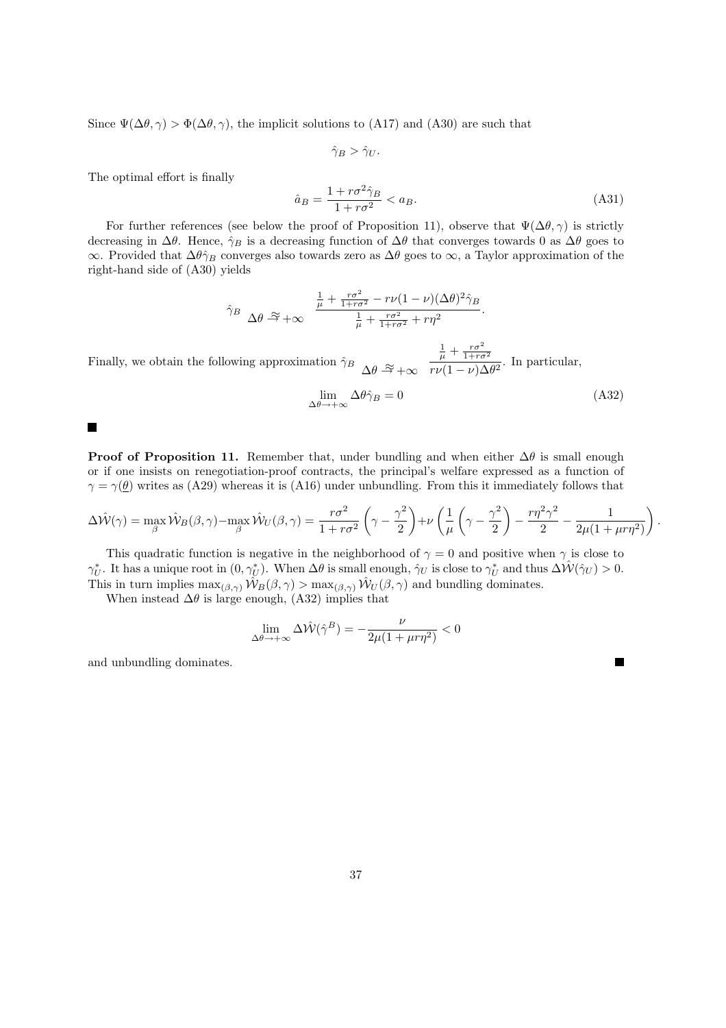Since $\Psi(\Delta\theta, \gamma) > \Phi(\Delta\theta, \gamma)$, the implicit solutions to (A17) and (A30) are such that

$$\hat{\gamma}_B > \hat{\gamma}_U.$$

The optimal effort is finally

$$\hat{a}_B = \frac{1 + r\sigma^2\hat{\gamma}_B}{1 + r\sigma^2} < a_B. \tag{A31}$$

For further references (see below the proof of Proposition 11), observe that $\Psi(\Delta\theta, \gamma)$ is strictly decreasing in $\Delta\theta$. Hence, $\hat{\gamma}_B$ is a decreasing function of $\Delta\theta$ that converges towards 0 as $\Delta\theta$ goes to $\infty$. Provided that $\Delta\theta\hat{\gamma}_B$ converges also towards zero as $\Delta\theta$ goes to $\infty$, a Taylor approximation of the right-hand side of (A30) yields

$$\hat{\gamma}_B \underset{\Delta\theta \to +\infty}{\approx} \frac{\frac{1}{\mu} + \frac{r\sigma^2}{1+r\sigma^2} - r\nu(1-\nu)(\Delta\theta)^2\hat{\gamma}_B}{\frac{1}{\mu} + \frac{r\sigma^2}{1+r\sigma^2} + r\eta^2}.$$

Finally, we obtain the following approximation $\hat{\gamma}_B \underset{\Delta\theta \to +\infty}{\approx} \dfrac{\frac{1}{\mu} + \frac{r\sigma^2}{1+r\sigma^2}}{r\nu(1-\nu)\Delta\theta^2}$. In particular,

$$\lim_{\Delta\theta \to +\infty} \Delta\theta\hat{\gamma}_B = 0 \tag{A32}$$

■

**Proof of Proposition 11.** Remember that, under bundling and when either $\Delta\theta$ is small enough or if one insists on renegotiation-proof contracts, the principal's welfare expressed as a function of $\gamma = \gamma(\underline{\theta})$ writes as (A29) whereas it is (A16) under unbundling. From this it immediately follows that

$$\Delta\hat{\mathcal{W}}(\gamma) = \max_{\beta} \hat{\mathcal{W}}_B(\beta, \gamma) - \max_{\beta} \hat{\mathcal{W}}_U(\beta, \gamma) = \frac{r\sigma^2}{1 + r\sigma^2}\left(\gamma - \frac{\gamma^2}{2}\right) + \nu\left(\frac{1}{\mu}\left(\gamma - \frac{\gamma^2}{2}\right) - \frac{r\eta^2\gamma^2}{2} - \frac{1}{2\mu(1 + \mu r\eta^2)}\right).$$

This quadratic function is negative in the neighborhood of $\gamma = 0$ and positive when $\gamma$ is close to $\gamma_U^*$. It has a unique root in $(0, \gamma_U^*)$. When $\Delta\theta$ is small enough, $\hat{\gamma}_U$ is close to $\gamma_U^*$ and thus $\Delta\hat{\mathcal{W}}(\hat{\gamma}_U) > 0$. This in turn implies $\max_{(\beta,\gamma)} \hat{\mathcal{W}}_B(\beta, \gamma) > \max_{(\beta,\gamma)} \hat{\mathcal{W}}_U(\beta, \gamma)$ and bundling dominates.

When instead $\Delta\theta$ is large enough, (A32) implies that

$$\lim_{\Delta\theta \to +\infty} \Delta\hat{\mathcal{W}}(\hat{\gamma}^B) = -\frac{\nu}{2\mu(1 + \mu r\eta^2)} < 0$$

and unbundling dominates. ■